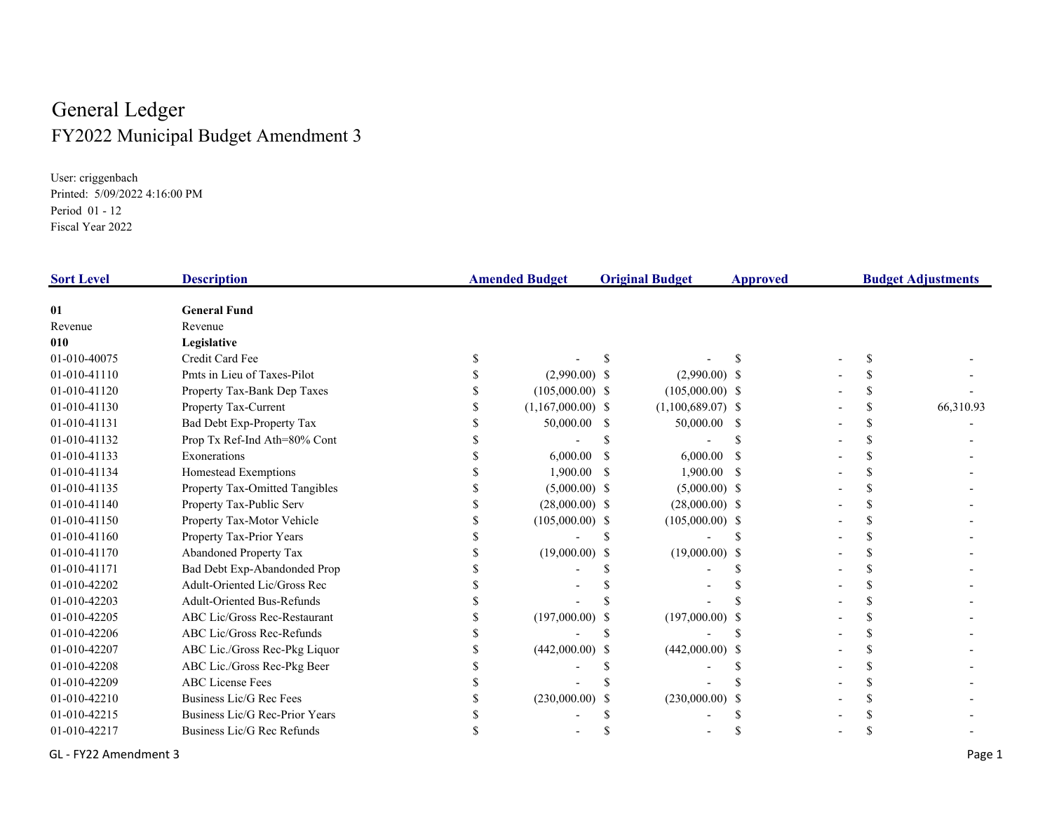# General Ledger

## FY2022 Municipal Budget Amendment 3

User: criggenbach
Printed: 5/09/2022 4:16:00 PM
Period 01 - 12
Fiscal Year 2022

| Sort Level | Description | Amended Budget | Original Budget | Approved | Budget Adjustments |
|---|---|---|---|---|---|
| **01** | **General Fund** | | | | |
| Revenue | Revenue | | | | |
| **010** | **Legislative** | | | | |
| 01-010-40075 | Credit Card Fee | $ - | $ - | $ - | $ - |
| 01-010-41110 | Pmts in Lieu of Taxes-Pilot | $ (2,990.00) | $ (2,990.00) | $ - | $ - |
| 01-010-41120 | Property Tax-Bank Dep Taxes | $ (105,000.00) | $ (105,000.00) | $ - | $ - |
| 01-010-41130 | Property Tax-Current | $ (1,167,000.00) | $ (1,100,689.07) | $ - | $ 66,310.93 |
| 01-010-41131 | Bad Debt Exp-Property Tax | $ 50,000.00 | $ 50,000.00 | $ - | $ - |
| 01-010-41132 | Prop Tx Ref-Ind Ath=80% Cont | $ - | $ - | $ - | $ - |
| 01-010-41133 | Exonerations | $ 6,000.00 | $ 6,000.00 | $ - | $ - |
| 01-010-41134 | Homestead Exemptions | $ 1,900.00 | $ 1,900.00 | $ - | $ - |
| 01-010-41135 | Property Tax-Omitted Tangibles | $ (5,000.00) | $ (5,000.00) | $ - | $ - |
| 01-010-41140 | Property Tax-Public Serv | $ (28,000.00) | $ (28,000.00) | $ - | $ - |
| 01-010-41150 | Property Tax-Motor Vehicle | $ (105,000.00) | $ (105,000.00) | $ - | $ - |
| 01-010-41160 | Property Tax-Prior Years | $ - | $ - | $ - | $ - |
| 01-010-41170 | Abandoned Property Tax | $ (19,000.00) | $ (19,000.00) | $ - | $ - |
| 01-010-41171 | Bad Debt Exp-Abandonded Prop | $ - | $ - | $ - | $ - |
| 01-010-42202 | Adult-Oriented Lic/Gross Rec | $ - | $ - | $ - | $ - |
| 01-010-42203 | Adult-Oriented Bus-Refunds | $ - | $ - | $ - | $ - |
| 01-010-42205 | ABC Lic/Gross Rec-Restaurant | $ (197,000.00) | $ (197,000.00) | $ - | $ - |
| 01-010-42206 | ABC Lic/Gross Rec-Refunds | $ - | $ - | $ - | $ - |
| 01-010-42207 | ABC Lic./Gross Rec-Pkg Liquor | $ (442,000.00) | $ (442,000.00) | $ - | $ - |
| 01-010-42208 | ABC Lic./Gross Rec-Pkg Beer | $ - | $ - | $ - | $ - |
| 01-010-42209 | ABC License Fees | $ - | $ - | $ - | $ - |
| 01-010-42210 | Business Lic/G Rec Fees | $ (230,000.00) | $ (230,000.00) | $ - | $ - |
| 01-010-42215 | Business Lic/G Rec-Prior Years | $ - | $ - | $ - | $ - |
| 01-010-42217 | Business Lic/G Rec Refunds | $ - | $ - | $ - | $ - |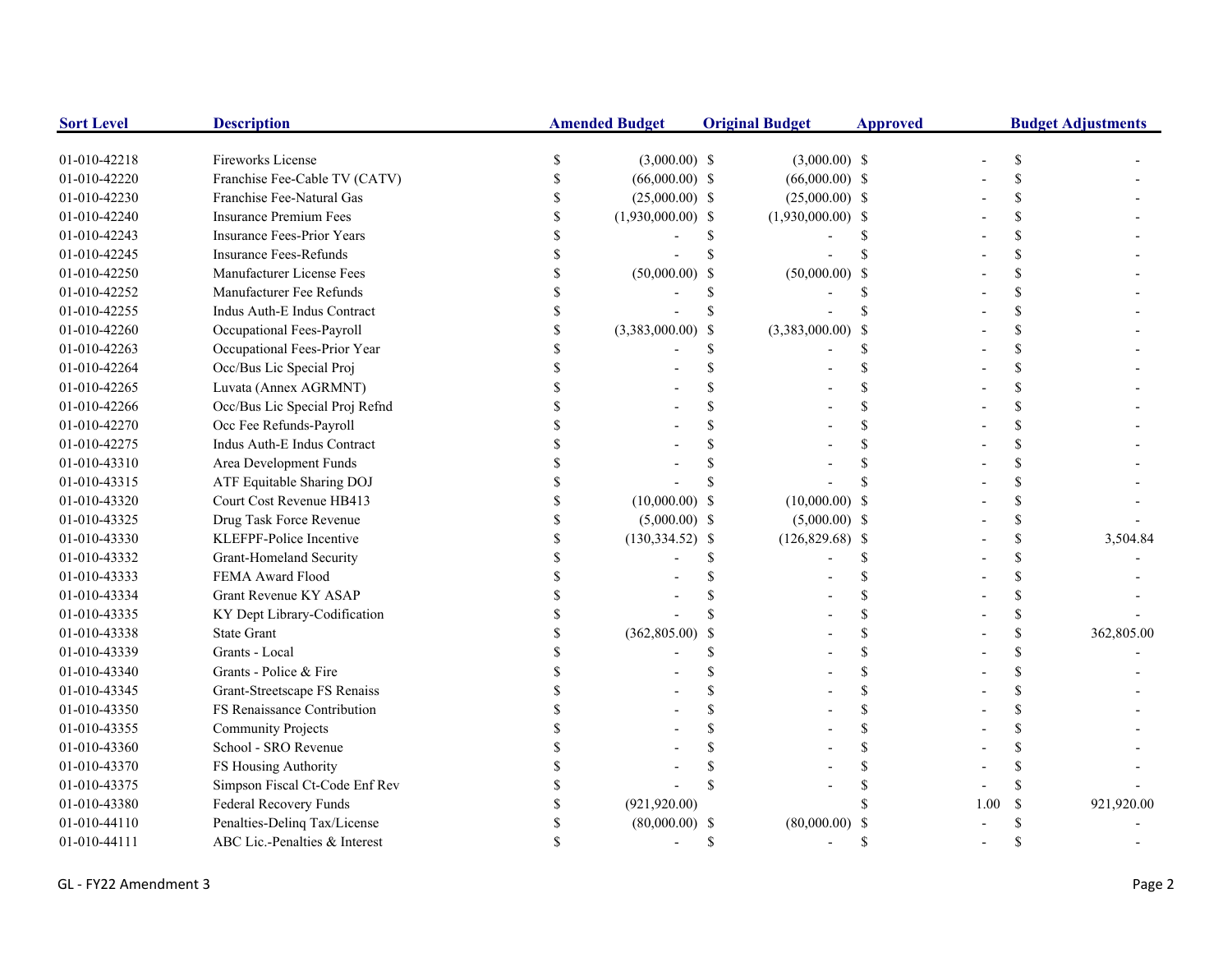| Sort Level | Description | Amended Budget | Original Budget | Approved | Budget Adjustments |
|---|---|---|---|---|---|
| 01-010-42218 | Fireworks License | $ (3,000.00) | $ (3,000.00) | $ - | $ - |
| 01-010-42220 | Franchise Fee-Cable TV (CATV) | $ (66,000.00) | $ (66,000.00) | $ - | $ - |
| 01-010-42230 | Franchise Fee-Natural Gas | $ (25,000.00) | $ (25,000.00) | $ - | $ - |
| 01-010-42240 | Insurance Premium Fees | $ (1,930,000.00) | $ (1,930,000.00) | $ - | $ - |
| 01-010-42243 | Insurance Fees-Prior Years | $ - | $ - | $ - | $ - |
| 01-010-42245 | Insurance Fees-Refunds | $ - | $ - | $ - | $ - |
| 01-010-42250 | Manufacturer License Fees | $ (50,000.00) | $ (50,000.00) | $ - | $ - |
| 01-010-42252 | Manufacturer Fee Refunds | $ - | $ - | $ - | $ - |
| 01-010-42255 | Indus Auth-E Indus Contract | $ - | $ - | $ - | $ - |
| 01-010-42260 | Occupational Fees-Payroll | $ (3,383,000.00) | $ (3,383,000.00) | $ - | $ - |
| 01-010-42263 | Occupational Fees-Prior Year | $ - | $ - | $ - | $ - |
| 01-010-42264 | Occ/Bus Lic Special Proj | $ - | $ - | $ - | $ - |
| 01-010-42265 | Luvata (Annex AGRMNT) | $ - | $ - | $ - | $ - |
| 01-010-42266 | Occ/Bus Lic Special Proj Refnd | $ - | $ - | $ - | $ - |
| 01-010-42270 | Occ Fee Refunds-Payroll | $ - | $ - | $ - | $ - |
| 01-010-42275 | Indus Auth-E Indus Contract | $ - | $ - | $ - | $ - |
| 01-010-43310 | Area Development Funds | $ - | $ - | $ - | $ - |
| 01-010-43315 | ATF Equitable Sharing DOJ | $ - | $ - | $ - | $ - |
| 01-010-43320 | Court Cost Revenue HB413 | $ (10,000.00) | $ (10,000.00) | $ - | $ - |
| 01-010-43325 | Drug Task Force Revenue | $ (5,000.00) | $ (5,000.00) | $ - | $ - |
| 01-010-43330 | KLEFPF-Police Incentive | $ (130,334.52) | $ (126,829.68) | $ - | $ 3,504.84 |
| 01-010-43332 | Grant-Homeland Security | $ - | $ - | $ - | $ - |
| 01-010-43333 | FEMA Award Flood | $ - | $ - | $ - | $ - |
| 01-010-43334 | Grant Revenue KY ASAP | $ - | $ - | $ - | $ - |
| 01-010-43335 | KY Dept Library-Codification | $ - | $ - | $ - | $ - |
| 01-010-43338 | State Grant | $ (362,805.00) | $ - | $ - | $ 362,805.00 |
| 01-010-43339 | Grants - Local | $ - | $ - | $ - | $ - |
| 01-010-43340 | Grants - Police & Fire | $ - | $ - | $ - | $ - |
| 01-010-43345 | Grant-Streetscape FS Renaiss | $ - | $ - | $ - | $ - |
| 01-010-43350 | FS Renaissance Contribution | $ - | $ - | $ - | $ - |
| 01-010-43355 | Community Projects | $ - | $ - | $ - | $ - |
| 01-010-43360 | School - SRO Revenue | $ - | $ - | $ - | $ - |
| 01-010-43370 | FS Housing Authority | $ - | $ - | $ - | $ - |
| 01-010-43375 | Simpson Fiscal Ct-Code Enf Rev | $ - | $ - | $ - | $ - |
| 01-010-43380 | Federal Recovery Funds | $ (921,920.00) | | $ 1.00 | $ 921,920.00 |
| 01-010-44110 | Penalties-Delinq Tax/License | $ (80,000.00) | $ (80,000.00) | $ - | $ - |
| 01-010-44111 | ABC Lic.-Penalties & Interest | $ - | $ - | $ - | $ - |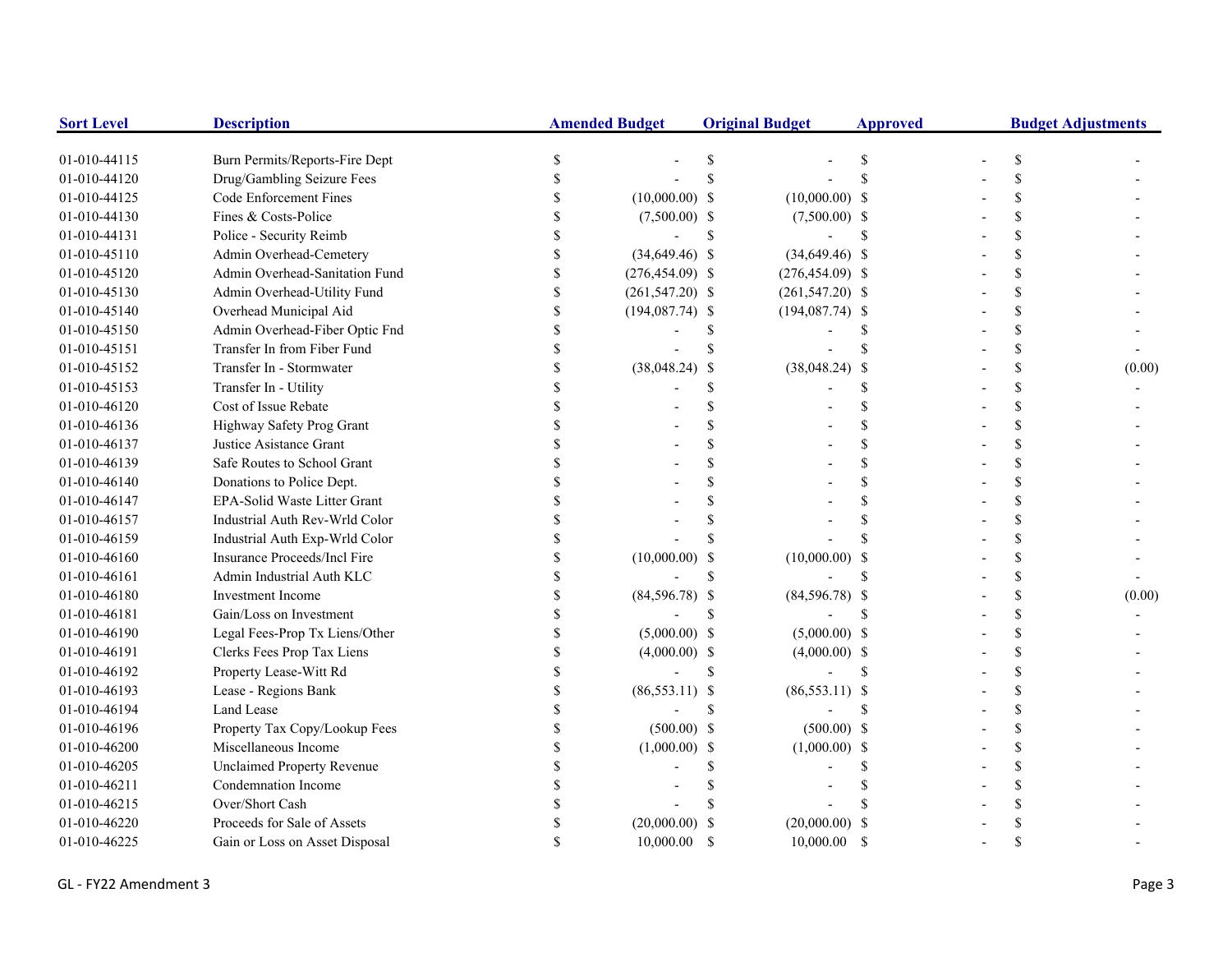| Sort Level | Description | Amended Budget | Original Budget | Approved | Budget Adjustments |
|---|---|---|---|---|---|
| 01-010-44115 | Burn Permits/Reports-Fire Dept | $ - | $ - | $ - | $ - |
| 01-010-44120 | Drug/Gambling Seizure Fees | $ - | $ - | $ - | $ - |
| 01-010-44125 | Code Enforcement Fines | $ (10,000.00) | $ (10,000.00) | $ - | $ - |
| 01-010-44130 | Fines & Costs-Police | $ (7,500.00) | $ (7,500.00) | $ - | $ - |
| 01-010-44131 | Police - Security Reimb | $ - | $ - | $ - | $ - |
| 01-010-45110 | Admin Overhead-Cemetery | $ (34,649.46) | $ (34,649.46) | $ - | $ - |
| 01-010-45120 | Admin Overhead-Sanitation Fund | $ (276,454.09) | $ (276,454.09) | $ - | $ - |
| 01-010-45130 | Admin Overhead-Utility Fund | $ (261,547.20) | $ (261,547.20) | $ - | $ - |
| 01-010-45140 | Overhead Municipal Aid | $ (194,087.74) | $ (194,087.74) | $ - | $ - |
| 01-010-45150 | Admin Overhead-Fiber Optic Fnd | $ - | $ - | $ - | $ - |
| 01-010-45151 | Transfer In from Fiber Fund | $ - | $ - | $ - | $ - |
| 01-010-45152 | Transfer In - Stormwater | $ (38,048.24) | $ (38,048.24) | $ - | $ (0.00) |
| 01-010-45153 | Transfer In - Utility | $ - | $ - | $ - | $ - |
| 01-010-46120 | Cost of Issue Rebate | $ - | $ - | $ - | $ - |
| 01-010-46136 | Highway Safety Prog Grant | $ - | $ - | $ - | $ - |
| 01-010-46137 | Justice Asistance Grant | $ - | $ - | $ - | $ - |
| 01-010-46139 | Safe Routes to School Grant | $ - | $ - | $ - | $ - |
| 01-010-46140 | Donations to Police Dept. | $ - | $ - | $ - | $ - |
| 01-010-46147 | EPA-Solid Waste Litter Grant | $ - | $ - | $ - | $ - |
| 01-010-46157 | Industrial Auth Rev-Wrld Color | $ - | $ - | $ - | $ - |
| 01-010-46159 | Industrial Auth Exp-Wrld Color | $ - | $ - | $ - | $ - |
| 01-010-46160 | Insurance Proceeds/Incl Fire | $ (10,000.00) | $ (10,000.00) | $ - | $ - |
| 01-010-46161 | Admin Industrial Auth KLC | $ - | $ - | $ - | $ - |
| 01-010-46180 | Investment Income | $ (84,596.78) | $ (84,596.78) | $ - | $ (0.00) |
| 01-010-46181 | Gain/Loss on Investment | $ - | $ - | $ - | $ - |
| 01-010-46190 | Legal Fees-Prop Tx Liens/Other | $ (5,000.00) | $ (5,000.00) | $ - | $ - |
| 01-010-46191 | Clerks Fees Prop Tax Liens | $ (4,000.00) | $ (4,000.00) | $ - | $ - |
| 01-010-46192 | Property Lease-Witt Rd | $ - | $ - | $ - | $ - |
| 01-010-46193 | Lease - Regions Bank | $ (86,553.11) | $ (86,553.11) | $ - | $ - |
| 01-010-46194 | Land Lease | $ - | $ - | $ - | $ - |
| 01-010-46196 | Property Tax Copy/Lookup Fees | $ (500.00) | $ (500.00) | $ - | $ - |
| 01-010-46200 | Miscellaneous Income | $ (1,000.00) | $ (1,000.00) | $ - | $ - |
| 01-010-46205 | Unclaimed Property Revenue | $ - | $ - | $ - | $ - |
| 01-010-46211 | Condemnation Income | $ - | $ - | $ - | $ - |
| 01-010-46215 | Over/Short Cash | $ - | $ - | $ - | $ - |
| 01-010-46220 | Proceeds for Sale of Assets | $ (20,000.00) | $ (20,000.00) | $ - | $ - |
| 01-010-46225 | Gain or Loss on Asset Disposal | $ 10,000.00 | $ 10,000.00 | $ - | $ - |

GL - FY22 Amendment 3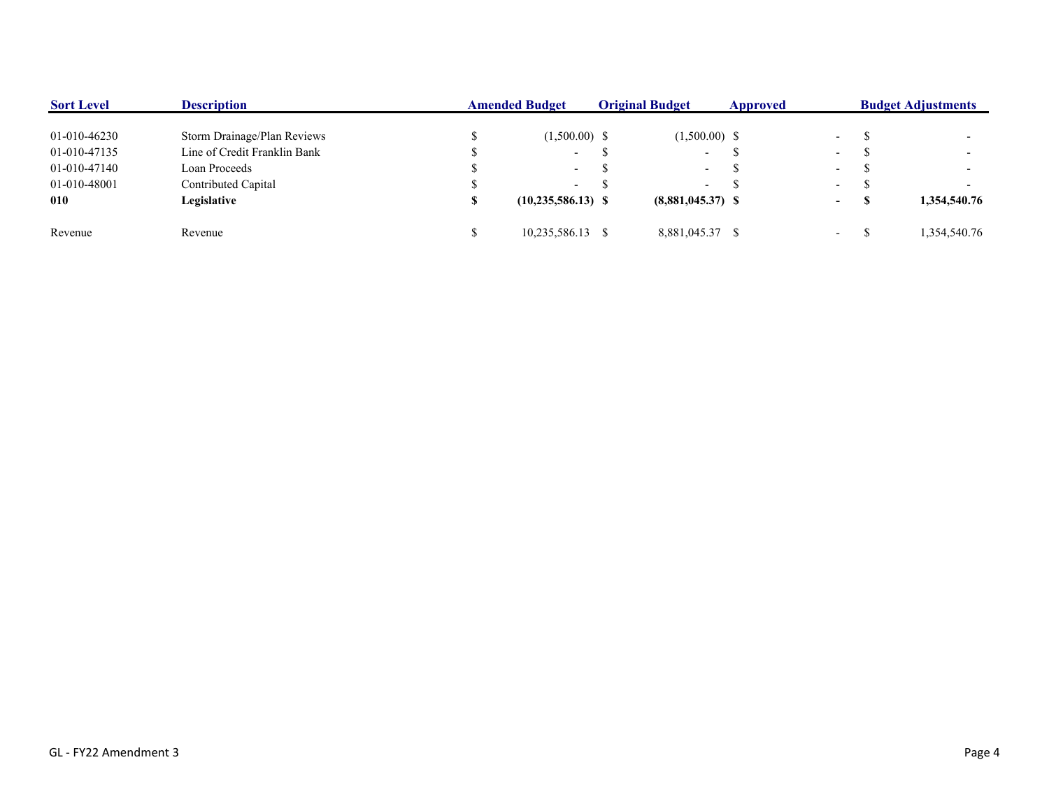| Sort Level | Description | Amended Budget | Original Budget | Approved | Budget Adjustments |
|---|---|---|---|---|---|
| 01-010-46230 | Storm Drainage/Plan Reviews | $ (1,500.00) | $ (1,500.00) | $ - | $ - |
| 01-010-47135 | Line of Credit Franklin Bank | $ - | $ - | $ - | $ - |
| 01-010-47140 | Loan Proceeds | $ - | $ - | $ - | $ - |
| 01-010-48001 | Contributed Capital | $ - | $ - | $ - | $ - |
| **010** | **Legislative** | **$ (10,235,586.13)** | **$ (8,881,045.37)** | **$ -** | **$ 1,354,540.76** |
| Revenue | Revenue | $ 10,235,586.13 | $ 8,881,045.37 | $ - | $ 1,354,540.76 |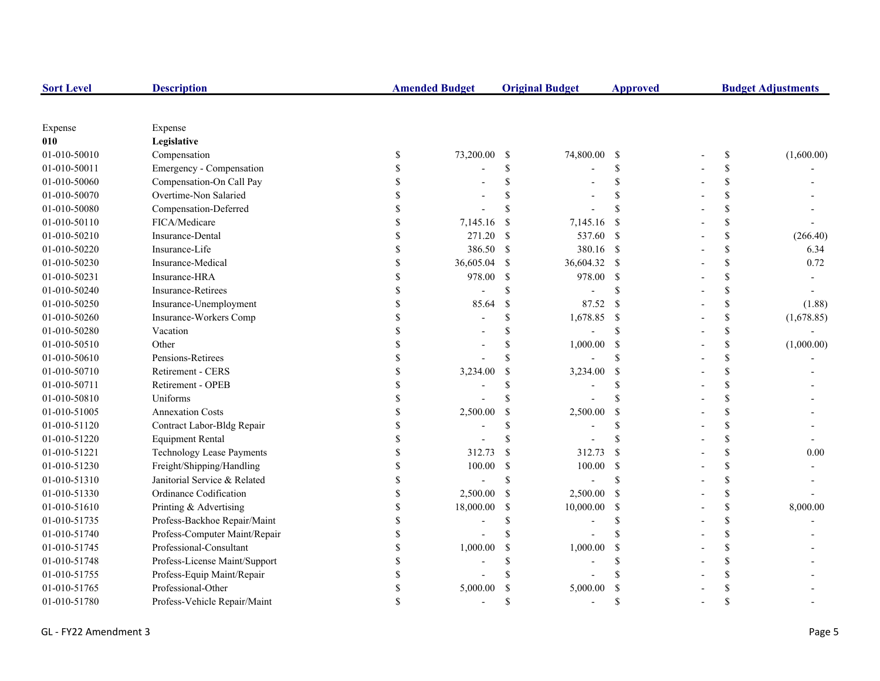| Sort Level | Description | Amended Budget | Original Budget | Approved | Budget Adjustments |
|---|---|---|---|---|---|
| Expense | Expense | | | | |
| **010** | **Legislative** | | | | |
| 01-010-50010 | Compensation | $ 73,200.00 | $ 74,800.00 | $ - | $ (1,600.00) |
| 01-010-50011 | Emergency - Compensation | $ - | $ - | $ - | $ - |
| 01-010-50060 | Compensation-On Call Pay | $ - | $ - | $ - | $ - |
| 01-010-50070 | Overtime-Non Salaried | $ - | $ - | $ - | $ - |
| 01-010-50080 | Compensation-Deferred | $ - | $ - | $ - | $ - |
| 01-010-50110 | FICA/Medicare | $ 7,145.16 | $ 7,145.16 | $ - | $ - |
| 01-010-50210 | Insurance-Dental | $ 271.20 | $ 537.60 | $ - | $ (266.40) |
| 01-010-50220 | Insurance-Life | $ 386.50 | $ 380.16 | $ - | $ 6.34 |
| 01-010-50230 | Insurance-Medical | $ 36,605.04 | $ 36,604.32 | $ - | $ 0.72 |
| 01-010-50231 | Insurance-HRA | $ 978.00 | $ 978.00 | $ - | $ - |
| 01-010-50240 | Insurance-Retirees | $ - | $ - | $ - | $ - |
| 01-010-50250 | Insurance-Unemployment | $ 85.64 | $ 87.52 | $ - | $ (1.88) |
| 01-010-50260 | Insurance-Workers Comp | $ - | $ 1,678.85 | $ - | $ (1,678.85) |
| 01-010-50280 | Vacation | $ - | $ - | $ - | $ - |
| 01-010-50510 | Other | $ - | $ 1,000.00 | $ - | $ (1,000.00) |
| 01-010-50610 | Pensions-Retirees | $ - | $ - | $ - | $ - |
| 01-010-50710 | Retirement - CERS | $ 3,234.00 | $ 3,234.00 | $ - | $ - |
| 01-010-50711 | Retirement - OPEB | $ - | $ - | $ - | $ - |
| 01-010-50810 | Uniforms | $ - | $ - | $ - | $ - |
| 01-010-51005 | Annexation Costs | $ 2,500.00 | $ 2,500.00 | $ - | $ - |
| 01-010-51120 | Contract Labor-Bldg Repair | $ - | $ - | $ - | $ - |
| 01-010-51220 | Equipment Rental | $ - | $ - | $ - | $ - |
| 01-010-51221 | Technology Lease Payments | $ 312.73 | $ 312.73 | $ - | $ 0.00 |
| 01-010-51230 | Freight/Shipping/Handling | $ 100.00 | $ 100.00 | $ - | $ - |
| 01-010-51310 | Janitorial Service & Related | $ - | $ - | $ - | $ - |
| 01-010-51330 | Ordinance Codification | $ 2,500.00 | $ 2,500.00 | $ - | $ - |
| 01-010-51610 | Printing & Advertising | $ 18,000.00 | $ 10,000.00 | $ - | $ 8,000.00 |
| 01-010-51735 | Profess-Backhoe Repair/Maint | $ - | $ - | $ - | $ - |
| 01-010-51740 | Profess-Computer Maint/Repair | $ - | $ - | $ - | $ - |
| 01-010-51745 | Professional-Consultant | $ 1,000.00 | $ 1,000.00 | $ - | $ - |
| 01-010-51748 | Profess-License Maint/Support | $ - | $ - | $ - | $ - |
| 01-010-51755 | Profess-Equip Maint/Repair | $ - | $ - | $ - | $ - |
| 01-010-51765 | Professional-Other | $ 5,000.00 | $ 5,000.00 | $ - | $ - |
| 01-010-51780 | Profess-Vehicle Repair/Maint | $ - | $ - | $ - | $ - |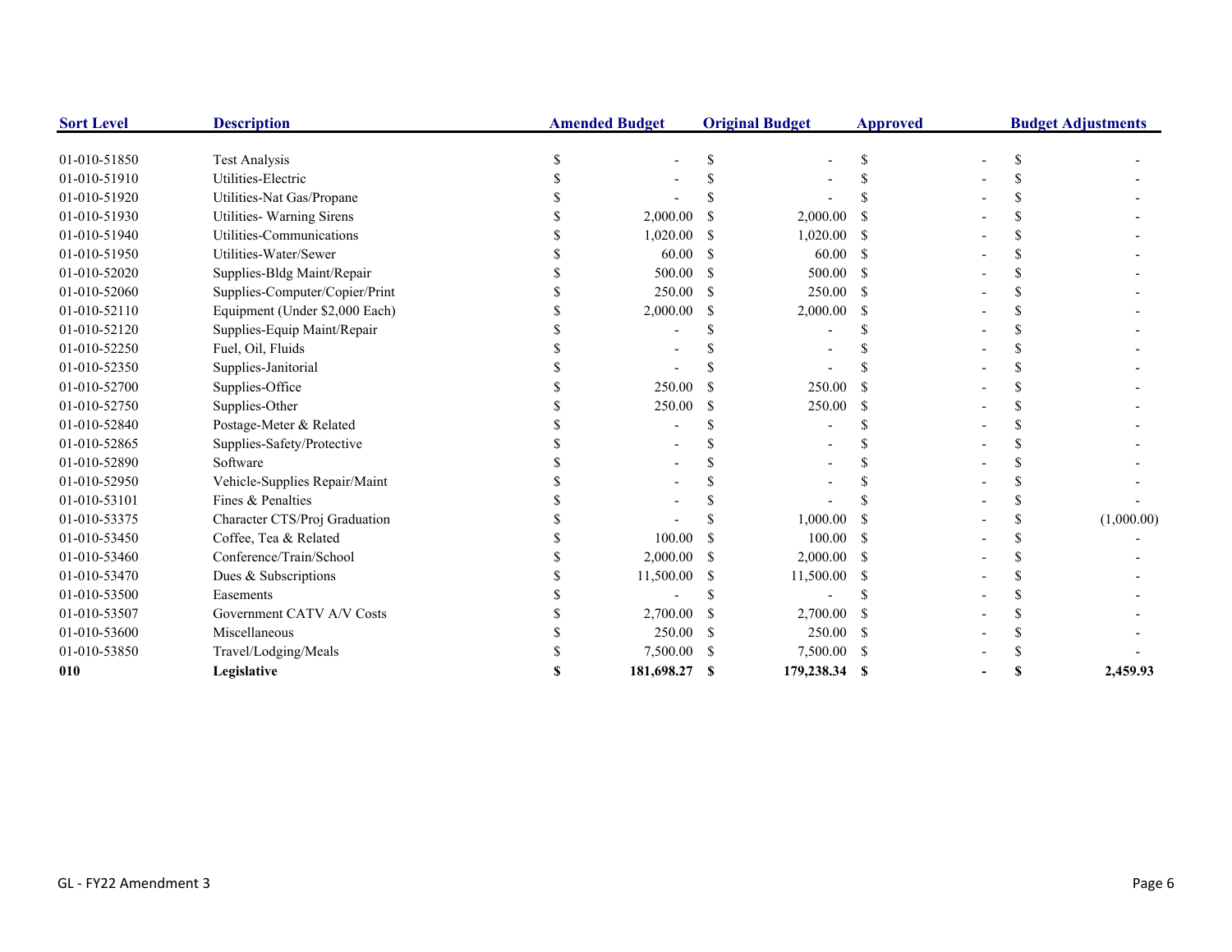| Sort Level | Description | Amended Budget | Original Budget | Approved | Budget Adjustments |
|---|---|---|---|---|---|
| 01-010-51850 | Test Analysis | $ - | $ - | $ - | $ - |
| 01-010-51910 | Utilities-Electric | $ - | $ - | $ - | $ - |
| 01-010-51920 | Utilities-Nat Gas/Propane | $ - | $ - | $ - | $ - |
| 01-010-51930 | Utilities- Warning Sirens | $ 2,000.00 | $ 2,000.00 | $ - | $ - |
| 01-010-51940 | Utilities-Communications | $ 1,020.00 | $ 1,020.00 | $ - | $ - |
| 01-010-51950 | Utilities-Water/Sewer | $ 60.00 | $ 60.00 | $ - | $ - |
| 01-010-52020 | Supplies-Bldg Maint/Repair | $ 500.00 | $ 500.00 | $ - | $ - |
| 01-010-52060 | Supplies-Computer/Copier/Print | $ 250.00 | $ 250.00 | $ - | $ - |
| 01-010-52110 | Equipment (Under $2,000 Each) | $ 2,000.00 | $ 2,000.00 | $ - | $ - |
| 01-010-52120 | Supplies-Equip Maint/Repair | $ - | $ - | $ - | $ - |
| 01-010-52250 | Fuel, Oil, Fluids | $ - | $ - | $ - | $ - |
| 01-010-52350 | Supplies-Janitorial | $ - | $ - | $ - | $ - |
| 01-010-52700 | Supplies-Office | $ 250.00 | $ 250.00 | $ - | $ - |
| 01-010-52750 | Supplies-Other | $ 250.00 | $ 250.00 | $ - | $ - |
| 01-010-52840 | Postage-Meter & Related | $ - | $ - | $ - | $ - |
| 01-010-52865 | Supplies-Safety/Protective | $ - | $ - | $ - | $ - |
| 01-010-52890 | Software | $ - | $ - | $ - | $ - |
| 01-010-52950 | Vehicle-Supplies Repair/Maint | $ - | $ - | $ - | $ - |
| 01-010-53101 | Fines & Penalties | $ - | $ - | $ - | $ - |
| 01-010-53375 | Character CTS/Proj Graduation | $ - | $ 1,000.00 | $ - | $ (1,000.00) |
| 01-010-53450 | Coffee, Tea & Related | $ 100.00 | $ 100.00 | $ - | $ - |
| 01-010-53460 | Conference/Train/School | $ 2,000.00 | $ 2,000.00 | $ - | $ - |
| 01-010-53470 | Dues & Subscriptions | $ 11,500.00 | $ 11,500.00 | $ - | $ - |
| 01-010-53500 | Easements | $ - | $ - | $ - | $ - |
| 01-010-53507 | Government CATV A/V Costs | $ 2,700.00 | $ 2,700.00 | $ - | $ - |
| 01-010-53600 | Miscellaneous | $ 250.00 | $ 250.00 | $ - | $ - |
| 01-010-53850 | Travel/Lodging/Meals | $ 7,500.00 | $ 7,500.00 | $ - | $ - |
| **010** | **Legislative** | **$ 181,698.27** | **$ 179,238.34** | **$ -** | **$ 2,459.93** |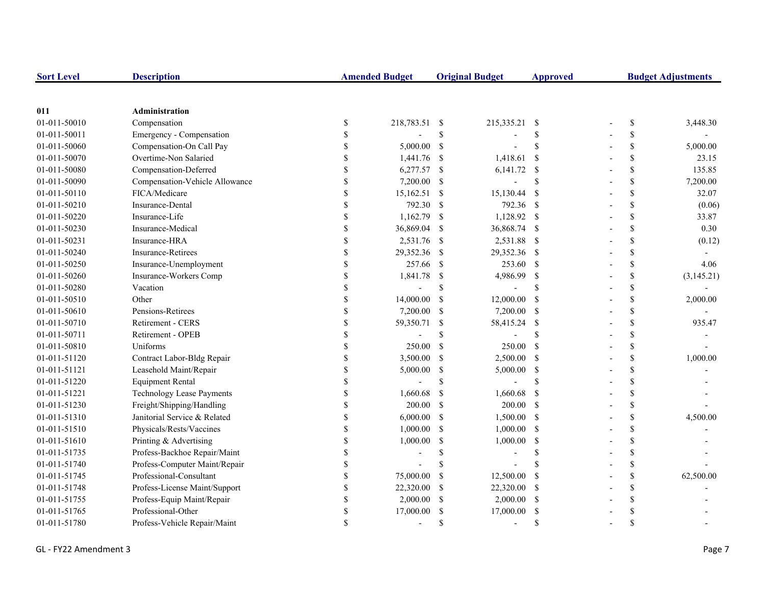| Sort Level | Description | Amended Budget | Original Budget | Approved | Budget Adjustments |
|---|---|---|---|---|---|
| **011** | **Administration** | | | | |
| 01-011-50010 | Compensation | $ 218,783.51 | $ 215,335.21 | $ - | $ 3,448.30 |
| 01-011-50011 | Emergency - Compensation | $ - | $ - | $ - | $ - |
| 01-011-50060 | Compensation-On Call Pay | $ 5,000.00 | $ - | $ - | $ 5,000.00 |
| 01-011-50070 | Overtime-Non Salaried | $ 1,441.76 | $ 1,418.61 | $ - | $ 23.15 |
| 01-011-50080 | Compensation-Deferred | $ 6,277.57 | $ 6,141.72 | $ - | $ 135.85 |
| 01-011-50090 | Compensation-Vehicle Allowance | $ 7,200.00 | $ - | $ - | $ 7,200.00 |
| 01-011-50110 | FICA/Medicare | $ 15,162.51 | $ 15,130.44 | $ - | $ 32.07 |
| 01-011-50210 | Insurance-Dental | $ 792.30 | $ 792.36 | $ - | $ (0.06) |
| 01-011-50220 | Insurance-Life | $ 1,162.79 | $ 1,128.92 | $ - | $ 33.87 |
| 01-011-50230 | Insurance-Medical | $ 36,869.04 | $ 36,868.74 | $ - | $ 0.30 |
| 01-011-50231 | Insurance-HRA | $ 2,531.76 | $ 2,531.88 | $ - | $ (0.12) |
| 01-011-50240 | Insurance-Retirees | $ 29,352.36 | $ 29,352.36 | $ - | $ - |
| 01-011-50250 | Insurance-Unemployment | $ 257.66 | $ 253.60 | $ - | $ 4.06 |
| 01-011-50260 | Insurance-Workers Comp | $ 1,841.78 | $ 4,986.99 | $ - | $ (3,145.21) |
| 01-011-50280 | Vacation | $ - | $ - | $ - | $ - |
| 01-011-50510 | Other | $ 14,000.00 | $ 12,000.00 | $ - | $ 2,000.00 |
| 01-011-50610 | Pensions-Retirees | $ 7,200.00 | $ 7,200.00 | $ - | $ - |
| 01-011-50710 | Retirement - CERS | $ 59,350.71 | $ 58,415.24 | $ - | $ 935.47 |
| 01-011-50711 | Retirement - OPEB | $ - | $ - | $ - | $ - |
| 01-011-50810 | Uniforms | $ 250.00 | $ 250.00 | $ - | $ - |
| 01-011-51120 | Contract Labor-Bldg Repair | $ 3,500.00 | $ 2,500.00 | $ - | $ 1,000.00 |
| 01-011-51121 | Leasehold Maint/Repair | $ 5,000.00 | $ 5,000.00 | $ - | $ - |
| 01-011-51220 | Equipment Rental | $ - | $ - | $ - | $ - |
| 01-011-51221 | Technology Lease Payments | $ 1,660.68 | $ 1,660.68 | $ - | $ - |
| 01-011-51230 | Freight/Shipping/Handling | $ 200.00 | $ 200.00 | $ - | $ - |
| 01-011-51310 | Janitorial Service & Related | $ 6,000.00 | $ 1,500.00 | $ - | $ 4,500.00 |
| 01-011-51510 | Physicals/Rests/Vaccines | $ 1,000.00 | $ 1,000.00 | $ - | $ - |
| 01-011-51610 | Printing & Advertising | $ 1,000.00 | $ 1,000.00 | $ - | $ - |
| 01-011-51735 | Profess-Backhoe Repair/Maint | $ - | $ - | $ - | $ - |
| 01-011-51740 | Profess-Computer Maint/Repair | $ - | $ - | $ - | $ - |
| 01-011-51745 | Professional-Consultant | $ 75,000.00 | $ 12,500.00 | $ - | $ 62,500.00 |
| 01-011-51748 | Profess-License Maint/Support | $ 22,320.00 | $ 22,320.00 | $ - | $ - |
| 01-011-51755 | Profess-Equip Maint/Repair | $ 2,000.00 | $ 2,000.00 | $ - | $ - |
| 01-011-51765 | Professional-Other | $ 17,000.00 | $ 17,000.00 | $ - | $ - |
| 01-011-51780 | Profess-Vehicle Repair/Maint | $ - | $ - | $ - | $ - |

GL - FY22 Amendment 3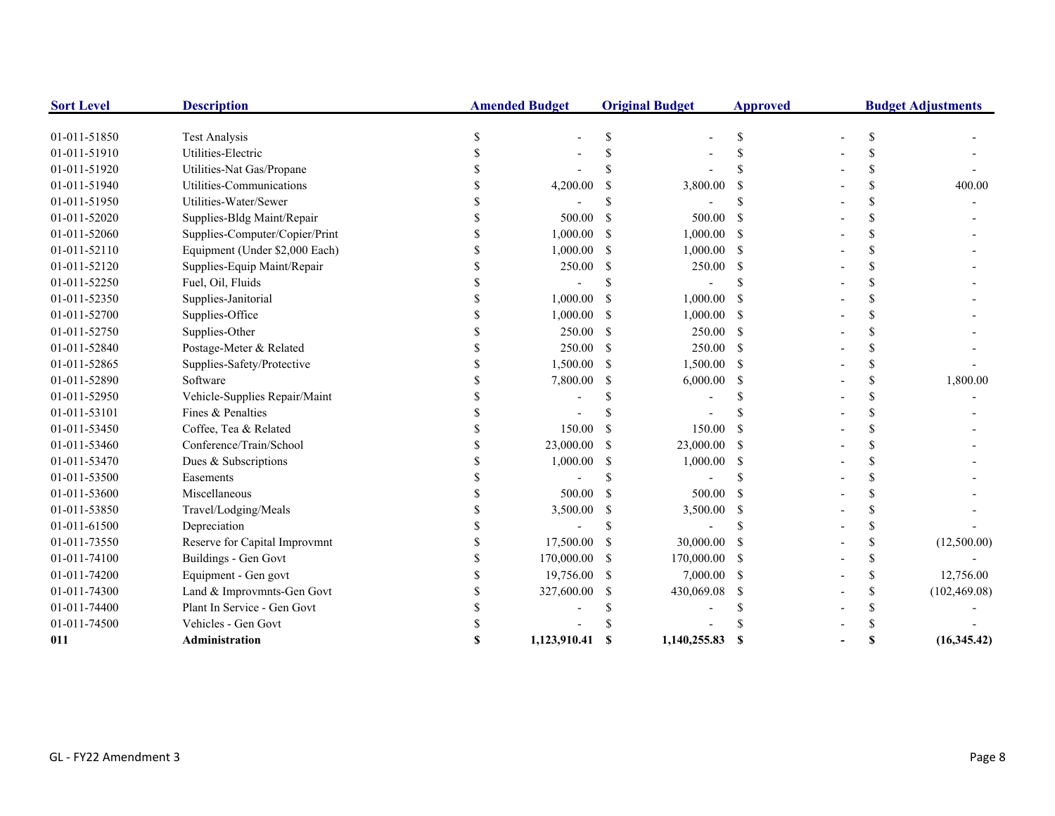| Sort Level | Description | Amended Budget | Original Budget | Approved | Budget Adjustments |
|---|---|---|---|---|---|
| 01-011-51850 | Test Analysis | $ - | $ - | $ - | $ - |
| 01-011-51910 | Utilities-Electric | $ - | $ - | $ - | $ - |
| 01-011-51920 | Utilities-Nat Gas/Propane | $ - | $ - | $ - | $ - |
| 01-011-51940 | Utilities-Communications | $ 4,200.00 | $ 3,800.00 | $ - | $ 400.00 |
| 01-011-51950 | Utilities-Water/Sewer | $ - | $ - | $ - | $ - |
| 01-011-52020 | Supplies-Bldg Maint/Repair | $ 500.00 | $ 500.00 | $ - | $ - |
| 01-011-52060 | Supplies-Computer/Copier/Print | $ 1,000.00 | $ 1,000.00 | $ - | $ - |
| 01-011-52110 | Equipment (Under $2,000 Each) | $ 1,000.00 | $ 1,000.00 | $ - | $ - |
| 01-011-52120 | Supplies-Equip Maint/Repair | $ 250.00 | $ 250.00 | $ - | $ - |
| 01-011-52250 | Fuel, Oil, Fluids | $ - | $ - | $ - | $ - |
| 01-011-52350 | Supplies-Janitorial | $ 1,000.00 | $ 1,000.00 | $ - | $ - |
| 01-011-52700 | Supplies-Office | $ 1,000.00 | $ 1,000.00 | $ - | $ - |
| 01-011-52750 | Supplies-Other | $ 250.00 | $ 250.00 | $ - | $ - |
| 01-011-52840 | Postage-Meter & Related | $ 250.00 | $ 250.00 | $ - | $ - |
| 01-011-52865 | Supplies-Safety/Protective | $ 1,500.00 | $ 1,500.00 | $ - | $ - |
| 01-011-52890 | Software | $ 7,800.00 | $ 6,000.00 | $ - | $ 1,800.00 |
| 01-011-52950 | Vehicle-Supplies Repair/Maint | $ - | $ - | $ - | $ - |
| 01-011-53101 | Fines & Penalties | $ - | $ - | $ - | $ - |
| 01-011-53450 | Coffee, Tea & Related | $ 150.00 | $ 150.00 | $ - | $ - |
| 01-011-53460 | Conference/Train/School | $ 23,000.00 | $ 23,000.00 | $ - | $ - |
| 01-011-53470 | Dues & Subscriptions | $ 1,000.00 | $ 1,000.00 | $ - | $ - |
| 01-011-53500 | Easements | $ - | $ - | $ - | $ - |
| 01-011-53600 | Miscellaneous | $ 500.00 | $ 500.00 | $ - | $ - |
| 01-011-53850 | Travel/Lodging/Meals | $ 3,500.00 | $ 3,500.00 | $ - | $ - |
| 01-011-61500 | Depreciation | $ - | $ - | $ - | $ - |
| 01-011-73550 | Reserve for Capital Improvmnt | $ 17,500.00 | $ 30,000.00 | $ - | $ (12,500.00) |
| 01-011-74100 | Buildings - Gen Govt | $ 170,000.00 | $ 170,000.00 | $ - | $ - |
| 01-011-74200 | Equipment - Gen govt | $ 19,756.00 | $ 7,000.00 | $ - | $ 12,756.00 |
| 01-011-74300 | Land & Improvmnts-Gen Govt | $ 327,600.00 | $ 430,069.08 | $ - | $ (102,469.08) |
| 01-011-74400 | Plant In Service - Gen Govt | $ - | $ - | $ - | $ - |
| 01-011-74500 | Vehicles - Gen Govt | $ - | $ - | $ - | $ - |
| **011** | **Administration** | **$ 1,123,910.41** | **$ 1,140,255.83** | **$ -** | **$ (16,345.42)** |

GL - FY22 Amendment 3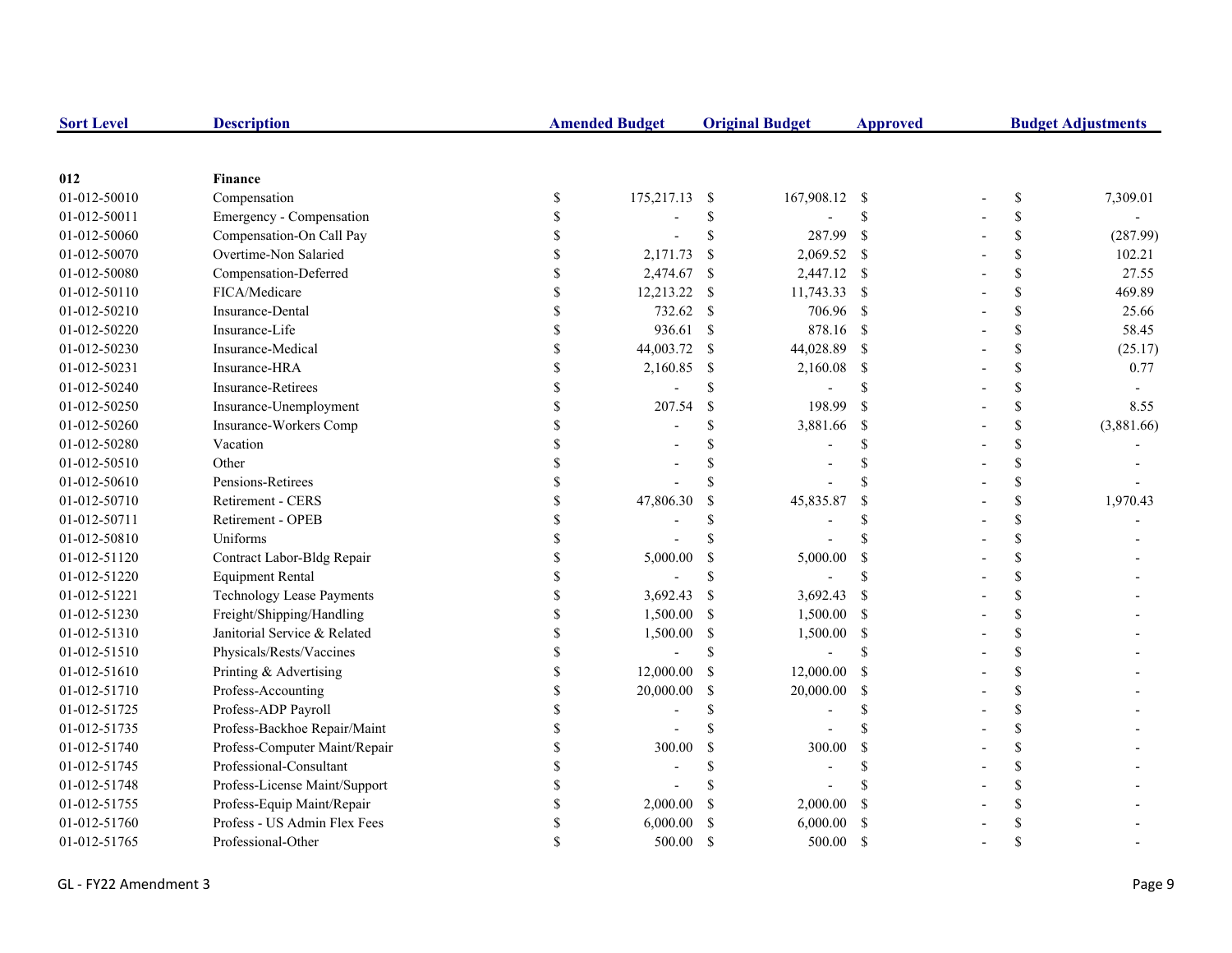| Sort Level | Description | Amended Budget | Original Budget | Approved | Budget Adjustments |
|---|---|---|---|---|---|
| **012** | **Finance** | | | | |
| 01-012-50010 | Compensation | $ 175,217.13 | $ 167,908.12 | $ - | $ 7,309.01 |
| 01-012-50011 | Emergency - Compensation | $ - | $ - | $ - | $ - |
| 01-012-50060 | Compensation-On Call Pay | $ - | $ 287.99 | $ - | $ (287.99) |
| 01-012-50070 | Overtime-Non Salaried | $ 2,171.73 | $ 2,069.52 | $ - | $ 102.21 |
| 01-012-50080 | Compensation-Deferred | $ 2,474.67 | $ 2,447.12 | $ - | $ 27.55 |
| 01-012-50110 | FICA/Medicare | $ 12,213.22 | $ 11,743.33 | $ - | $ 469.89 |
| 01-012-50210 | Insurance-Dental | $ 732.62 | $ 706.96 | $ - | $ 25.66 |
| 01-012-50220 | Insurance-Life | $ 936.61 | $ 878.16 | $ - | $ 58.45 |
| 01-012-50230 | Insurance-Medical | $ 44,003.72 | $ 44,028.89 | $ - | $ (25.17) |
| 01-012-50231 | Insurance-HRA | $ 2,160.85 | $ 2,160.08 | $ - | $ 0.77 |
| 01-012-50240 | Insurance-Retirees | $ - | $ - | $ - | $ - |
| 01-012-50250 | Insurance-Unemployment | $ 207.54 | $ 198.99 | $ - | $ 8.55 |
| 01-012-50260 | Insurance-Workers Comp | $ - | $ 3,881.66 | $ - | $ (3,881.66) |
| 01-012-50280 | Vacation | $ - | $ - | $ - | $ - |
| 01-012-50510 | Other | $ - | $ - | $ - | $ - |
| 01-012-50610 | Pensions-Retirees | $ - | $ - | $ - | $ - |
| 01-012-50710 | Retirement - CERS | $ 47,806.30 | $ 45,835.87 | $ - | $ 1,970.43 |
| 01-012-50711 | Retirement - OPEB | $ - | $ - | $ - | $ - |
| 01-012-50810 | Uniforms | $ - | $ - | $ - | $ - |
| 01-012-51120 | Contract Labor-Bldg Repair | $ 5,000.00 | $ 5,000.00 | $ - | $ - |
| 01-012-51220 | Equipment Rental | $ - | $ - | $ - | $ - |
| 01-012-51221 | Technology Lease Payments | $ 3,692.43 | $ 3,692.43 | $ - | $ - |
| 01-012-51230 | Freight/Shipping/Handling | $ 1,500.00 | $ 1,500.00 | $ - | $ - |
| 01-012-51310 | Janitorial Service & Related | $ 1,500.00 | $ 1,500.00 | $ - | $ - |
| 01-012-51510 | Physicals/Rests/Vaccines | $ - | $ - | $ - | $ - |
| 01-012-51610 | Printing & Advertising | $ 12,000.00 | $ 12,000.00 | $ - | $ - |
| 01-012-51710 | Profess-Accounting | $ 20,000.00 | $ 20,000.00 | $ - | $ - |
| 01-012-51725 | Profess-ADP Payroll | $ - | $ - | $ - | $ - |
| 01-012-51735 | Profess-Backhoe Repair/Maint | $ - | $ - | $ - | $ - |
| 01-012-51740 | Profess-Computer Maint/Repair | $ 300.00 | $ 300.00 | $ - | $ - |
| 01-012-51745 | Professional-Consultant | $ - | $ - | $ - | $ - |
| 01-012-51748 | Profess-License Maint/Support | $ - | $ - | $ - | $ - |
| 01-012-51755 | Profess-Equip Maint/Repair | $ 2,000.00 | $ 2,000.00 | $ - | $ - |
| 01-012-51760 | Profess - US Admin Flex Fees | $ 6,000.00 | $ 6,000.00 | $ - | $ - |
| 01-012-51765 | Professional-Other | $ 500.00 | $ 500.00 | $ - | $ - |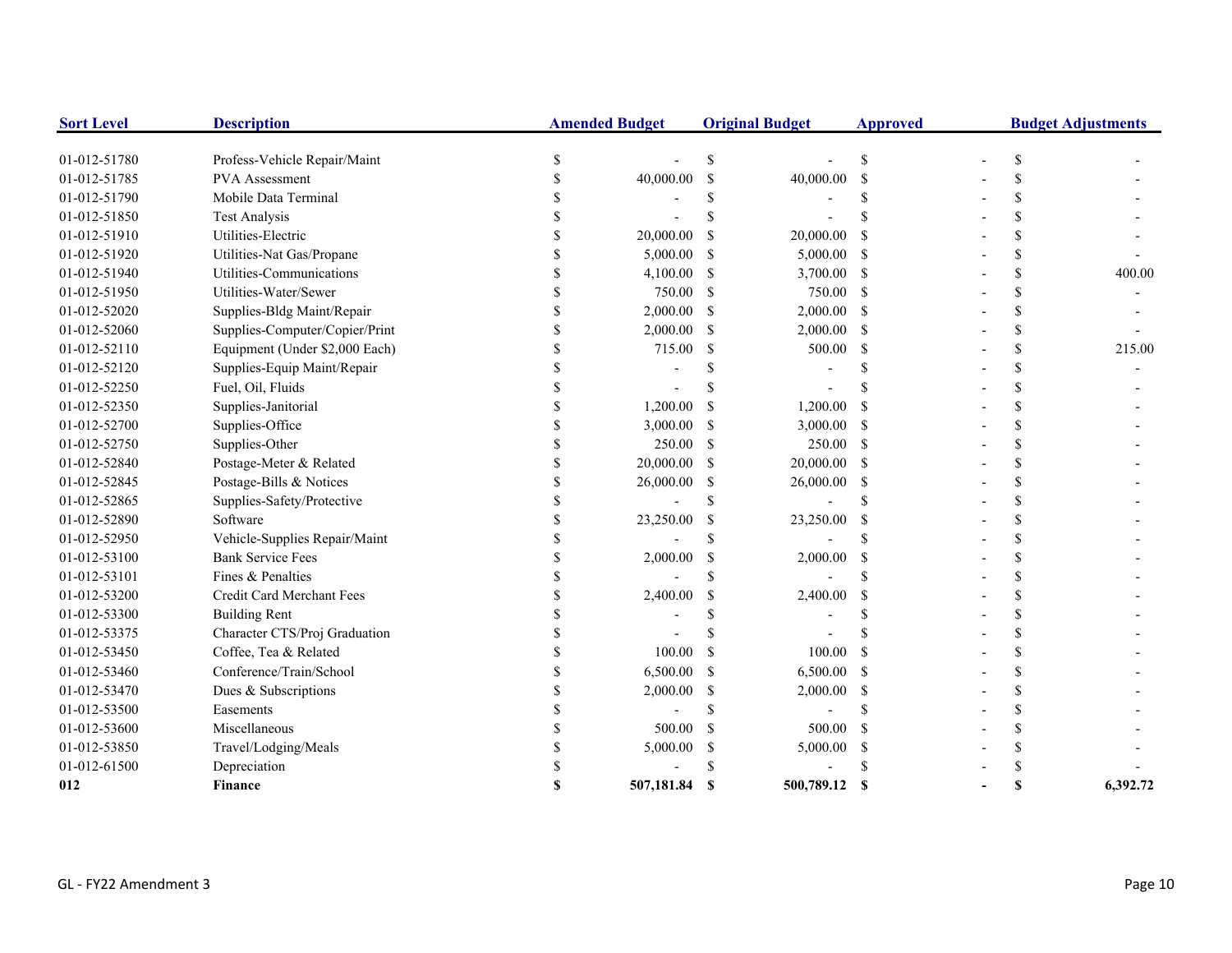| Sort Level | Description | Amended Budget | Original Budget | Approved | Budget Adjustments |
|---|---|---|---|---|---|
| 01-012-51780 | Profess-Vehicle Repair/Maint | $ - | $ - | $ - | $ - |
| 01-012-51785 | PVA Assessment | $ 40,000.00 | $ 40,000.00 | $ - | $ - |
| 01-012-51790 | Mobile Data Terminal | $ - | $ - | $ - | $ - |
| 01-012-51850 | Test Analysis | $ - | $ - | $ - | $ - |
| 01-012-51910 | Utilities-Electric | $ 20,000.00 | $ 20,000.00 | $ - | $ - |
| 01-012-51920 | Utilities-Nat Gas/Propane | $ 5,000.00 | $ 5,000.00 | $ - | $ - |
| 01-012-51940 | Utilities-Communications | $ 4,100.00 | $ 3,700.00 | $ - | $ 400.00 |
| 01-012-51950 | Utilities-Water/Sewer | $ 750.00 | $ 750.00 | $ - | $ - |
| 01-012-52020 | Supplies-Bldg Maint/Repair | $ 2,000.00 | $ 2,000.00 | $ - | $ - |
| 01-012-52060 | Supplies-Computer/Copier/Print | $ 2,000.00 | $ 2,000.00 | $ - | $ - |
| 01-012-52110 | Equipment (Under $2,000 Each) | $ 715.00 | $ 500.00 | $ - | $ 215.00 |
| 01-012-52120 | Supplies-Equip Maint/Repair | $ - | $ - | $ - | $ - |
| 01-012-52250 | Fuel, Oil, Fluids | $ - | $ - | $ - | $ - |
| 01-012-52350 | Supplies-Janitorial | $ 1,200.00 | $ 1,200.00 | $ - | $ - |
| 01-012-52700 | Supplies-Office | $ 3,000.00 | $ 3,000.00 | $ - | $ - |
| 01-012-52750 | Supplies-Other | $ 250.00 | $ 250.00 | $ - | $ - |
| 01-012-52840 | Postage-Meter & Related | $ 20,000.00 | $ 20,000.00 | $ - | $ - |
| 01-012-52845 | Postage-Bills & Notices | $ 26,000.00 | $ 26,000.00 | $ - | $ - |
| 01-012-52865 | Supplies-Safety/Protective | $ - | $ - | $ - | $ - |
| 01-012-52890 | Software | $ 23,250.00 | $ 23,250.00 | $ - | $ - |
| 01-012-52950 | Vehicle-Supplies Repair/Maint | $ - | $ - | $ - | $ - |
| 01-012-53100 | Bank Service Fees | $ 2,000.00 | $ 2,000.00 | $ - | $ - |
| 01-012-53101 | Fines & Penalties | $ - | $ - | $ - | $ - |
| 01-012-53200 | Credit Card Merchant Fees | $ 2,400.00 | $ 2,400.00 | $ - | $ - |
| 01-012-53300 | Building Rent | $ - | $ - | $ - | $ - |
| 01-012-53375 | Character CTS/Proj Graduation | $ - | $ - | $ - | $ - |
| 01-012-53450 | Coffee, Tea & Related | $ 100.00 | $ 100.00 | $ - | $ - |
| 01-012-53460 | Conference/Train/School | $ 6,500.00 | $ 6,500.00 | $ - | $ - |
| 01-012-53470 | Dues & Subscriptions | $ 2,000.00 | $ 2,000.00 | $ - | $ - |
| 01-012-53500 | Easements | $ - | $ - | $ - | $ - |
| 01-012-53600 | Miscellaneous | $ 500.00 | $ 500.00 | $ - | $ - |
| 01-012-53850 | Travel/Lodging/Meals | $ 5,000.00 | $ 5,000.00 | $ - | $ - |
| 01-012-61500 | Depreciation | $ - | $ - | $ - | $ - |
| **012** | **Finance** | **$ 507,181.84** | **$ 500,789.12** | **$ -** | **$ 6,392.72** |

GL - FY22 Amendment 3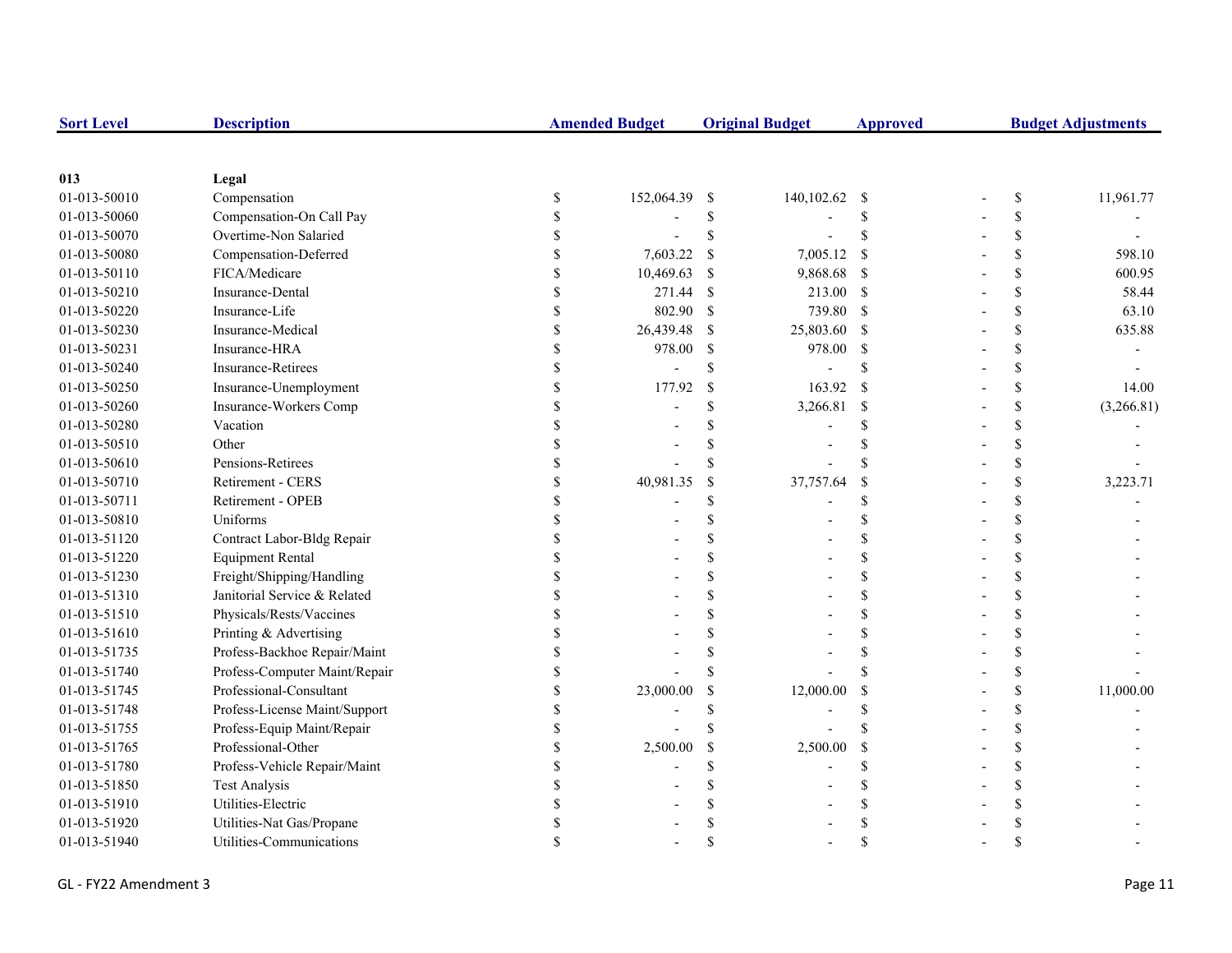| Sort Level | Description | Amended Budget | Original Budget | Approved | Budget Adjustments |
|---|---|---|---|---|---|
| 013 | **Legal** | | | | |
| 01-013-50010 | Compensation | $ 152,064.39 | $ 140,102.62 | $ - | $ 11,961.77 |
| 01-013-50060 | Compensation-On Call Pay | $ - | $ - | $ - | $ - |
| 01-013-50070 | Overtime-Non Salaried | $ - | $ - | $ - | $ - |
| 01-013-50080 | Compensation-Deferred | $ 7,603.22 | $ 7,005.12 | $ - | $ 598.10 |
| 01-013-50110 | FICA/Medicare | $ 10,469.63 | $ 9,868.68 | $ - | $ 600.95 |
| 01-013-50210 | Insurance-Dental | $ 271.44 | $ 213.00 | $ - | $ 58.44 |
| 01-013-50220 | Insurance-Life | $ 802.90 | $ 739.80 | $ - | $ 63.10 |
| 01-013-50230 | Insurance-Medical | $ 26,439.48 | $ 25,803.60 | $ - | $ 635.88 |
| 01-013-50231 | Insurance-HRA | $ 978.00 | $ 978.00 | $ - | $ - |
| 01-013-50240 | Insurance-Retirees | $ - | $ - | $ - | $ - |
| 01-013-50250 | Insurance-Unemployment | $ 177.92 | $ 163.92 | $ - | $ 14.00 |
| 01-013-50260 | Insurance-Workers Comp | $ - | $ 3,266.81 | $ - | $ (3,266.81) |
| 01-013-50280 | Vacation | $ - | $ - | $ - | $ - |
| 01-013-50510 | Other | $ - | $ - | $ - | $ - |
| 01-013-50610 | Pensions-Retirees | $ - | $ - | $ - | $ - |
| 01-013-50710 | Retirement - CERS | $ 40,981.35 | $ 37,757.64 | $ - | $ 3,223.71 |
| 01-013-50711 | Retirement - OPEB | $ - | $ - | $ - | $ - |
| 01-013-50810 | Uniforms | $ - | $ - | $ - | $ - |
| 01-013-51120 | Contract Labor-Bldg Repair | $ - | $ - | $ - | $ - |
| 01-013-51220 | Equipment Rental | $ - | $ - | $ - | $ - |
| 01-013-51230 | Freight/Shipping/Handling | $ - | $ - | $ - | $ - |
| 01-013-51310 | Janitorial Service & Related | $ - | $ - | $ - | $ - |
| 01-013-51510 | Physicals/Rests/Vaccines | $ - | $ - | $ - | $ - |
| 01-013-51610 | Printing & Advertising | $ - | $ - | $ - | $ - |
| 01-013-51735 | Profess-Backhoe Repair/Maint | $ - | $ - | $ - | $ - |
| 01-013-51740 | Profess-Computer Maint/Repair | $ - | $ - | $ - | $ - |
| 01-013-51745 | Professional-Consultant | $ 23,000.00 | $ 12,000.00 | $ - | $ 11,000.00 |
| 01-013-51748 | Profess-License Maint/Support | $ - | $ - | $ - | $ - |
| 01-013-51755 | Profess-Equip Maint/Repair | $ - | $ - | $ - | $ - |
| 01-013-51765 | Professional-Other | $ 2,500.00 | $ 2,500.00 | $ - | $ - |
| 01-013-51780 | Profess-Vehicle Repair/Maint | $ - | $ - | $ - | $ - |
| 01-013-51850 | Test Analysis | $ - | $ - | $ - | $ - |
| 01-013-51910 | Utilities-Electric | $ - | $ - | $ - | $ - |
| 01-013-51920 | Utilities-Nat Gas/Propane | $ - | $ - | $ - | $ - |
| 01-013-51940 | Utilities-Communications | $ - | $ - | $ - | $ - |

GL - FY22 Amendment 3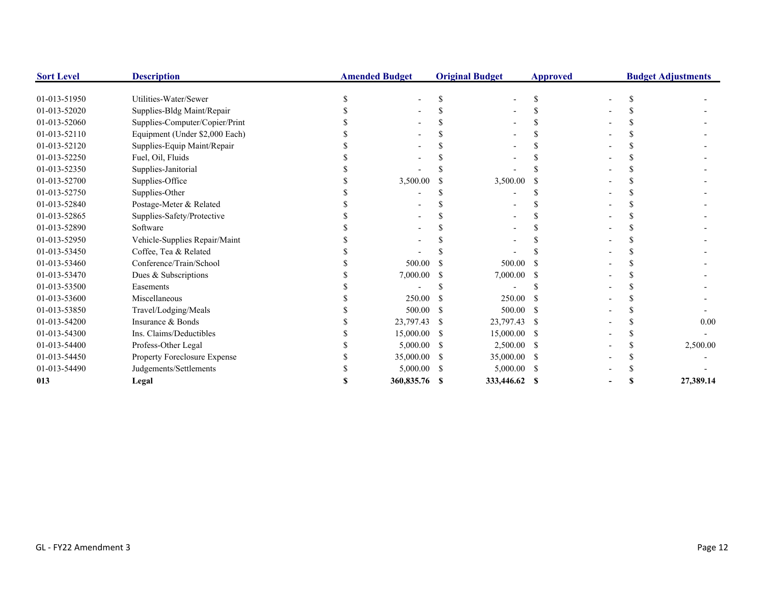| Sort Level | Description | Amended Budget | Original Budget | Approved | Budget Adjustments |
|---|---|---|---|---|---|
| 01-013-51950 | Utilities-Water/Sewer | $ - | $ - | $ - | $ - |
| 01-013-52020 | Supplies-Bldg Maint/Repair | $ - | $ - | $ - | $ - |
| 01-013-52060 | Supplies-Computer/Copier/Print | $ - | $ - | $ - | $ - |
| 01-013-52110 | Equipment (Under $2,000 Each) | $ - | $ - | $ - | $ - |
| 01-013-52120 | Supplies-Equip Maint/Repair | $ - | $ - | $ - | $ - |
| 01-013-52250 | Fuel, Oil, Fluids | $ - | $ - | $ - | $ - |
| 01-013-52350 | Supplies-Janitorial | $ - | $ - | $ - | $ - |
| 01-013-52700 | Supplies-Office | $ 3,500.00 | $ 3,500.00 | $ - | $ - |
| 01-013-52750 | Supplies-Other | $ - | $ - | $ - | $ - |
| 01-013-52840 | Postage-Meter & Related | $ - | $ - | $ - | $ - |
| 01-013-52865 | Supplies-Safety/Protective | $ - | $ - | $ - | $ - |
| 01-013-52890 | Software | $ - | $ - | $ - | $ - |
| 01-013-52950 | Vehicle-Supplies Repair/Maint | $ - | $ - | $ - | $ - |
| 01-013-53450 | Coffee, Tea & Related | $ - | $ - | $ - | $ - |
| 01-013-53460 | Conference/Train/School | $ 500.00 | $ 500.00 | $ - | $ - |
| 01-013-53470 | Dues & Subscriptions | $ 7,000.00 | $ 7,000.00 | $ - | $ - |
| 01-013-53500 | Easements | $ - | $ - | $ - | $ - |
| 01-013-53600 | Miscellaneous | $ 250.00 | $ 250.00 | $ - | $ - |
| 01-013-53850 | Travel/Lodging/Meals | $ 500.00 | $ 500.00 | $ - | $ - |
| 01-013-54200 | Insurance & Bonds | $ 23,797.43 | $ 23,797.43 | $ - | $ 0.00 |
| 01-013-54300 | Ins. Claims/Deductibles | $ 15,000.00 | $ 15,000.00 | $ - | $ - |
| 01-013-54400 | Profess-Other Legal | $ 5,000.00 | $ 2,500.00 | $ - | $ 2,500.00 |
| 01-013-54450 | Property Foreclosure Expense | $ 35,000.00 | $ 35,000.00 | $ - | $ - |
| 01-013-54490 | Judgements/Settlements | $ 5,000.00 | $ 5,000.00 | $ - | $ - |
| **013** | **Legal** | **$ 360,835.76** | **$ 333,446.62** | **$ -** | **$ 27,389.14** |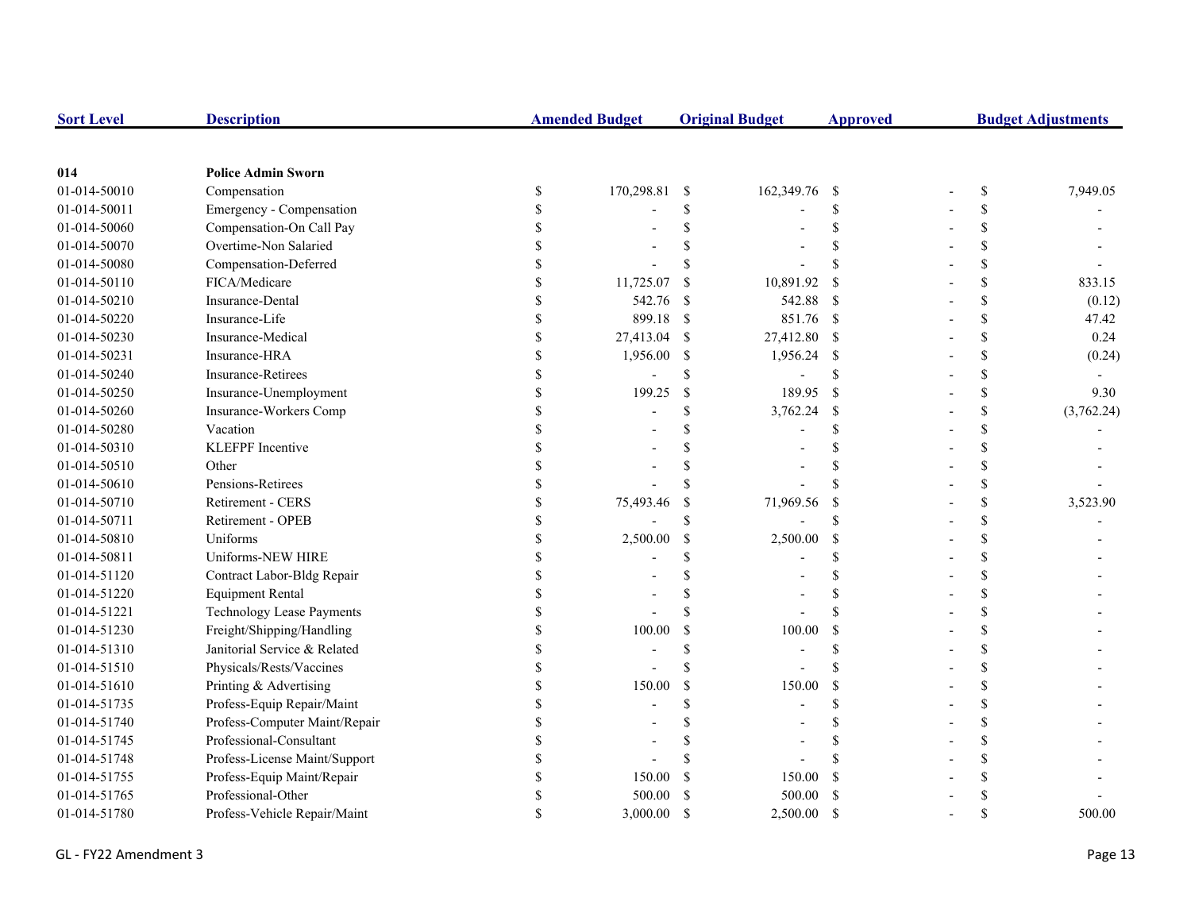| Sort Level | Description | Amended Budget | Original Budget | Approved | Budget Adjustments |
|---|---|---|---|---|---|
| **014** | **Police Admin Sworn** | | | | |
| 01-014-50010 | Compensation | $ 170,298.81 | $ 162,349.76 | $ - | $ 7,949.05 |
| 01-014-50011 | Emergency - Compensation | $ - | $ - | $ - | $ - |
| 01-014-50060 | Compensation-On Call Pay | $ - | $ - | $ - | $ - |
| 01-014-50070 | Overtime-Non Salaried | $ - | $ - | $ - | $ - |
| 01-014-50080 | Compensation-Deferred | $ - | $ - | $ - | $ - |
| 01-014-50110 | FICA/Medicare | $ 11,725.07 | $ 10,891.92 | $ - | $ 833.15 |
| 01-014-50210 | Insurance-Dental | $ 542.76 | $ 542.88 | $ - | $ (0.12) |
| 01-014-50220 | Insurance-Life | $ 899.18 | $ 851.76 | $ - | $ 47.42 |
| 01-014-50230 | Insurance-Medical | $ 27,413.04 | $ 27,412.80 | $ - | $ 0.24 |
| 01-014-50231 | Insurance-HRA | $ 1,956.00 | $ 1,956.24 | $ - | $ (0.24) |
| 01-014-50240 | Insurance-Retirees | $ - | $ - | $ - | $ - |
| 01-014-50250 | Insurance-Unemployment | $ 199.25 | $ 189.95 | $ - | $ 9.30 |
| 01-014-50260 | Insurance-Workers Comp | $ - | $ 3,762.24 | $ - | $ (3,762.24) |
| 01-014-50280 | Vacation | $ - | $ - | $ - | $ - |
| 01-014-50310 | KLEFPF Incentive | $ - | $ - | $ - | $ - |
| 01-014-50510 | Other | $ - | $ - | $ - | $ - |
| 01-014-50610 | Pensions-Retirees | $ - | $ - | $ - | $ - |
| 01-014-50710 | Retirement - CERS | $ 75,493.46 | $ 71,969.56 | $ - | $ 3,523.90 |
| 01-014-50711 | Retirement - OPEB | $ - | $ - | $ - | $ - |
| 01-014-50810 | Uniforms | $ 2,500.00 | $ 2,500.00 | $ - | $ - |
| 01-014-50811 | Uniforms-NEW HIRE | $ - | $ - | $ - | $ - |
| 01-014-51120 | Contract Labor-Bldg Repair | $ - | $ - | $ - | $ - |
| 01-014-51220 | Equipment Rental | $ - | $ - | $ - | $ - |
| 01-014-51221 | Technology Lease Payments | $ - | $ - | $ - | $ - |
| 01-014-51230 | Freight/Shipping/Handling | $ 100.00 | $ 100.00 | $ - | $ - |
| 01-014-51310 | Janitorial Service & Related | $ - | $ - | $ - | $ - |
| 01-014-51510 | Physicals/Rests/Vaccines | $ - | $ - | $ - | $ - |
| 01-014-51610 | Printing & Advertising | $ 150.00 | $ 150.00 | $ - | $ - |
| 01-014-51735 | Profess-Equip Repair/Maint | $ - | $ - | $ - | $ - |
| 01-014-51740 | Profess-Computer Maint/Repair | $ - | $ - | $ - | $ - |
| 01-014-51745 | Professional-Consultant | $ - | $ - | $ - | $ - |
| 01-014-51748 | Profess-License Maint/Support | $ - | $ - | $ - | $ - |
| 01-014-51755 | Profess-Equip Maint/Repair | $ 150.00 | $ 150.00 | $ - | $ - |
| 01-014-51765 | Professional-Other | $ 500.00 | $ 500.00 | $ - | $ - |
| 01-014-51780 | Profess-Vehicle Repair/Maint | $ 3,000.00 | $ 2,500.00 | $ - | $ 500.00 |

GL - FY22 Amendment 3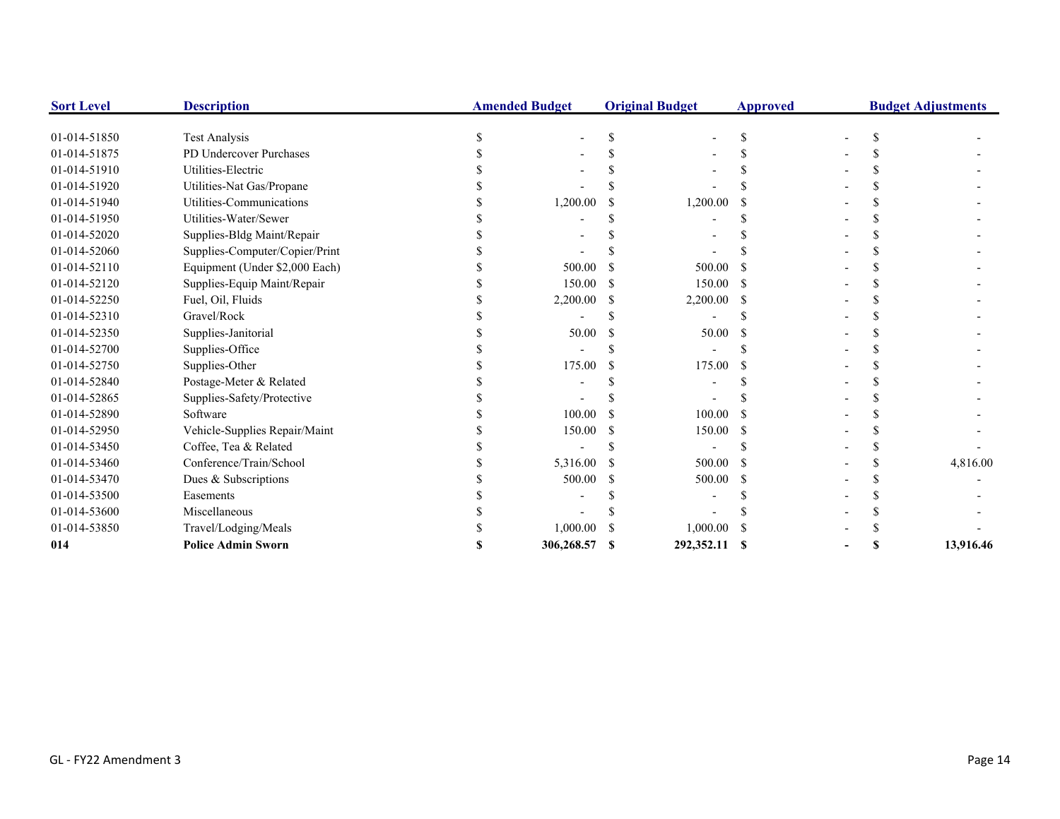| Sort Level | Description | Amended Budget | Original Budget | Approved | Budget Adjustments |
|---|---|---|---|---|---|
| 01-014-51850 | Test Analysis | $ - | $ - | $ - | $ - |
| 01-014-51875 | PD Undercover Purchases | $ - | $ - | $ - | $ - |
| 01-014-51910 | Utilities-Electric | $ - | $ - | $ - | $ - |
| 01-014-51920 | Utilities-Nat Gas/Propane | $ - | $ - | $ - | $ - |
| 01-014-51940 | Utilities-Communications | $ 1,200.00 | $ 1,200.00 | $ - | $ - |
| 01-014-51950 | Utilities-Water/Sewer | $ - | $ - | $ - | $ - |
| 01-014-52020 | Supplies-Bldg Maint/Repair | $ - | $ - | $ - | $ - |
| 01-014-52060 | Supplies-Computer/Copier/Print | $ - | $ - | $ - | $ - |
| 01-014-52110 | Equipment (Under $2,000 Each) | $ 500.00 | $ 500.00 | $ - | $ - |
| 01-014-52120 | Supplies-Equip Maint/Repair | $ 150.00 | $ 150.00 | $ - | $ - |
| 01-014-52250 | Fuel, Oil, Fluids | $ 2,200.00 | $ 2,200.00 | $ - | $ - |
| 01-014-52310 | Gravel/Rock | $ - | $ - | $ - | $ - |
| 01-014-52350 | Supplies-Janitorial | $ 50.00 | $ 50.00 | $ - | $ - |
| 01-014-52700 | Supplies-Office | $ - | $ - | $ - | $ - |
| 01-014-52750 | Supplies-Other | $ 175.00 | $ 175.00 | $ - | $ - |
| 01-014-52840 | Postage-Meter & Related | $ - | $ - | $ - | $ - |
| 01-014-52865 | Supplies-Safety/Protective | $ - | $ - | $ - | $ - |
| 01-014-52890 | Software | $ 100.00 | $ 100.00 | $ - | $ - |
| 01-014-52950 | Vehicle-Supplies Repair/Maint | $ 150.00 | $ 150.00 | $ - | $ - |
| 01-014-53450 | Coffee, Tea & Related | $ - | $ - | $ - | $ - |
| 01-014-53460 | Conference/Train/School | $ 5,316.00 | $ 500.00 | $ - | $ 4,816.00 |
| 01-014-53470 | Dues & Subscriptions | $ 500.00 | $ 500.00 | $ - | $ - |
| 01-014-53500 | Easements | $ - | $ - | $ - | $ - |
| 01-014-53600 | Miscellaneous | $ - | $ - | $ - | $ - |
| 01-014-53850 | Travel/Lodging/Meals | $ 1,000.00 | $ 1,000.00 | $ - | $ - |
| **014** | **Police Admin Sworn** | **$ 306,268.57** | **$ 292,352.11** | **$ -** | **$ 13,916.46** |

GL - FY22 Amendment 3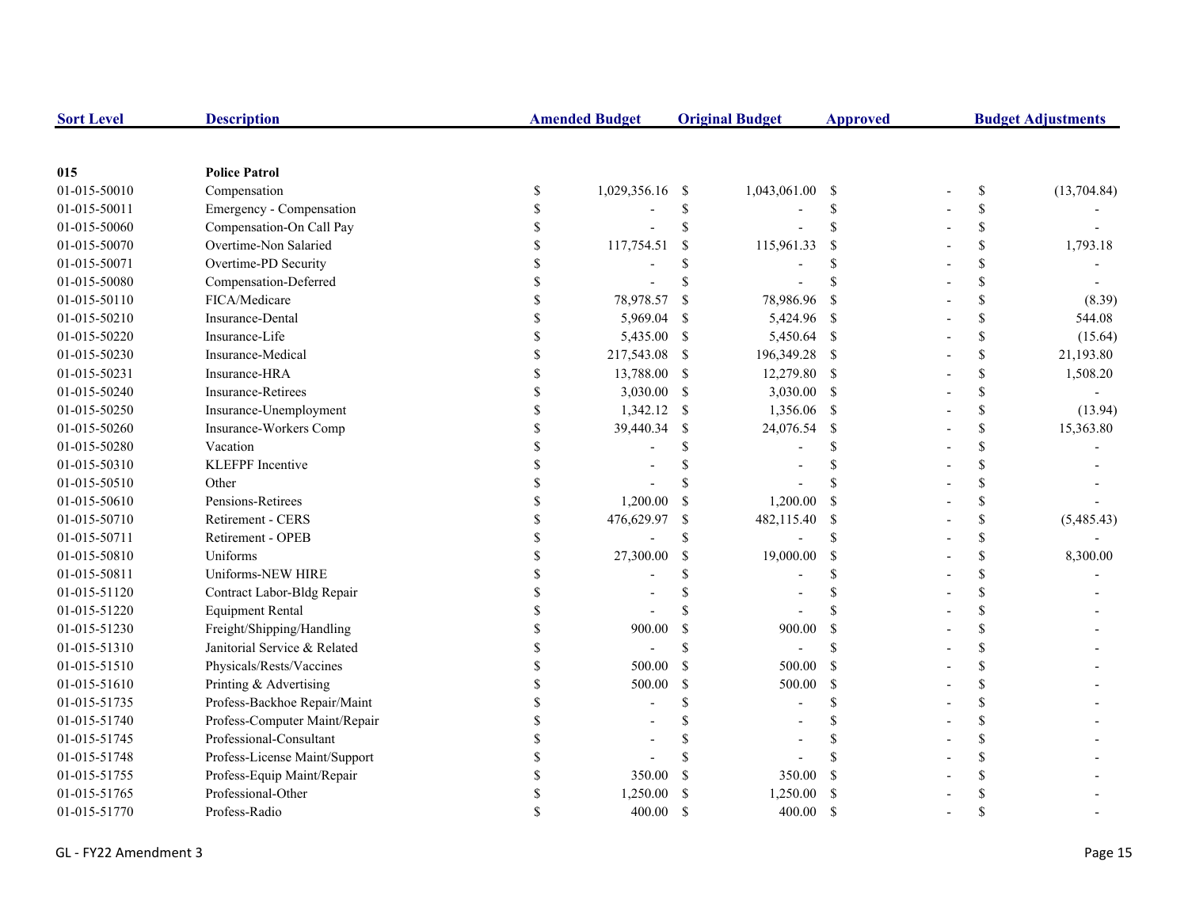| Sort Level | Description | Amended Budget | Original Budget | Approved | Budget Adjustments |
|---|---|---|---|---|---|
| **015** | **Police Patrol** | | | | |
| 01-015-50010 | Compensation | $ 1,029,356.16 | $ 1,043,061.00 | $ - | $ (13,704.84) |
| 01-015-50011 | Emergency - Compensation | $ - | $ - | $ - | $ - |
| 01-015-50060 | Compensation-On Call Pay | $ - | $ - | $ - | $ - |
| 01-015-50070 | Overtime-Non Salaried | $ 117,754.51 | $ 115,961.33 | $ - | $ 1,793.18 |
| 01-015-50071 | Overtime-PD Security | $ - | $ - | $ - | $ - |
| 01-015-50080 | Compensation-Deferred | $ - | $ - | $ - | $ - |
| 01-015-50110 | FICA/Medicare | $ 78,978.57 | $ 78,986.96 | $ - | $ (8.39) |
| 01-015-50210 | Insurance-Dental | $ 5,969.04 | $ 5,424.96 | $ - | $ 544.08 |
| 01-015-50220 | Insurance-Life | $ 5,435.00 | $ 5,450.64 | $ - | $ (15.64) |
| 01-015-50230 | Insurance-Medical | $ 217,543.08 | $ 196,349.28 | $ - | $ 21,193.80 |
| 01-015-50231 | Insurance-HRA | $ 13,788.00 | $ 12,279.80 | $ - | $ 1,508.20 |
| 01-015-50240 | Insurance-Retirees | $ 3,030.00 | $ 3,030.00 | $ - | $ - |
| 01-015-50250 | Insurance-Unemployment | $ 1,342.12 | $ 1,356.06 | $ - | $ (13.94) |
| 01-015-50260 | Insurance-Workers Comp | $ 39,440.34 | $ 24,076.54 | $ - | $ 15,363.80 |
| 01-015-50280 | Vacation | $ - | $ - | $ - | $ - |
| 01-015-50310 | KLEFPF Incentive | $ - | $ - | $ - | $ - |
| 01-015-50510 | Other | $ - | $ - | $ - | $ - |
| 01-015-50610 | Pensions-Retirees | $ 1,200.00 | $ 1,200.00 | $ - | $ - |
| 01-015-50710 | Retirement - CERS | $ 476,629.97 | $ 482,115.40 | $ - | $ (5,485.43) |
| 01-015-50711 | Retirement - OPEB | $ - | $ - | $ - | $ - |
| 01-015-50810 | Uniforms | $ 27,300.00 | $ 19,000.00 | $ - | $ 8,300.00 |
| 01-015-50811 | Uniforms-NEW HIRE | $ - | $ - | $ - | $ - |
| 01-015-51120 | Contract Labor-Bldg Repair | $ - | $ - | $ - | $ - |
| 01-015-51220 | Equipment Rental | $ - | $ - | $ - | $ - |
| 01-015-51230 | Freight/Shipping/Handling | $ 900.00 | $ 900.00 | $ - | $ - |
| 01-015-51310 | Janitorial Service & Related | $ - | $ - | $ - | $ - |
| 01-015-51510 | Physicals/Rests/Vaccines | $ 500.00 | $ 500.00 | $ - | $ - |
| 01-015-51610 | Printing & Advertising | $ 500.00 | $ 500.00 | $ - | $ - |
| 01-015-51735 | Profess-Backhoe Repair/Maint | $ - | $ - | $ - | $ - |
| 01-015-51740 | Profess-Computer Maint/Repair | $ - | $ - | $ - | $ - |
| 01-015-51745 | Professional-Consultant | $ - | $ - | $ - | $ - |
| 01-015-51748 | Profess-License Maint/Support | $ - | $ - | $ - | $ - |
| 01-015-51755 | Profess-Equip Maint/Repair | $ 350.00 | $ 350.00 | $ - | $ - |
| 01-015-51765 | Professional-Other | $ 1,250.00 | $ 1,250.00 | $ - | $ - |
| 01-015-51770 | Profess-Radio | $ 400.00 | $ 400.00 | $ - | $ - |

GL - FY22 Amendment 3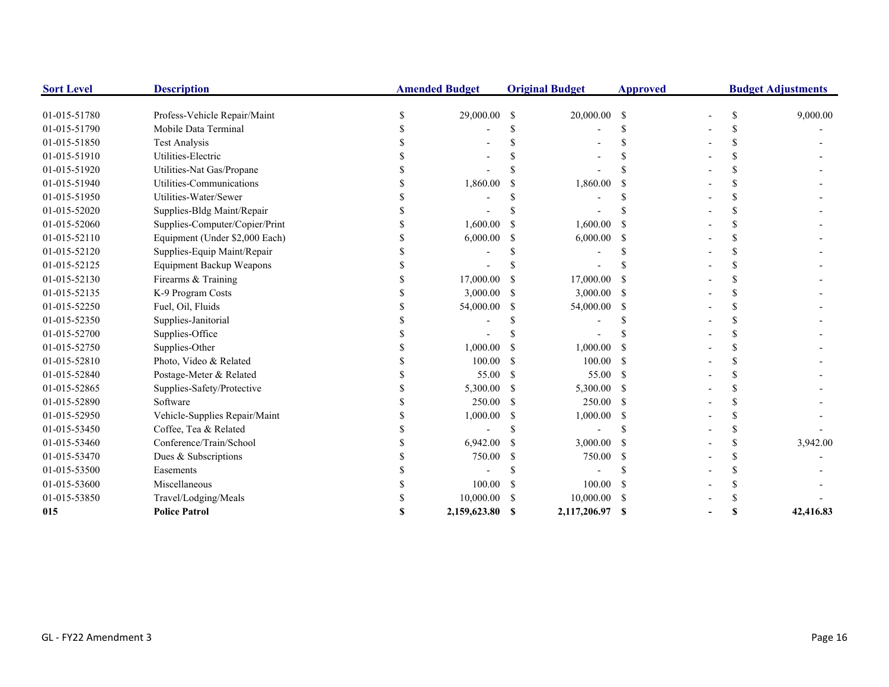| Sort Level | Description | Amended Budget | Original Budget | Approved | Budget Adjustments |
|---|---|---|---|---|---|
| 01-015-51780 | Profess-Vehicle Repair/Maint | $ 29,000.00 | $ 20,000.00 | $ - | $ 9,000.00 |
| 01-015-51790 | Mobile Data Terminal | $ - | $ - | $ - | $ - |
| 01-015-51850 | Test Analysis | $ - | $ - | $ - | $ - |
| 01-015-51910 | Utilities-Electric | $ - | $ - | $ - | $ - |
| 01-015-51920 | Utilities-Nat Gas/Propane | $ - | $ - | $ - | $ - |
| 01-015-51940 | Utilities-Communications | $ 1,860.00 | $ 1,860.00 | $ - | $ - |
| 01-015-51950 | Utilities-Water/Sewer | $ - | $ - | $ - | $ - |
| 01-015-52020 | Supplies-Bldg Maint/Repair | $ - | $ - | $ - | $ - |
| 01-015-52060 | Supplies-Computer/Copier/Print | $ 1,600.00 | $ 1,600.00 | $ - | $ - |
| 01-015-52110 | Equipment (Under $2,000 Each) | $ 6,000.00 | $ 6,000.00 | $ - | $ - |
| 01-015-52120 | Supplies-Equip Maint/Repair | $ - | $ - | $ - | $ - |
| 01-015-52125 | Equipment Backup Weapons | $ - | $ - | $ - | $ - |
| 01-015-52130 | Firearms & Training | $ 17,000.00 | $ 17,000.00 | $ - | $ - |
| 01-015-52135 | K-9 Program Costs | $ 3,000.00 | $ 3,000.00 | $ - | $ - |
| 01-015-52250 | Fuel, Oil, Fluids | $ 54,000.00 | $ 54,000.00 | $ - | $ - |
| 01-015-52350 | Supplies-Janitorial | $ - | $ - | $ - | $ - |
| 01-015-52700 | Supplies-Office | $ - | $ - | $ - | $ - |
| 01-015-52750 | Supplies-Other | $ 1,000.00 | $ 1,000.00 | $ - | $ - |
| 01-015-52810 | Photo, Video & Related | $ 100.00 | $ 100.00 | $ - | $ - |
| 01-015-52840 | Postage-Meter & Related | $ 55.00 | $ 55.00 | $ - | $ - |
| 01-015-52865 | Supplies-Safety/Protective | $ 5,300.00 | $ 5,300.00 | $ - | $ - |
| 01-015-52890 | Software | $ 250.00 | $ 250.00 | $ - | $ - |
| 01-015-52950 | Vehicle-Supplies Repair/Maint | $ 1,000.00 | $ 1,000.00 | $ - | $ - |
| 01-015-53450 | Coffee, Tea & Related | $ - | $ - | $ - | $ - |
| 01-015-53460 | Conference/Train/School | $ 6,942.00 | $ 3,000.00 | $ - | $ 3,942.00 |
| 01-015-53470 | Dues & Subscriptions | $ 750.00 | $ 750.00 | $ - | $ - |
| 01-015-53500 | Easements | $ - | $ - | $ - | $ - |
| 01-015-53600 | Miscellaneous | $ 100.00 | $ 100.00 | $ - | $ - |
| 01-015-53850 | Travel/Lodging/Meals | $ 10,000.00 | $ 10,000.00 | $ - | $ - |
| **015** | **Police Patrol** | **$ 2,159,623.80** | **$ 2,117,206.97** | **$ -** | **$ 42,416.83** |

GL - FY22 Amendment 3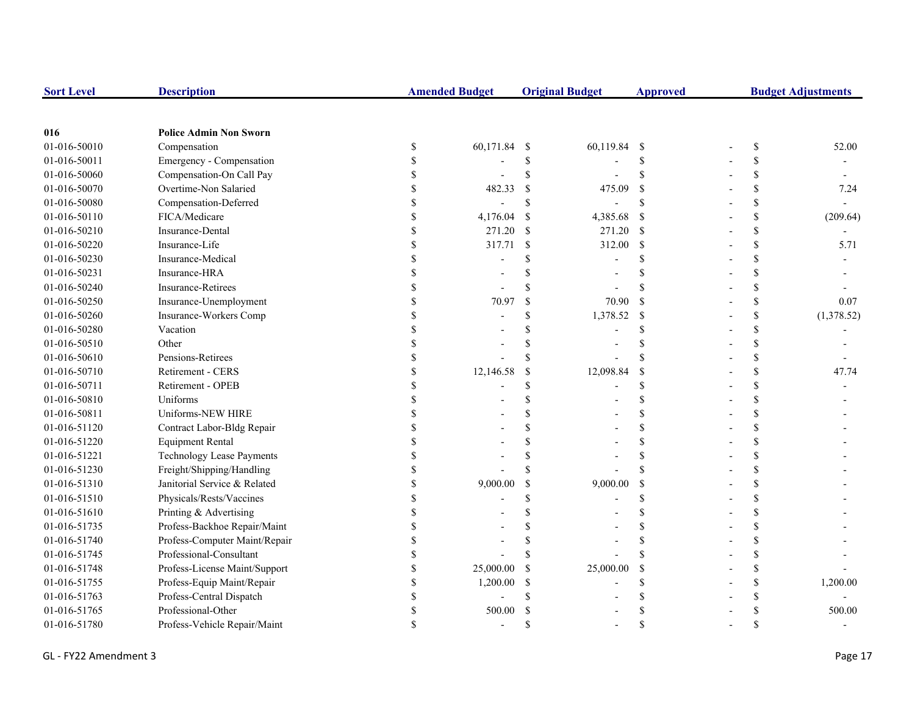| Sort Level | Description | Amended Budget | Original Budget | Approved | Budget Adjustments |
|---|---|---|---|---|---|
| 016 | **Police Admin Non Sworn** | | | | |
| 01-016-50010 | Compensation | $ 60,171.84 | $ 60,119.84 | $ - | $ 52.00 |
| 01-016-50011 | Emergency - Compensation | $ - | $ - | $ - | $ - |
| 01-016-50060 | Compensation-On Call Pay | $ - | $ - | $ - | $ - |
| 01-016-50070 | Overtime-Non Salaried | $ 482.33 | $ 475.09 | $ - | $ 7.24 |
| 01-016-50080 | Compensation-Deferred | $ - | $ - | $ - | $ - |
| 01-016-50110 | FICA/Medicare | $ 4,176.04 | $ 4,385.68 | $ - | $ (209.64) |
| 01-016-50210 | Insurance-Dental | $ 271.20 | $ 271.20 | $ - | $ - |
| 01-016-50220 | Insurance-Life | $ 317.71 | $ 312.00 | $ - | $ 5.71 |
| 01-016-50230 | Insurance-Medical | $ - | $ - | $ - | $ - |
| 01-016-50231 | Insurance-HRA | $ - | $ - | $ - | $ - |
| 01-016-50240 | Insurance-Retirees | $ - | $ - | $ - | $ - |
| 01-016-50250 | Insurance-Unemployment | $ 70.97 | $ 70.90 | $ - | $ 0.07 |
| 01-016-50260 | Insurance-Workers Comp | $ - | $ 1,378.52 | $ - | $ (1,378.52) |
| 01-016-50280 | Vacation | $ - | $ - | $ - | $ - |
| 01-016-50510 | Other | $ - | $ - | $ - | $ - |
| 01-016-50610 | Pensions-Retirees | $ - | $ - | $ - | $ - |
| 01-016-50710 | Retirement - CERS | $ 12,146.58 | $ 12,098.84 | $ - | $ 47.74 |
| 01-016-50711 | Retirement - OPEB | $ - | $ - | $ - | $ - |
| 01-016-50810 | Uniforms | $ - | $ - | $ - | $ - |
| 01-016-50811 | Uniforms-NEW HIRE | $ - | $ - | $ - | $ - |
| 01-016-51120 | Contract Labor-Bldg Repair | $ - | $ - | $ - | $ - |
| 01-016-51220 | Equipment Rental | $ - | $ - | $ - | $ - |
| 01-016-51221 | Technology Lease Payments | $ - | $ - | $ - | $ - |
| 01-016-51230 | Freight/Shipping/Handling | $ - | $ - | $ - | $ - |
| 01-016-51310 | Janitorial Service & Related | $ 9,000.00 | $ 9,000.00 | $ - | $ - |
| 01-016-51510 | Physicals/Rests/Vaccines | $ - | $ - | $ - | $ - |
| 01-016-51610 | Printing & Advertising | $ - | $ - | $ - | $ - |
| 01-016-51735 | Profess-Backhoe Repair/Maint | $ - | $ - | $ - | $ - |
| 01-016-51740 | Profess-Computer Maint/Repair | $ - | $ - | $ - | $ - |
| 01-016-51745 | Professional-Consultant | $ - | $ - | $ - | $ - |
| 01-016-51748 | Profess-License Maint/Support | $ 25,000.00 | $ 25,000.00 | $ - | $ - |
| 01-016-51755 | Profess-Equip Maint/Repair | $ 1,200.00 | $ - | $ - | $ 1,200.00 |
| 01-016-51763 | Profess-Central Dispatch | $ - | $ - | $ - | $ - |
| 01-016-51765 | Professional-Other | $ 500.00 | $ - | $ - | $ 500.00 |
| 01-016-51780 | Profess-Vehicle Repair/Maint | $ - | $ - | $ - | $ - |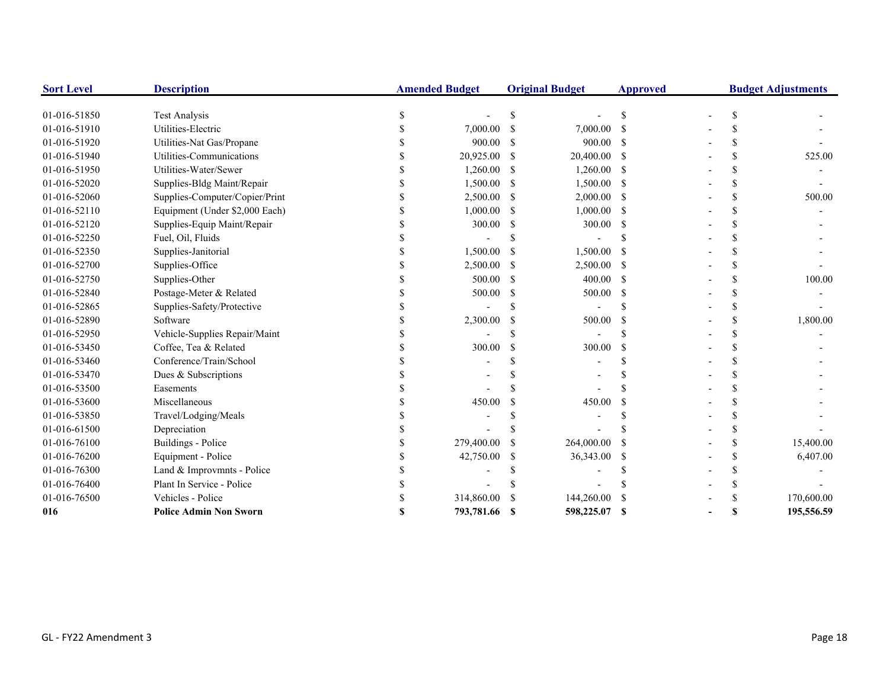| Sort Level | Description | Amended Budget | Original Budget | Approved | Budget Adjustments |
|---|---|---|---|---|---|
| 01-016-51850 | Test Analysis | $ - | $ - | $ - | $ - |
| 01-016-51910 | Utilities-Electric | $ 7,000.00 | $ 7,000.00 | $ - | $ - |
| 01-016-51920 | Utilities-Nat Gas/Propane | $ 900.00 | $ 900.00 | $ - | $ - |
| 01-016-51940 | Utilities-Communications | $ 20,925.00 | $ 20,400.00 | $ - | $ 525.00 |
| 01-016-51950 | Utilities-Water/Sewer | $ 1,260.00 | $ 1,260.00 | $ - | $ - |
| 01-016-52020 | Supplies-Bldg Maint/Repair | $ 1,500.00 | $ 1,500.00 | $ - | $ - |
| 01-016-52060 | Supplies-Computer/Copier/Print | $ 2,500.00 | $ 2,000.00 | $ - | $ 500.00 |
| 01-016-52110 | Equipment (Under $2,000 Each) | $ 1,000.00 | $ 1,000.00 | $ - | $ - |
| 01-016-52120 | Supplies-Equip Maint/Repair | $ 300.00 | $ 300.00 | $ - | $ - |
| 01-016-52250 | Fuel, Oil, Fluids | $ - | $ - | $ - | $ - |
| 01-016-52350 | Supplies-Janitorial | $ 1,500.00 | $ 1,500.00 | $ - | $ - |
| 01-016-52700 | Supplies-Office | $ 2,500.00 | $ 2,500.00 | $ - | $ - |
| 01-016-52750 | Supplies-Other | $ 500.00 | $ 400.00 | $ - | $ 100.00 |
| 01-016-52840 | Postage-Meter & Related | $ 500.00 | $ 500.00 | $ - | $ - |
| 01-016-52865 | Supplies-Safety/Protective | $ - | $ - | $ - | $ - |
| 01-016-52890 | Software | $ 2,300.00 | $ 500.00 | $ - | $ 1,800.00 |
| 01-016-52950 | Vehicle-Supplies Repair/Maint | $ - | $ - | $ - | $ - |
| 01-016-53450 | Coffee, Tea & Related | $ 300.00 | $ 300.00 | $ - | $ - |
| 01-016-53460 | Conference/Train/School | $ - | $ - | $ - | $ - |
| 01-016-53470 | Dues & Subscriptions | $ - | $ - | $ - | $ - |
| 01-016-53500 | Easements | $ - | $ - | $ - | $ - |
| 01-016-53600 | Miscellaneous | $ 450.00 | $ 450.00 | $ - | $ - |
| 01-016-53850 | Travel/Lodging/Meals | $ - | $ - | $ - | $ - |
| 01-016-61500 | Depreciation | $ - | $ - | $ - | $ - |
| 01-016-76100 | Buildings - Police | $ 279,400.00 | $ 264,000.00 | $ - | $ 15,400.00 |
| 01-016-76200 | Equipment - Police | $ 42,750.00 | $ 36,343.00 | $ - | $ 6,407.00 |
| 01-016-76300 | Land & Improvmnts - Police | $ - | $ - | $ - | $ - |
| 01-016-76400 | Plant In Service - Police | $ - | $ - | $ - | $ - |
| 01-016-76500 | Vehicles - Police | $ 314,860.00 | $ 144,260.00 | $ - | $ 170,600.00 |
| **016** | **Police Admin Non Sworn** | **$ 793,781.66** | **$ 598,225.07** | **$ -** | **$ 195,556.59** |

GL - FY22 Amendment 3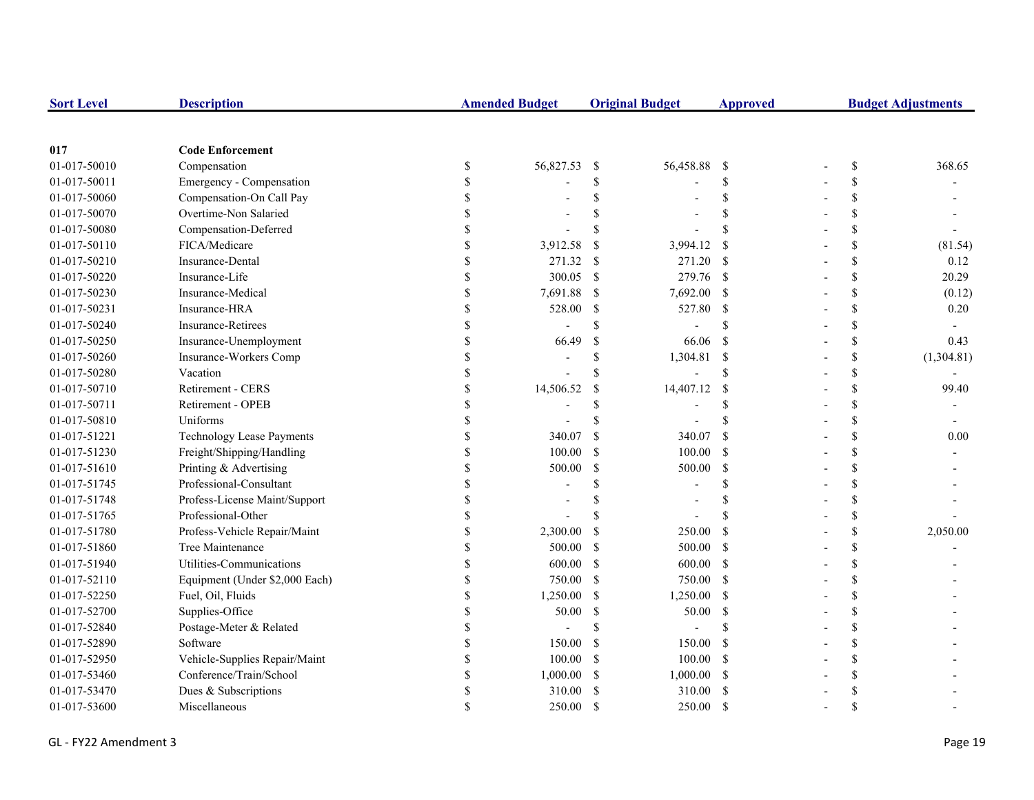| Sort Level | Description | Amended Budget | Original Budget | Approved | Budget Adjustments |
|---|---|---|---|---|---|
| **017** | **Code Enforcement** | | | | |
| 01-017-50010 | Compensation | $ 56,827.53 | $ 56,458.88 | $ - | $ 368.65 |
| 01-017-50011 | Emergency - Compensation | $ - | $ - | $ - | $ - |
| 01-017-50060 | Compensation-On Call Pay | $ - | $ - | $ - | $ - |
| 01-017-50070 | Overtime-Non Salaried | $ - | $ - | $ - | $ - |
| 01-017-50080 | Compensation-Deferred | $ - | $ - | $ - | $ - |
| 01-017-50110 | FICA/Medicare | $ 3,912.58 | $ 3,994.12 | $ - | $ (81.54) |
| 01-017-50210 | Insurance-Dental | $ 271.32 | $ 271.20 | $ - | $ 0.12 |
| 01-017-50220 | Insurance-Life | $ 300.05 | $ 279.76 | $ - | $ 20.29 |
| 01-017-50230 | Insurance-Medical | $ 7,691.88 | $ 7,692.00 | $ - | $ (0.12) |
| 01-017-50231 | Insurance-HRA | $ 528.00 | $ 527.80 | $ - | $ 0.20 |
| 01-017-50240 | Insurance-Retirees | $ - | $ - | $ - | $ - |
| 01-017-50250 | Insurance-Unemployment | $ 66.49 | $ 66.06 | $ - | $ 0.43 |
| 01-017-50260 | Insurance-Workers Comp | $ - | $ 1,304.81 | $ - | $ (1,304.81) |
| 01-017-50280 | Vacation | $ - | $ - | $ - | $ - |
| 01-017-50710 | Retirement - CERS | $ 14,506.52 | $ 14,407.12 | $ - | $ 99.40 |
| 01-017-50711 | Retirement - OPEB | $ - | $ - | $ - | $ - |
| 01-017-50810 | Uniforms | $ - | $ - | $ - | $ - |
| 01-017-51221 | Technology Lease Payments | $ 340.07 | $ 340.07 | $ - | $ 0.00 |
| 01-017-51230 | Freight/Shipping/Handling | $ 100.00 | $ 100.00 | $ - | $ - |
| 01-017-51610 | Printing & Advertising | $ 500.00 | $ 500.00 | $ - | $ - |
| 01-017-51745 | Professional-Consultant | $ - | $ - | $ - | $ - |
| 01-017-51748 | Profess-License Maint/Support | $ - | $ - | $ - | $ - |
| 01-017-51765 | Professional-Other | $ - | $ - | $ - | $ - |
| 01-017-51780 | Profess-Vehicle Repair/Maint | $ 2,300.00 | $ 250.00 | $ - | $ 2,050.00 |
| 01-017-51860 | Tree Maintenance | $ 500.00 | $ 500.00 | $ - | $ - |
| 01-017-51940 | Utilities-Communications | $ 600.00 | $ 600.00 | $ - | $ - |
| 01-017-52110 | Equipment (Under $2,000 Each) | $ 750.00 | $ 750.00 | $ - | $ - |
| 01-017-52250 | Fuel, Oil, Fluids | $ 1,250.00 | $ 1,250.00 | $ - | $ - |
| 01-017-52700 | Supplies-Office | $ 50.00 | $ 50.00 | $ - | $ - |
| 01-017-52840 | Postage-Meter & Related | $ - | $ - | $ - | $ - |
| 01-017-52890 | Software | $ 150.00 | $ 150.00 | $ - | $ - |
| 01-017-52950 | Vehicle-Supplies Repair/Maint | $ 100.00 | $ 100.00 | $ - | $ - |
| 01-017-53460 | Conference/Train/School | $ 1,000.00 | $ 1,000.00 | $ - | $ - |
| 01-017-53470 | Dues & Subscriptions | $ 310.00 | $ 310.00 | $ - | $ - |
| 01-017-53600 | Miscellaneous | $ 250.00 | $ 250.00 | $ - | $ - |

GL - FY22 Amendment 3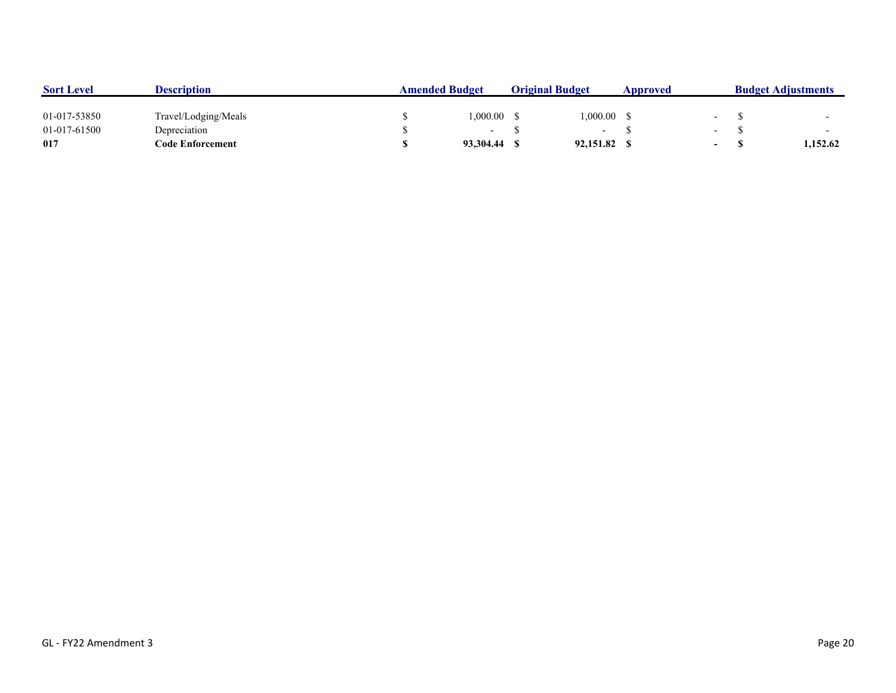| Sort Level | Description | Amended Budget | Original Budget | Approved | Budget Adjustments |
|---|---|---|---|---|---|
| 01-017-53850 | Travel/Lodging/Meals | $ 1,000.00 | $ 1,000.00 | $ - | $ - |
| 01-017-61500 | Depreciation | $ - | $ - | $ - | $ - |
| **017** | **Code Enforcement** | **$ 93,304.44** | **$ 92,151.82** | **$ -** | **$ 1,152.62** |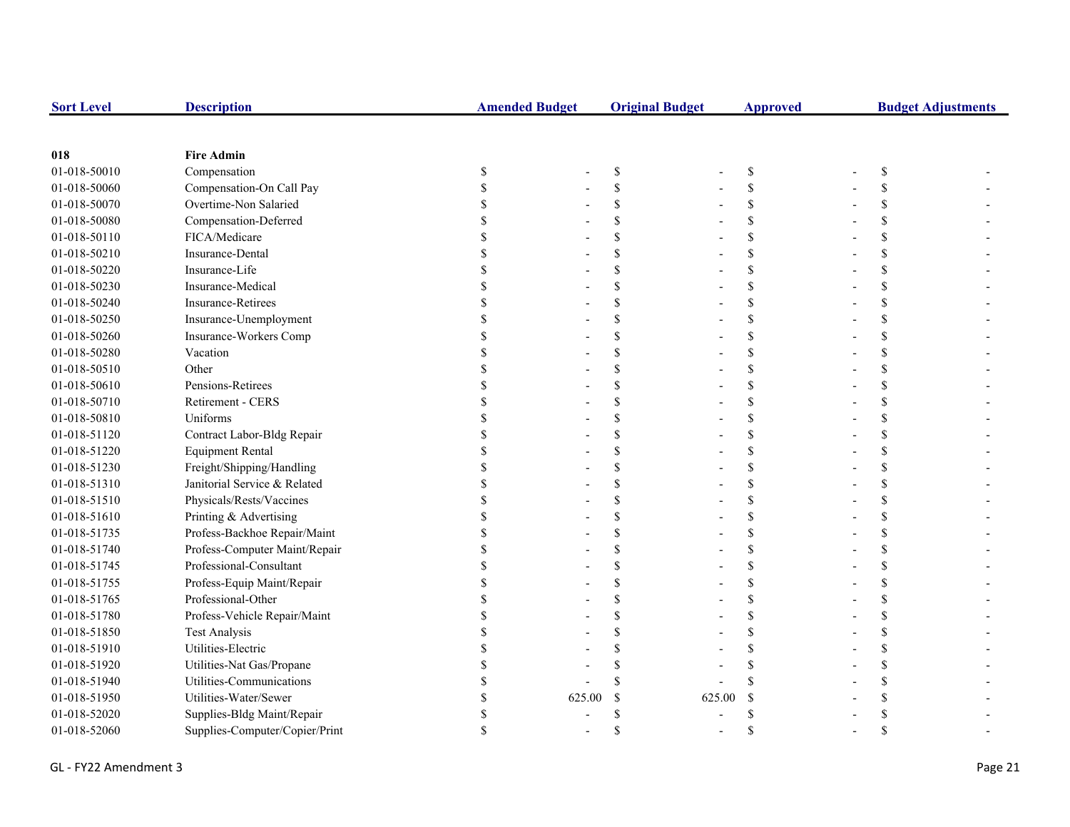| Sort Level | Description | Amended Budget | Original Budget | Approved | Budget Adjustments |
|---|---|---|---|---|---|
| **018** | **Fire Admin** | | | | |
| 01-018-50010 | Compensation | $ - | $ - | $ - | $ - |
| 01-018-50060 | Compensation-On Call Pay | $ - | $ - | $ - | $ - |
| 01-018-50070 | Overtime-Non Salaried | $ - | $ - | $ - | $ - |
| 01-018-50080 | Compensation-Deferred | $ - | $ - | $ - | $ - |
| 01-018-50110 | FICA/Medicare | $ - | $ - | $ - | $ - |
| 01-018-50210 | Insurance-Dental | $ - | $ - | $ - | $ - |
| 01-018-50220 | Insurance-Life | $ - | $ - | $ - | $ - |
| 01-018-50230 | Insurance-Medical | $ - | $ - | $ - | $ - |
| 01-018-50240 | Insurance-Retirees | $ - | $ - | $ - | $ - |
| 01-018-50250 | Insurance-Unemployment | $ - | $ - | $ - | $ - |
| 01-018-50260 | Insurance-Workers Comp | $ - | $ - | $ - | $ - |
| 01-018-50280 | Vacation | $ - | $ - | $ - | $ - |
| 01-018-50510 | Other | $ - | $ - | $ - | $ - |
| 01-018-50610 | Pensions-Retirees | $ - | $ - | $ - | $ - |
| 01-018-50710 | Retirement - CERS | $ - | $ - | $ - | $ - |
| 01-018-50810 | Uniforms | $ - | $ - | $ - | $ - |
| 01-018-51120 | Contract Labor-Bldg Repair | $ - | $ - | $ - | $ - |
| 01-018-51220 | Equipment Rental | $ - | $ - | $ - | $ - |
| 01-018-51230 | Freight/Shipping/Handling | $ - | $ - | $ - | $ - |
| 01-018-51310 | Janitorial Service & Related | $ - | $ - | $ - | $ - |
| 01-018-51510 | Physicals/Rests/Vaccines | $ - | $ - | $ - | $ - |
| 01-018-51610 | Printing & Advertising | $ - | $ - | $ - | $ - |
| 01-018-51735 | Profess-Backhoe Repair/Maint | $ - | $ - | $ - | $ - |
| 01-018-51740 | Profess-Computer Maint/Repair | $ - | $ - | $ - | $ - |
| 01-018-51745 | Professional-Consultant | $ - | $ - | $ - | $ - |
| 01-018-51755 | Profess-Equip Maint/Repair | $ - | $ - | $ - | $ - |
| 01-018-51765 | Professional-Other | $ - | $ - | $ - | $ - |
| 01-018-51780 | Profess-Vehicle Repair/Maint | $ - | $ - | $ - | $ - |
| 01-018-51850 | Test Analysis | $ - | $ - | $ - | $ - |
| 01-018-51910 | Utilities-Electric | $ - | $ - | $ - | $ - |
| 01-018-51920 | Utilities-Nat Gas/Propane | $ - | $ - | $ - | $ - |
| 01-018-51940 | Utilities-Communications | $ - | $ - | $ - | $ - |
| 01-018-51950 | Utilities-Water/Sewer | $ 625.00 | $ 625.00 | $ - | $ - |
| 01-018-52020 | Supplies-Bldg Maint/Repair | $ - | $ - | $ - | $ - |
| 01-018-52060 | Supplies-Computer/Copier/Print | $ - | $ - | $ - | $ - |

GL - FY22 Amendment 3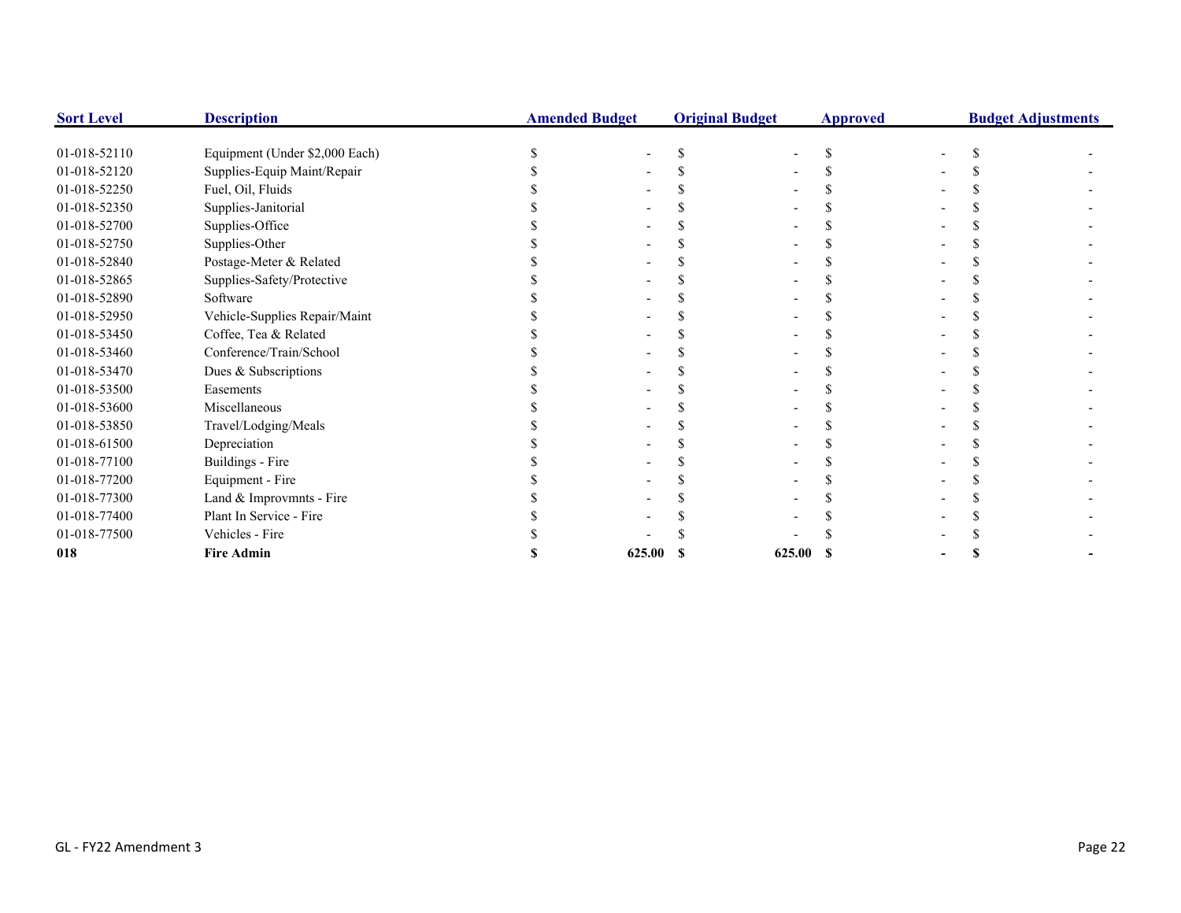| Sort Level | Description | Amended Budget | Original Budget | Approved | Budget Adjustments |
|---|---|---|---|---|---|
| 01-018-52110 | Equipment (Under $2,000 Each) | $ - | $ - | $ - | $ - |
| 01-018-52120 | Supplies-Equip Maint/Repair | $ - | $ - | $ - | $ - |
| 01-018-52250 | Fuel, Oil, Fluids | $ - | $ - | $ - | $ - |
| 01-018-52350 | Supplies-Janitorial | $ - | $ - | $ - | $ - |
| 01-018-52700 | Supplies-Office | $ - | $ - | $ - | $ - |
| 01-018-52750 | Supplies-Other | $ - | $ - | $ - | $ - |
| 01-018-52840 | Postage-Meter & Related | $ - | $ - | $ - | $ - |
| 01-018-52865 | Supplies-Safety/Protective | $ - | $ - | $ - | $ - |
| 01-018-52890 | Software | $ - | $ - | $ - | $ - |
| 01-018-52950 | Vehicle-Supplies Repair/Maint | $ - | $ - | $ - | $ - |
| 01-018-53450 | Coffee, Tea & Related | $ - | $ - | $ - | $ - |
| 01-018-53460 | Conference/Train/School | $ - | $ - | $ - | $ - |
| 01-018-53470 | Dues & Subscriptions | $ - | $ - | $ - | $ - |
| 01-018-53500 | Easements | $ - | $ - | $ - | $ - |
| 01-018-53600 | Miscellaneous | $ - | $ - | $ - | $ - |
| 01-018-53850 | Travel/Lodging/Meals | $ - | $ - | $ - | $ - |
| 01-018-61500 | Depreciation | $ - | $ - | $ - | $ - |
| 01-018-77100 | Buildings - Fire | $ - | $ - | $ - | $ - |
| 01-018-77200 | Equipment - Fire | $ - | $ - | $ - | $ - |
| 01-018-77300 | Land & Improvmnts - Fire | $ - | $ - | $ - | $ - |
| 01-018-77400 | Plant In Service - Fire | $ - | $ - | $ - | $ - |
| 01-018-77500 | Vehicles - Fire | $ - | $ - | $ - | $ - |
| **018** | **Fire Admin** | **$ 625.00** | **$ 625.00** | **$ -** | **$ -** |

GL - FY22 Amendment 3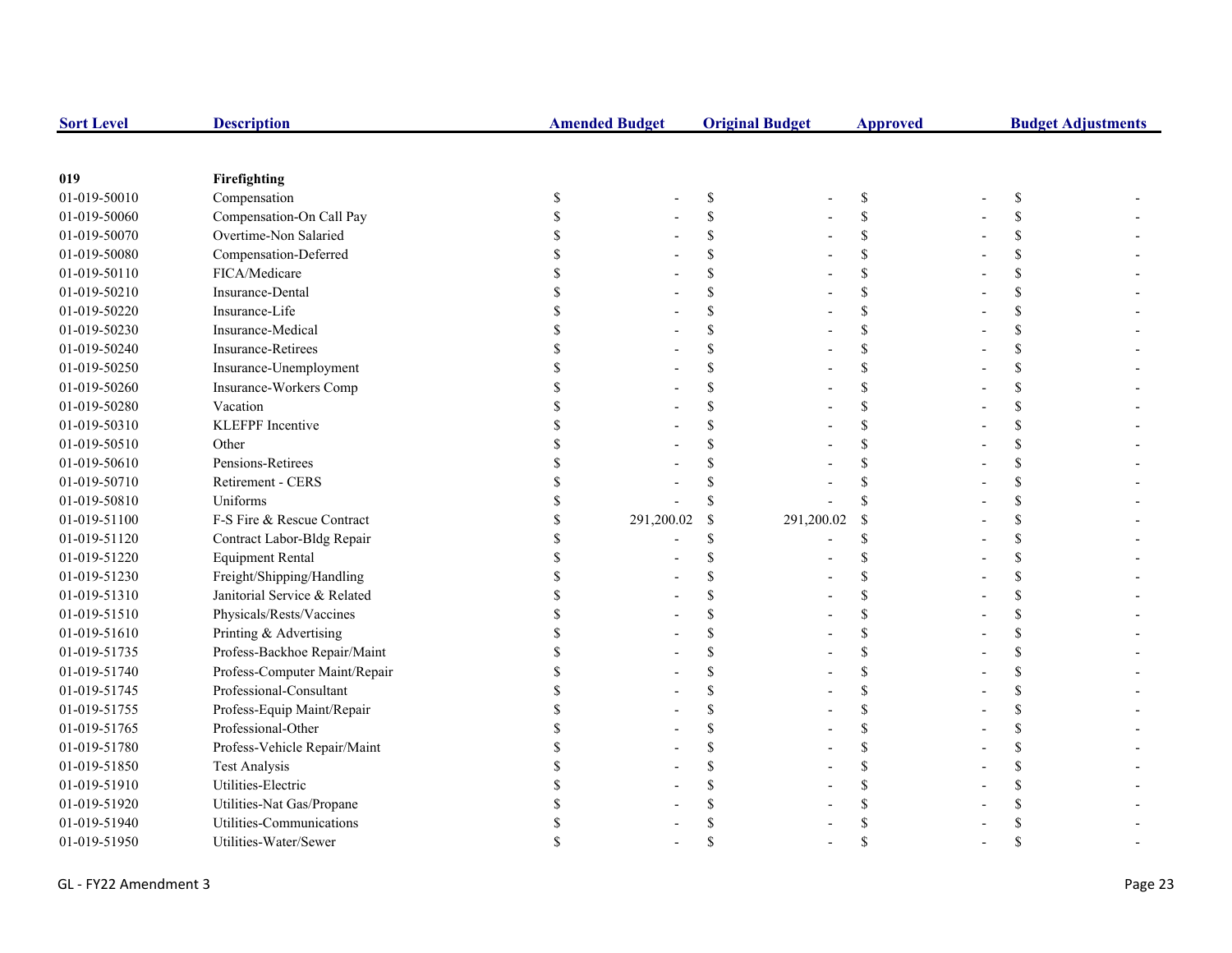| Sort Level | Description | Amended Budget | Original Budget | Approved | Budget Adjustments |
|---|---|---|---|---|---|
| **019** | **Firefighting** | | | | |
| 01-019-50010 | Compensation | $ - | $ - | $ - | $ - |
| 01-019-50060 | Compensation-On Call Pay | $ - | $ - | $ - | $ - |
| 01-019-50070 | Overtime-Non Salaried | $ - | $ - | $ - | $ - |
| 01-019-50080 | Compensation-Deferred | $ - | $ - | $ - | $ - |
| 01-019-50110 | FICA/Medicare | $ - | $ - | $ - | $ - |
| 01-019-50210 | Insurance-Dental | $ - | $ - | $ - | $ - |
| 01-019-50220 | Insurance-Life | $ - | $ - | $ - | $ - |
| 01-019-50230 | Insurance-Medical | $ - | $ - | $ - | $ - |
| 01-019-50240 | Insurance-Retirees | $ - | $ - | $ - | $ - |
| 01-019-50250 | Insurance-Unemployment | $ - | $ - | $ - | $ - |
| 01-019-50260 | Insurance-Workers Comp | $ - | $ - | $ - | $ - |
| 01-019-50280 | Vacation | $ - | $ - | $ - | $ - |
| 01-019-50310 | KLEFPF Incentive | $ - | $ - | $ - | $ - |
| 01-019-50510 | Other | $ - | $ - | $ - | $ - |
| 01-019-50610 | Pensions-Retirees | $ - | $ - | $ - | $ - |
| 01-019-50710 | Retirement - CERS | $ - | $ - | $ - | $ - |
| 01-019-50810 | Uniforms | $ - | $ - | $ - | $ - |
| 01-019-51100 | F-S Fire & Rescue Contract | $ 291,200.02 | $ 291,200.02 | $ - | $ - |
| 01-019-51120 | Contract Labor-Bldg Repair | $ - | $ - | $ - | $ - |
| 01-019-51220 | Equipment Rental | $ - | $ - | $ - | $ - |
| 01-019-51230 | Freight/Shipping/Handling | $ - | $ - | $ - | $ - |
| 01-019-51310 | Janitorial Service & Related | $ - | $ - | $ - | $ - |
| 01-019-51510 | Physicals/Rests/Vaccines | $ - | $ - | $ - | $ - |
| 01-019-51610 | Printing & Advertising | $ - | $ - | $ - | $ - |
| 01-019-51735 | Profess-Backhoe Repair/Maint | $ - | $ - | $ - | $ - |
| 01-019-51740 | Profess-Computer Maint/Repair | $ - | $ - | $ - | $ - |
| 01-019-51745 | Professional-Consultant | $ - | $ - | $ - | $ - |
| 01-019-51755 | Profess-Equip Maint/Repair | $ - | $ - | $ - | $ - |
| 01-019-51765 | Professional-Other | $ - | $ - | $ - | $ - |
| 01-019-51780 | Profess-Vehicle Repair/Maint | $ - | $ - | $ - | $ - |
| 01-019-51850 | Test Analysis | $ - | $ - | $ - | $ - |
| 01-019-51910 | Utilities-Electric | $ - | $ - | $ - | $ - |
| 01-019-51920 | Utilities-Nat Gas/Propane | $ - | $ - | $ - | $ - |
| 01-019-51940 | Utilities-Communications | $ - | $ - | $ - | $ - |
| 01-019-51950 | Utilities-Water/Sewer | $ - | $ - | $ - | $ - |

GL - FY22 Amendment 3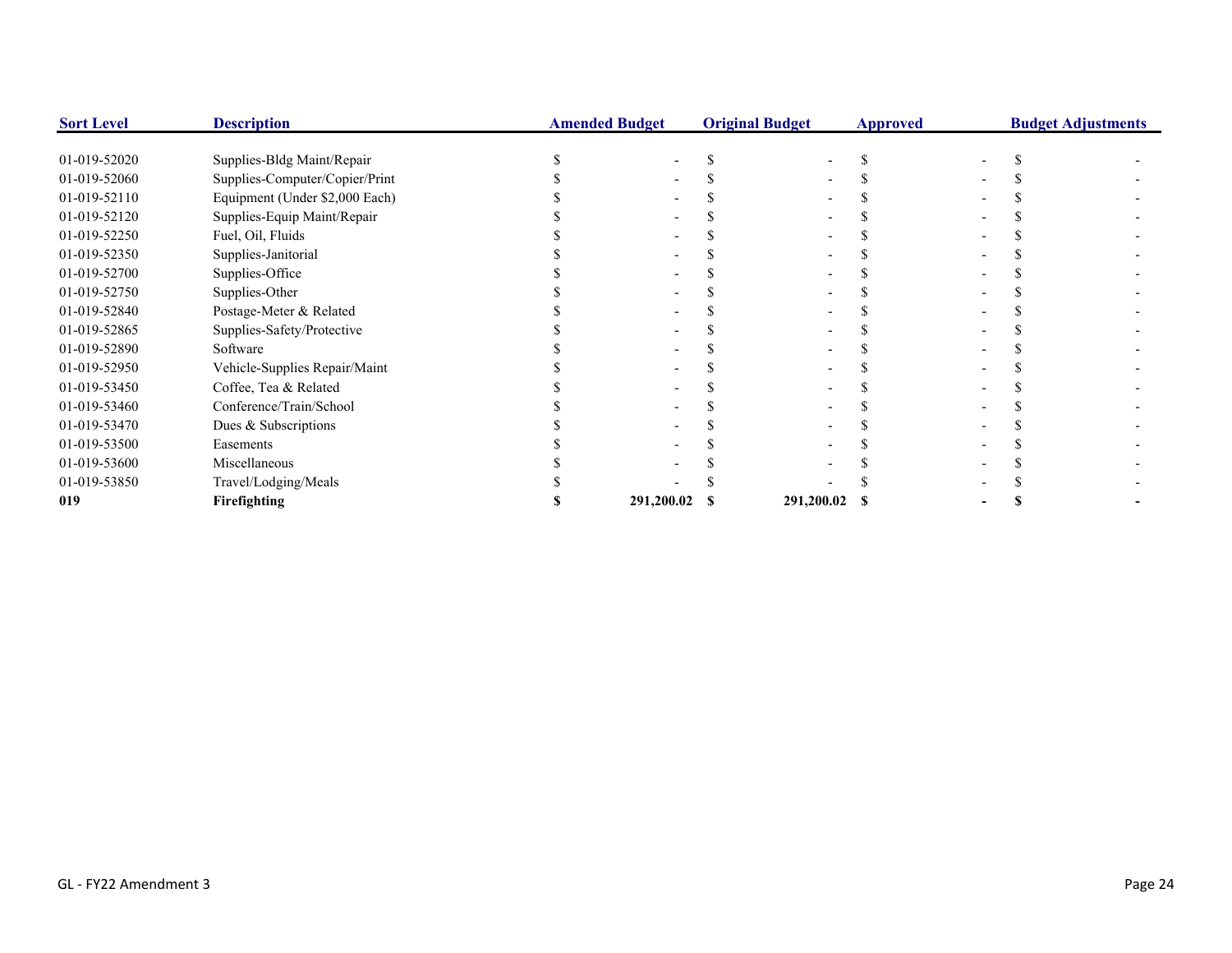| Sort Level | Description | Amended Budget | Original Budget | Approved | Budget Adjustments |
|---|---|---|---|---|---|
| 01-019-52020 | Supplies-Bldg Maint/Repair | $ - | $ - | $ - | $ - |
| 01-019-52060 | Supplies-Computer/Copier/Print | $ - | $ - | $ - | $ - |
| 01-019-52110 | Equipment (Under $2,000 Each) | $ - | $ - | $ - | $ - |
| 01-019-52120 | Supplies-Equip Maint/Repair | $ - | $ - | $ - | $ - |
| 01-019-52250 | Fuel, Oil, Fluids | $ - | $ - | $ - | $ - |
| 01-019-52350 | Supplies-Janitorial | $ - | $ - | $ - | $ - |
| 01-019-52700 | Supplies-Office | $ - | $ - | $ - | $ - |
| 01-019-52750 | Supplies-Other | $ - | $ - | $ - | $ - |
| 01-019-52840 | Postage-Meter & Related | $ - | $ - | $ - | $ - |
| 01-019-52865 | Supplies-Safety/Protective | $ - | $ - | $ - | $ - |
| 01-019-52890 | Software | $ - | $ - | $ - | $ - |
| 01-019-52950 | Vehicle-Supplies Repair/Maint | $ - | $ - | $ - | $ - |
| 01-019-53450 | Coffee, Tea & Related | $ - | $ - | $ - | $ - |
| 01-019-53460 | Conference/Train/School | $ - | $ - | $ - | $ - |
| 01-019-53470 | Dues & Subscriptions | $ - | $ - | $ - | $ - |
| 01-019-53500 | Easements | $ - | $ - | $ - | $ - |
| 01-019-53600 | Miscellaneous | $ - | $ - | $ - | $ - |
| 01-019-53850 | Travel/Lodging/Meals | $ - | $ - | $ - | $ - |
| **019** | **Firefighting** | **$ 291,200.02** | **$ 291,200.02** | **$ -** | **$ -** |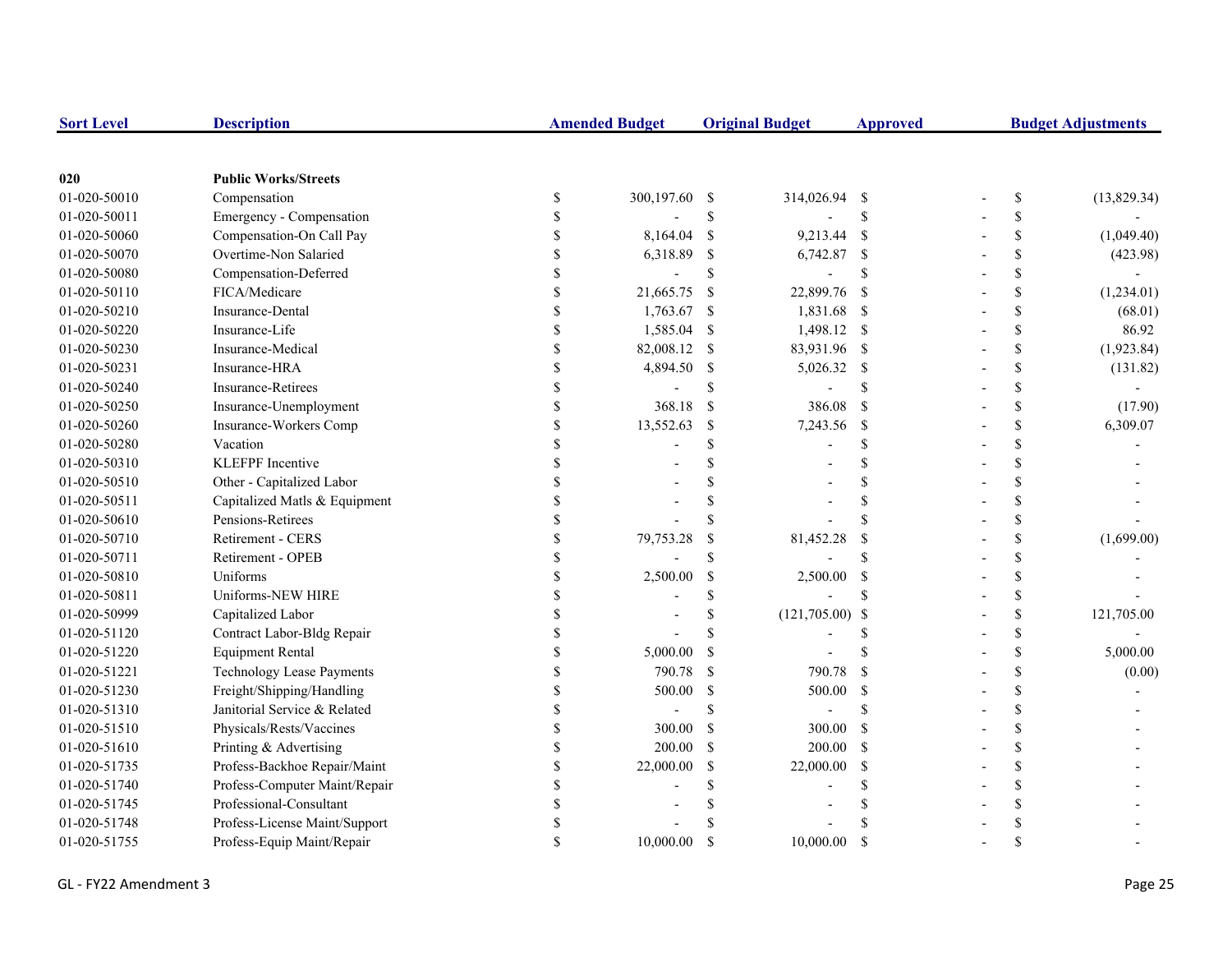| Sort Level | Description | Amended Budget | Original Budget | Approved | Budget Adjustments |
|---|---|---|---|---|---|
| **020** | **Public Works/Streets** | | | | |
| 01-020-50010 | Compensation | $ 300,197.60 | $ 314,026.94 | $ - | $ (13,829.34) |
| 01-020-50011 | Emergency - Compensation | $ - | $ - | $ - | $ - |
| 01-020-50060 | Compensation-On Call Pay | $ 8,164.04 | $ 9,213.44 | $ - | $ (1,049.40) |
| 01-020-50070 | Overtime-Non Salaried | $ 6,318.89 | $ 6,742.87 | $ - | $ (423.98) |
| 01-020-50080 | Compensation-Deferred | $ - | $ - | $ - | $ - |
| 01-020-50110 | FICA/Medicare | $ 21,665.75 | $ 22,899.76 | $ - | $ (1,234.01) |
| 01-020-50210 | Insurance-Dental | $ 1,763.67 | $ 1,831.68 | $ - | $ (68.01) |
| 01-020-50220 | Insurance-Life | $ 1,585.04 | $ 1,498.12 | $ - | $ 86.92 |
| 01-020-50230 | Insurance-Medical | $ 82,008.12 | $ 83,931.96 | $ - | $ (1,923.84) |
| 01-020-50231 | Insurance-HRA | $ 4,894.50 | $ 5,026.32 | $ - | $ (131.82) |
| 01-020-50240 | Insurance-Retirees | $ - | $ - | $ - | $ - |
| 01-020-50250 | Insurance-Unemployment | $ 368.18 | $ 386.08 | $ - | $ (17.90) |
| 01-020-50260 | Insurance-Workers Comp | $ 13,552.63 | $ 7,243.56 | $ - | $ 6,309.07 |
| 01-020-50280 | Vacation | $ - | $ - | $ - | $ - |
| 01-020-50310 | KLEFPF Incentive | $ - | $ - | $ - | $ - |
| 01-020-50510 | Other - Capitalized Labor | $ - | $ - | $ - | $ - |
| 01-020-50511 | Capitalized Matls & Equipment | $ - | $ - | $ - | $ - |
| 01-020-50610 | Pensions-Retirees | $ - | $ - | $ - | $ - |
| 01-020-50710 | Retirement - CERS | $ 79,753.28 | $ 81,452.28 | $ - | $ (1,699.00) |
| 01-020-50711 | Retirement - OPEB | $ - | $ - | $ - | $ - |
| 01-020-50810 | Uniforms | $ 2,500.00 | $ 2,500.00 | $ - | $ - |
| 01-020-50811 | Uniforms-NEW HIRE | $ - | $ - | $ - | $ - |
| 01-020-50999 | Capitalized Labor | $ - | $ (121,705.00) | $ - | $ 121,705.00 |
| 01-020-51120 | Contract Labor-Bldg Repair | $ - | $ - | $ - | $ - |
| 01-020-51220 | Equipment Rental | $ 5,000.00 | $ - | $ - | $ 5,000.00 |
| 01-020-51221 | Technology Lease Payments | $ 790.78 | $ 790.78 | $ - | $ (0.00) |
| 01-020-51230 | Freight/Shipping/Handling | $ 500.00 | $ 500.00 | $ - | $ - |
| 01-020-51310 | Janitorial Service & Related | $ - | $ - | $ - | $ - |
| 01-020-51510 | Physicals/Rests/Vaccines | $ 300.00 | $ 300.00 | $ - | $ - |
| 01-020-51610 | Printing & Advertising | $ 200.00 | $ 200.00 | $ - | $ - |
| 01-020-51735 | Profess-Backhoe Repair/Maint | $ 22,000.00 | $ 22,000.00 | $ - | $ - |
| 01-020-51740 | Profess-Computer Maint/Repair | $ - | $ - | $ - | $ - |
| 01-020-51745 | Professional-Consultant | $ - | $ - | $ - | $ - |
| 01-020-51748 | Profess-License Maint/Support | $ - | $ - | $ - | $ - |
| 01-020-51755 | Profess-Equip Maint/Repair | $ 10,000.00 | $ 10,000.00 | $ - | $ - |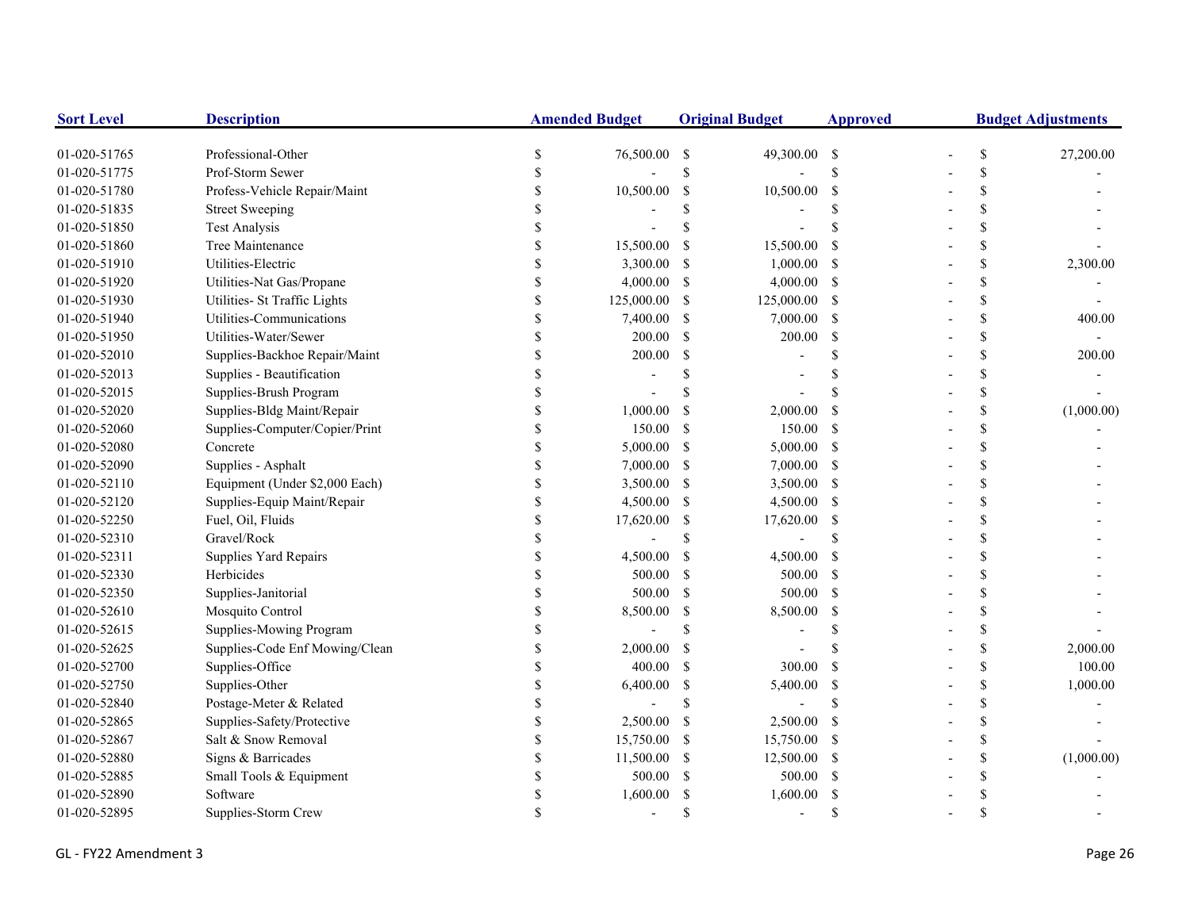| Sort Level | Description | Amended Budget | Original Budget | Approved | Budget Adjustments |
|---|---|---|---|---|---|
| 01-020-51765 | Professional-Other | $ 76,500.00 | $ 49,300.00 | $ - | $ 27,200.00 |
| 01-020-51775 | Prof-Storm Sewer | $ - | $ - | $ - | $ - |
| 01-020-51780 | Profess-Vehicle Repair/Maint | $ 10,500.00 | $ 10,500.00 | $ - | $ - |
| 01-020-51835 | Street Sweeping | $ - | $ - | $ - | $ - |
| 01-020-51850 | Test Analysis | $ - | $ - | $ - | $ - |
| 01-020-51860 | Tree Maintenance | $ 15,500.00 | $ 15,500.00 | $ - | $ - |
| 01-020-51910 | Utilities-Electric | $ 3,300.00 | $ 1,000.00 | $ - | $ 2,300.00 |
| 01-020-51920 | Utilities-Nat Gas/Propane | $ 4,000.00 | $ 4,000.00 | $ - | $ - |
| 01-020-51930 | Utilities- St Traffic Lights | $ 125,000.00 | $ 125,000.00 | $ - | $ - |
| 01-020-51940 | Utilities-Communications | $ 7,400.00 | $ 7,000.00 | $ - | $ 400.00 |
| 01-020-51950 | Utilities-Water/Sewer | $ 200.00 | $ 200.00 | $ - | $ - |
| 01-020-52010 | Supplies-Backhoe Repair/Maint | $ 200.00 | $ - | $ - | $ 200.00 |
| 01-020-52013 | Supplies - Beautification | $ - | $ - | $ - | $ - |
| 01-020-52015 | Supplies-Brush Program | $ - | $ - | $ - | $ - |
| 01-020-52020 | Supplies-Bldg Maint/Repair | $ 1,000.00 | $ 2,000.00 | $ - | $ (1,000.00) |
| 01-020-52060 | Supplies-Computer/Copier/Print | $ 150.00 | $ 150.00 | $ - | $ - |
| 01-020-52080 | Concrete | $ 5,000.00 | $ 5,000.00 | $ - | $ - |
| 01-020-52090 | Supplies - Asphalt | $ 7,000.00 | $ 7,000.00 | $ - | $ - |
| 01-020-52110 | Equipment (Under $2,000 Each) | $ 3,500.00 | $ 3,500.00 | $ - | $ - |
| 01-020-52120 | Supplies-Equip Maint/Repair | $ 4,500.00 | $ 4,500.00 | $ - | $ - |
| 01-020-52250 | Fuel, Oil, Fluids | $ 17,620.00 | $ 17,620.00 | $ - | $ - |
| 01-020-52310 | Gravel/Rock | $ - | $ - | $ - | $ - |
| 01-020-52311 | Supplies Yard Repairs | $ 4,500.00 | $ 4,500.00 | $ - | $ - |
| 01-020-52330 | Herbicides | $ 500.00 | $ 500.00 | $ - | $ - |
| 01-020-52350 | Supplies-Janitorial | $ 500.00 | $ 500.00 | $ - | $ - |
| 01-020-52610 | Mosquito Control | $ 8,500.00 | $ 8,500.00 | $ - | $ - |
| 01-020-52615 | Supplies-Mowing Program | $ - | $ - | $ - | $ - |
| 01-020-52625 | Supplies-Code Enf Mowing/Clean | $ 2,000.00 | $ - | $ - | $ 2,000.00 |
| 01-020-52700 | Supplies-Office | $ 400.00 | $ 300.00 | $ - | $ 100.00 |
| 01-020-52750 | Supplies-Other | $ 6,400.00 | $ 5,400.00 | $ - | $ 1,000.00 |
| 01-020-52840 | Postage-Meter & Related | $ - | $ - | $ - | $ - |
| 01-020-52865 | Supplies-Safety/Protective | $ 2,500.00 | $ 2,500.00 | $ - | $ - |
| 01-020-52867 | Salt & Snow Removal | $ 15,750.00 | $ 15,750.00 | $ - | $ - |
| 01-020-52880 | Signs & Barricades | $ 11,500.00 | $ 12,500.00 | $ - | $ (1,000.00) |
| 01-020-52885 | Small Tools & Equipment | $ 500.00 | $ 500.00 | $ - | $ - |
| 01-020-52890 | Software | $ 1,600.00 | $ 1,600.00 | $ - | $ - |
| 01-020-52895 | Supplies-Storm Crew | $ - | $ - | $ - | $ - |

GL - FY22 Amendment 3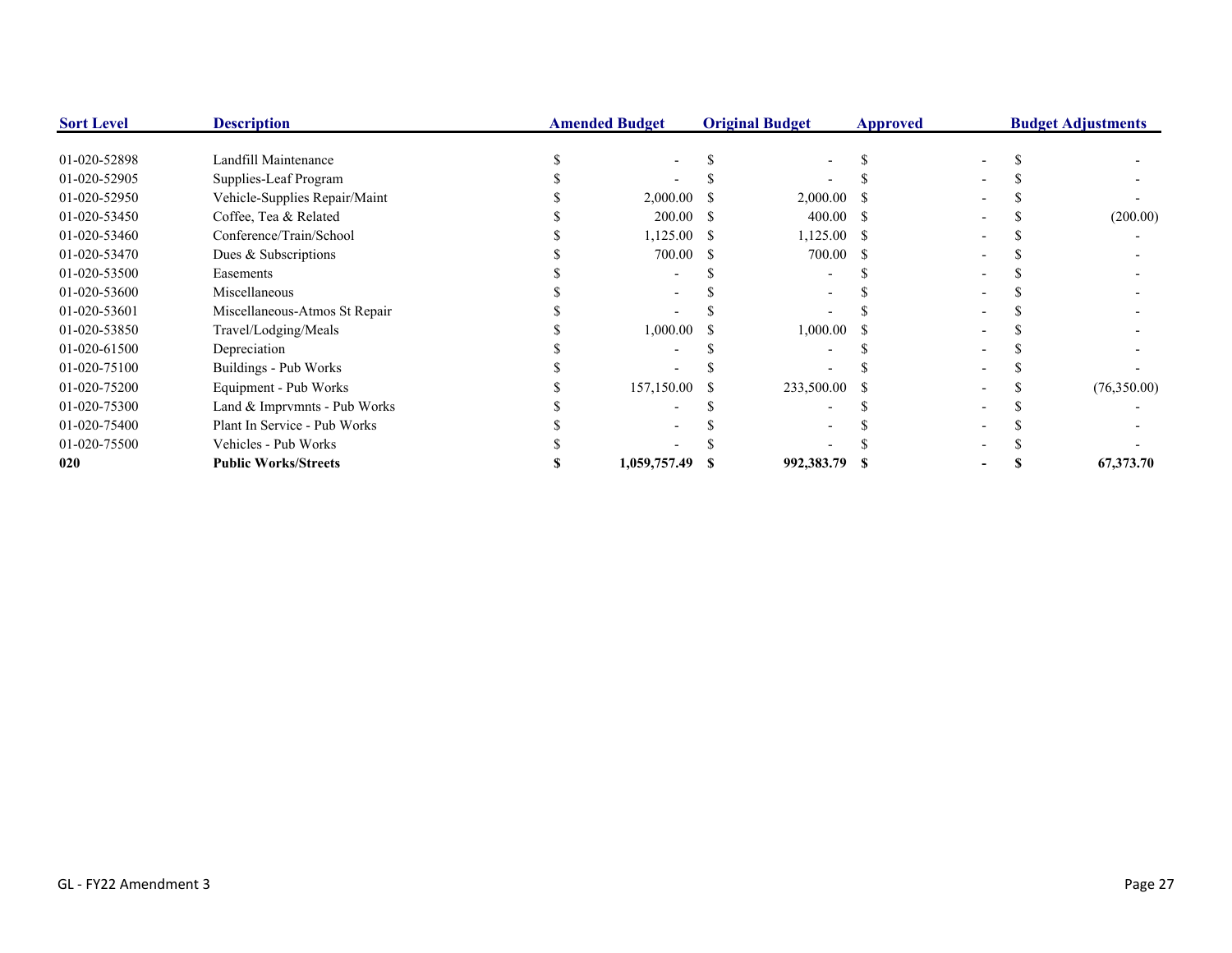| Sort Level | Description | Amended Budget | Original Budget | Approved | Budget Adjustments |
|---|---|---|---|---|---|
| 01-020-52898 | Landfill Maintenance | $ - | $ - | $ - | $ - |
| 01-020-52905 | Supplies-Leaf Program | $ - | $ - | $ - | $ - |
| 01-020-52950 | Vehicle-Supplies Repair/Maint | $ 2,000.00 | $ 2,000.00 | $ - | $ - |
| 01-020-53450 | Coffee, Tea & Related | $ 200.00 | $ 400.00 | $ - | $ (200.00) |
| 01-020-53460 | Conference/Train/School | $ 1,125.00 | $ 1,125.00 | $ - | $ - |
| 01-020-53470 | Dues & Subscriptions | $ 700.00 | $ 700.00 | $ - | $ - |
| 01-020-53500 | Easements | $ - | $ - | $ - | $ - |
| 01-020-53600 | Miscellaneous | $ - | $ - | $ - | $ - |
| 01-020-53601 | Miscellaneous-Atmos St Repair | $ - | $ - | $ - | $ - |
| 01-020-53850 | Travel/Lodging/Meals | $ 1,000.00 | $ 1,000.00 | $ - | $ - |
| 01-020-61500 | Depreciation | $ - | $ - | $ - | $ - |
| 01-020-75100 | Buildings - Pub Works | $ - | $ - | $ - | $ - |
| 01-020-75200 | Equipment - Pub Works | $ 157,150.00 | $ 233,500.00 | $ - | $ (76,350.00) |
| 01-020-75300 | Land & Imprvmnts - Pub Works | $ - | $ - | $ - | $ - |
| 01-020-75400 | Plant In Service - Pub Works | $ - | $ - | $ - | $ - |
| 01-020-75500 | Vehicles - Pub Works | $ - | $ - | $ - | $ - |
| **020** | **Public Works/Streets** | **$ 1,059,757.49** | **$ 992,383.79** | **$ -** | **$ 67,373.70** |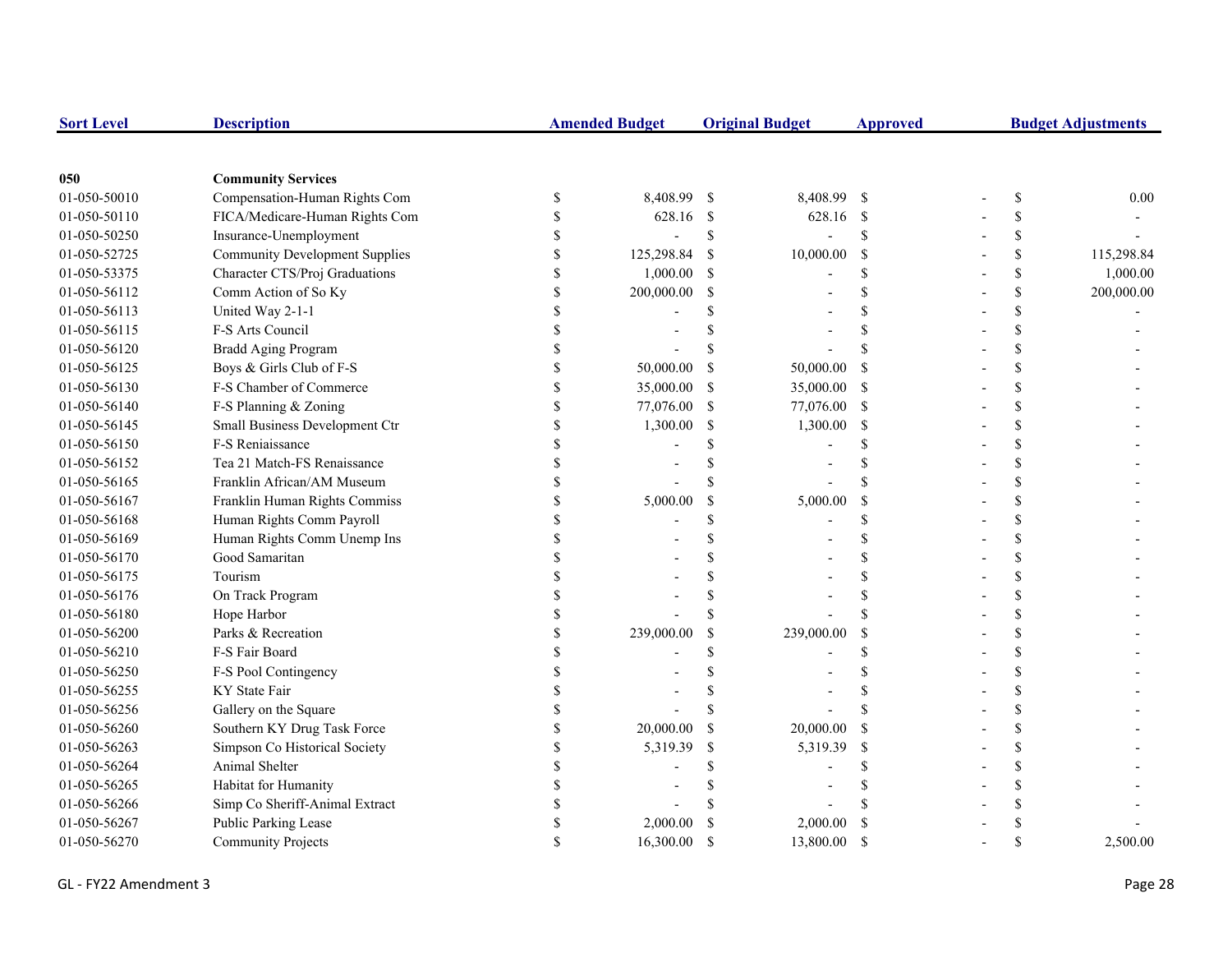| Sort Level | Description | Amended Budget | Original Budget | Approved | Budget Adjustments |
|---|---|---|---|---|---|
| 050 | Community Services | | | | |
| 01-050-50010 | Compensation-Human Rights Com | $ 8,408.99 | $ 8,408.99 | $ - | $ 0.00 |
| 01-050-50110 | FICA/Medicare-Human Rights Com | $ 628.16 | $ 628.16 | $ - | $ - |
| 01-050-50250 | Insurance-Unemployment | $ - | $ - | $ - | $ - |
| 01-050-52725 | Community Development Supplies | $ 125,298.84 | $ 10,000.00 | $ - | $ 115,298.84 |
| 01-050-53375 | Character CTS/Proj Graduations | $ 1,000.00 | $ - | $ - | $ 1,000.00 |
| 01-050-56112 | Comm Action of So Ky | $ 200,000.00 | $ - | $ - | $ 200,000.00 |
| 01-050-56113 | United Way 2-1-1 | $ - | $ - | $ - | $ - |
| 01-050-56115 | F-S Arts Council | $ - | $ - | $ - | $ - |
| 01-050-56120 | Bradd Aging Program | $ - | $ - | $ - | $ - |
| 01-050-56125 | Boys & Girls Club of F-S | $ 50,000.00 | $ 50,000.00 | $ - | $ - |
| 01-050-56130 | F-S Chamber of Commerce | $ 35,000.00 | $ 35,000.00 | $ - | $ - |
| 01-050-56140 | F-S Planning & Zoning | $ 77,076.00 | $ 77,076.00 | $ - | $ - |
| 01-050-56145 | Small Business Development Ctr | $ 1,300.00 | $ 1,300.00 | $ - | $ - |
| 01-050-56150 | F-S Reniaissance | $ - | $ - | $ - | $ - |
| 01-050-56152 | Tea 21 Match-FS Renaissance | $ - | $ - | $ - | $ - |
| 01-050-56165 | Franklin African/AM Museum | $ - | $ - | $ - | $ - |
| 01-050-56167 | Franklin Human Rights Commiss | $ 5,000.00 | $ 5,000.00 | $ - | $ - |
| 01-050-56168 | Human Rights Comm Payroll | $ - | $ - | $ - | $ - |
| 01-050-56169 | Human Rights Comm Unemp Ins | $ - | $ - | $ - | $ - |
| 01-050-56170 | Good Samaritan | $ - | $ - | $ - | $ - |
| 01-050-56175 | Tourism | $ - | $ - | $ - | $ - |
| 01-050-56176 | On Track Program | $ - | $ - | $ - | $ - |
| 01-050-56180 | Hope Harbor | $ - | $ - | $ - | $ - |
| 01-050-56200 | Parks & Recreation | $ 239,000.00 | $ 239,000.00 | $ - | $ - |
| 01-050-56210 | F-S Fair Board | $ - | $ - | $ - | $ - |
| 01-050-56250 | F-S Pool Contingency | $ - | $ - | $ - | $ - |
| 01-050-56255 | KY State Fair | $ - | $ - | $ - | $ - |
| 01-050-56256 | Gallery on the Square | $ - | $ - | $ - | $ - |
| 01-050-56260 | Southern KY Drug Task Force | $ 20,000.00 | $ 20,000.00 | $ - | $ - |
| 01-050-56263 | Simpson Co Historical Society | $ 5,319.39 | $ 5,319.39 | $ - | $ - |
| 01-050-56264 | Animal Shelter | $ - | $ - | $ - | $ - |
| 01-050-56265 | Habitat for Humanity | $ - | $ - | $ - | $ - |
| 01-050-56266 | Simp Co Sheriff-Animal Extract | $ - | $ - | $ - | $ - |
| 01-050-56267 | Public Parking Lease | $ 2,000.00 | $ 2,000.00 | $ - | $ - |
| 01-050-56270 | Community Projects | $ 16,300.00 | $ 13,800.00 | $ - | $ 2,500.00 |

GL - FY22 Amendment 3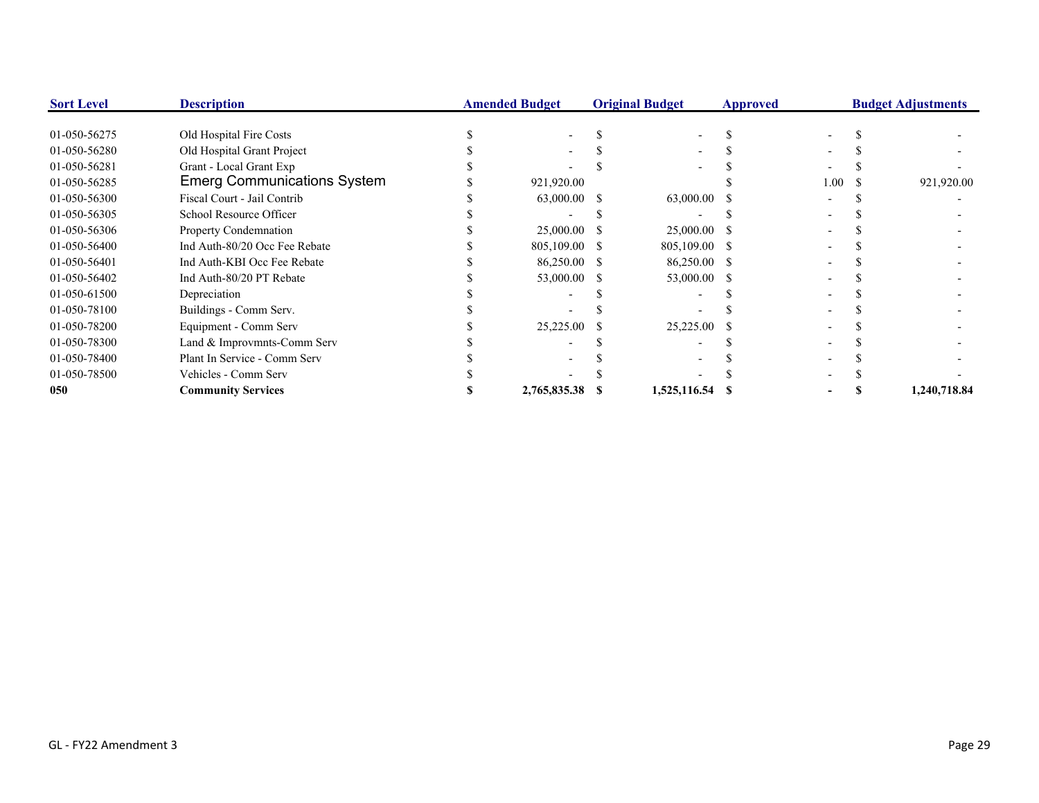| Sort Level | Description | Amended Budget | Original Budget | Approved | Budget Adjustments |
|---|---|---|---|---|---|
| 01-050-56275 | Old Hospital Fire Costs | $ - | $ - | $ - | $ - |
| 01-050-56280 | Old Hospital Grant Project | $ - | $ - | $ - | $ - |
| 01-050-56281 | Grant - Local Grant Exp | $ - | $ - | $ - | $ - |
| 01-050-56285 | Emerg Communications System | $ 921,920.00 | | $ 1.00 | $ 921,920.00 |
| 01-050-56300 | Fiscal Court - Jail Contrib | $ 63,000.00 | $ 63,000.00 | $ - | $ - |
| 01-050-56305 | School Resource Officer | $ - | $ - | $ - | $ - |
| 01-050-56306 | Property Condemnation | $ 25,000.00 | $ 25,000.00 | $ - | $ - |
| 01-050-56400 | Ind Auth-80/20 Occ Fee Rebate | $ 805,109.00 | $ 805,109.00 | $ - | $ - |
| 01-050-56401 | Ind Auth-KBI Occ Fee Rebate | $ 86,250.00 | $ 86,250.00 | $ - | $ - |
| 01-050-56402 | Ind Auth-80/20 PT Rebate | $ 53,000.00 | $ 53,000.00 | $ - | $ - |
| 01-050-61500 | Depreciation | $ - | $ - | $ - | $ - |
| 01-050-78100 | Buildings - Comm Serv. | $ - | $ - | $ - | $ - |
| 01-050-78200 | Equipment - Comm Serv | $ 25,225.00 | $ 25,225.00 | $ - | $ - |
| 01-050-78300 | Land & Improvmnts-Comm Serv | $ - | $ - | $ - | $ - |
| 01-050-78400 | Plant In Service - Comm Serv | $ - | $ - | $ - | $ - |
| 01-050-78500 | Vehicles - Comm Serv | $ - | $ - | $ - | $ - |
| **050** | **Community Services** | **$ 2,765,835.38** | **$ 1,525,116.54** | **$ -** | **$ 1,240,718.84** |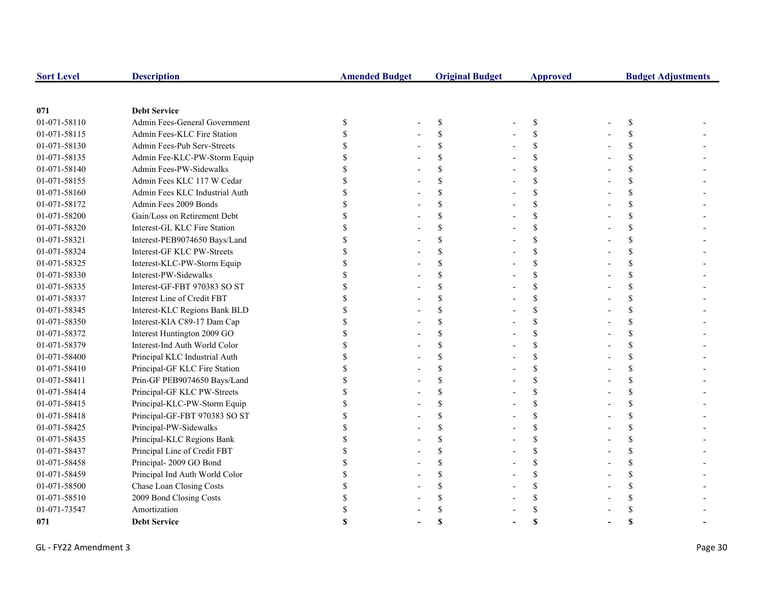| Sort Level | Description | Amended Budget | Original Budget | Approved | Budget Adjustments |
|---|---|---|---|---|---|
| **071** | **Debt Service** | | | | |
| 01-071-58110 | Admin Fees-General Government | $ - | $ - | $ - | $ - |
| 01-071-58115 | Admin Fees-KLC Fire Station | $ - | $ - | $ - | $ - |
| 01-071-58130 | Admin Fees-Pub Serv-Streets | $ - | $ - | $ - | $ - |
| 01-071-58135 | Admin Fee-KLC-PW-Storm Equip | $ - | $ - | $ - | $ - |
| 01-071-58140 | Admin Fees-PW-Sidewalks | $ - | $ - | $ - | $ - |
| 01-071-58155 | Admin Fees KLC 117 W Cedar | $ - | $ - | $ - | $ - |
| 01-071-58160 | Admin Fees KLC Industrial Auth | $ - | $ - | $ - | $ - |
| 01-071-58172 | Admin Fees 2009 Bonds | $ - | $ - | $ - | $ - |
| 01-071-58200 | Gain/Loss on Retirement Debt | $ - | $ - | $ - | $ - |
| 01-071-58320 | Interest-GL KLC Fire Station | $ - | $ - | $ - | $ - |
| 01-071-58321 | Interest-PEB9074650 Bays/Land | $ - | $ - | $ - | $ - |
| 01-071-58324 | Interest-GF KLC PW-Streets | $ - | $ - | $ - | $ - |
| 01-071-58325 | Interest-KLC-PW-Storm Equip | $ - | $ - | $ - | $ - |
| 01-071-58330 | Interest-PW-Sidewalks | $ - | $ - | $ - | $ - |
| 01-071-58335 | Interest-GF-FBT 970383 SO ST | $ - | $ - | $ - | $ - |
| 01-071-58337 | Interest Line of Credit FBT | $ - | $ - | $ - | $ - |
| 01-071-58345 | Interest-KLC Regions Bank BLD | $ - | $ - | $ - | $ - |
| 01-071-58350 | Interest-KIA C89-17 Dam Cap | $ - | $ - | $ - | $ - |
| 01-071-58372 | Interest Huntington 2009 GO | $ - | $ - | $ - | $ - |
| 01-071-58379 | Interest-Ind Auth World Color | $ - | $ - | $ - | $ - |
| 01-071-58400 | Principal KLC Industrial Auth | $ - | $ - | $ - | $ - |
| 01-071-58410 | Principal-GF KLC Fire Station | $ - | $ - | $ - | $ - |
| 01-071-58411 | Prin-GF PEB9074650 Bays/Land | $ - | $ - | $ - | $ - |
| 01-071-58414 | Principal-GF KLC PW-Streets | $ - | $ - | $ - | $ - |
| 01-071-58415 | Principal-KLC-PW-Storm Equip | $ - | $ - | $ - | $ - |
| 01-071-58418 | Principal-GF-FBT 970383 SO ST | $ - | $ - | $ - | $ - |
| 01-071-58425 | Principal-PW-Sidewalks | $ - | $ - | $ - | $ - |
| 01-071-58435 | Principal-KLC Regions Bank | $ - | $ - | $ - | $ - |
| 01-071-58437 | Principal Line of Credit FBT | $ - | $ - | $ - | $ - |
| 01-071-58458 | Principal- 2009 GO Bond | $ - | $ - | $ - | $ - |
| 01-071-58459 | Principal Ind Auth World Color | $ - | $ - | $ - | $ - |
| 01-071-58500 | Chase Loan Closing Costs | $ - | $ - | $ - | $ - |
| 01-071-58510 | 2009 Bond Closing Costs | $ - | $ - | $ - | $ - |
| 01-071-73547 | Amortization | $ - | $ - | $ - | $ - |
| **071** | **Debt Service** | **$ -** | **$ -** | **$ -** | **$ -** |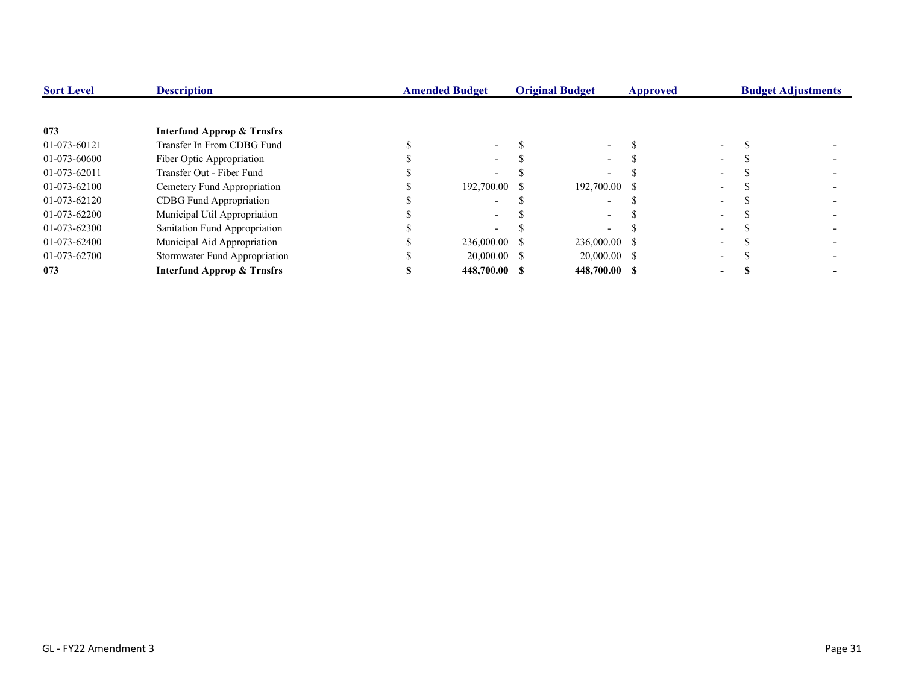| Sort Level | Description | Amended Budget | Original Budget | Approved | Budget Adjustments |
|---|---|---|---|---|---|
| **073** | **Interfund Approp & Trnsfrs** | | | | |
| 01-073-60121 | Transfer In From CDBG Fund | $ - | $ - | $ - | $ - |
| 01-073-60600 | Fiber Optic Appropriation | $ - | $ - | $ - | $ - |
| 01-073-62011 | Transfer Out - Fiber Fund | $ - | $ - | $ - | $ - |
| 01-073-62100 | Cemetery Fund Appropriation | $ 192,700.00 | $ 192,700.00 | $ - | $ - |
| 01-073-62120 | CDBG Fund Appropriation | $ - | $ - | $ - | $ - |
| 01-073-62200 | Municipal Util Appropriation | $ - | $ - | $ - | $ - |
| 01-073-62300 | Sanitation Fund Appropriation | $ - | $ - | $ - | $ - |
| 01-073-62400 | Municipal Aid Appropriation | $ 236,000.00 | $ 236,000.00 | $ - | $ - |
| 01-073-62700 | Stormwater Fund Appropriation | $ 20,000.00 | $ 20,000.00 | $ - | $ - |
| **073** | **Interfund Approp & Trnsfrs** | **$ 448,700.00** | **$ 448,700.00** | **$ -** | **$ -** |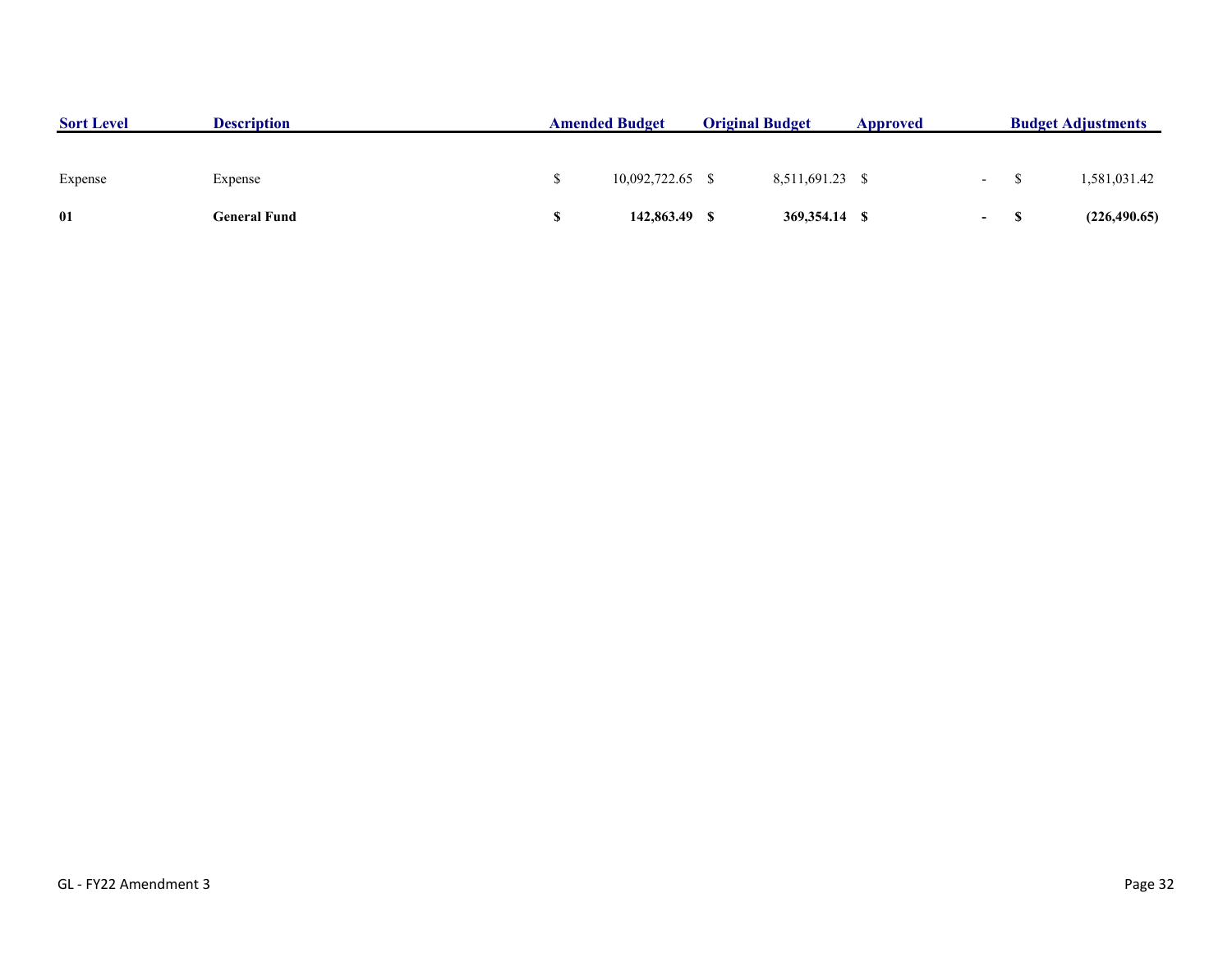| Sort Level | Description | Amended Budget | Original Budget | Approved | Budget Adjustments |
|---|---|---|---|---|---|
| Expense | Expense | $ 10,092,722.65 | $ 8,511,691.23 | $ - | $ 1,581,031.42 |
| **01** | **General Fund** | **$ 142,863.49** | **$ 369,354.14** | **$ -** | **$ (226,490.65)** |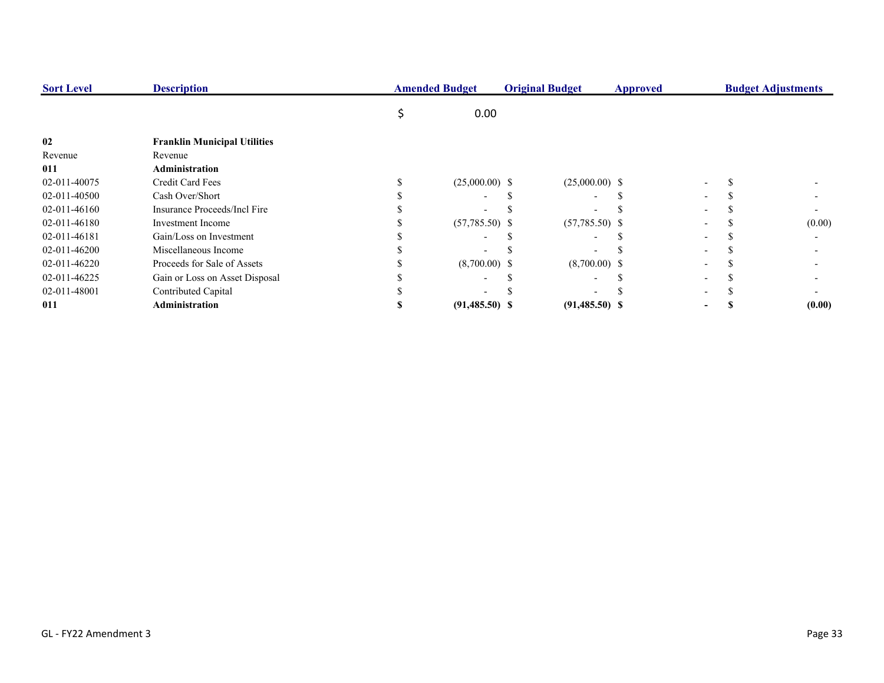| Sort Level | Description | Amended Budget | Original Budget | Approved | Budget Adjustments |
|---|---|---|---|---|---|
| | | $ 0.00 | | | |
| **02** | **Franklin Municipal Utilities** | | | | |
| Revenue | Revenue | | | | |
| **011** | **Administration** | | | | |
| 02-011-40075 | Credit Card Fees | $ (25,000.00) | $ (25,000.00) | $ - | $ - |
| 02-011-40500 | Cash Over/Short | $ - | $ - | $ - | $ - |
| 02-011-46160 | Insurance Proceeds/Incl Fire | $ - | $ - | $ - | $ - |
| 02-011-46180 | Investment Income | $ (57,785.50) | $ (57,785.50) | $ - | $ (0.00) |
| 02-011-46181 | Gain/Loss on Investment | $ - | $ - | $ - | $ - |
| 02-011-46200 | Miscellaneous Income | $ - | $ - | $ - | $ - |
| 02-011-46220 | Proceeds for Sale of Assets | $ (8,700.00) | $ (8,700.00) | $ - | $ - |
| 02-011-46225 | Gain or Loss on Asset Disposal | $ - | $ - | $ - | $ - |
| 02-011-48001 | Contributed Capital | $ - | $ - | $ - | $ - |
| **011** | **Administration** | **$ (91,485.50)** | **$ (91,485.50)** | **$ -** | **$ (0.00)** |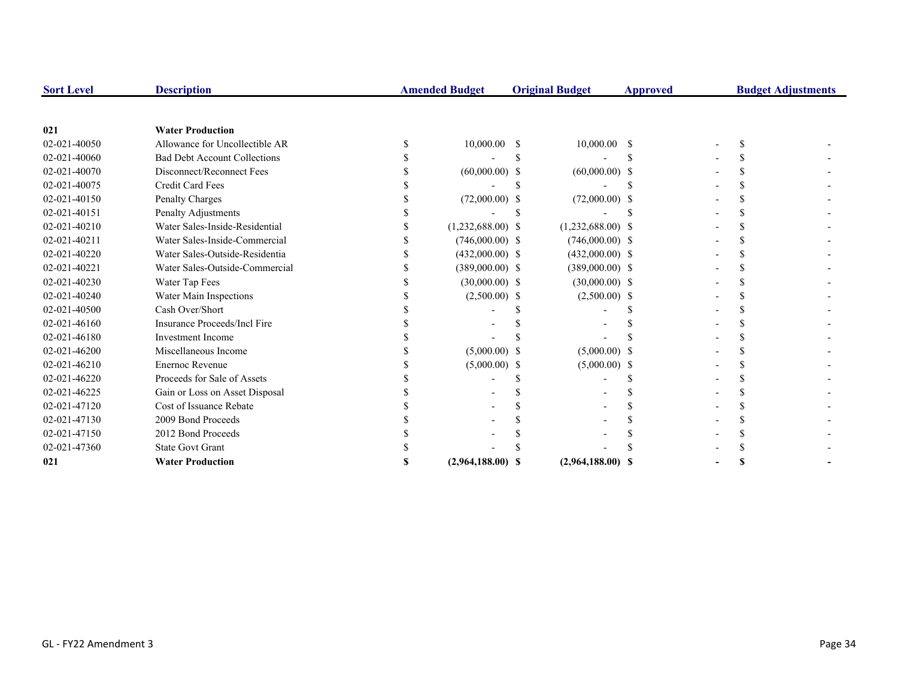| Sort Level | Description | Amended Budget | Original Budget | Approved | Budget Adjustments |
|---|---|---|---|---|---|
| **021** | **Water Production** | | | | |
| 02-021-40050 | Allowance for Uncollectible AR | $ 10,000.00 | $ 10,000.00 | $ - | $ - |
| 02-021-40060 | Bad Debt Account Collections | $ - | $ - | $ - | $ - |
| 02-021-40070 | Disconnect/Reconnect Fees | $ (60,000.00) | $ (60,000.00) | $ - | $ - |
| 02-021-40075 | Credit Card Fees | $ - | $ - | $ - | $ - |
| 02-021-40150 | Penalty Charges | $ (72,000.00) | $ (72,000.00) | $ - | $ - |
| 02-021-40151 | Penalty Adjustments | $ - | $ - | $ - | $ - |
| 02-021-40210 | Water Sales-Inside-Residential | $ (1,232,688.00) | $ (1,232,688.00) | $ - | $ - |
| 02-021-40211 | Water Sales-Inside-Commercial | $ (746,000.00) | $ (746,000.00) | $ - | $ - |
| 02-021-40220 | Water Sales-Outside-Residentia | $ (432,000.00) | $ (432,000.00) | $ - | $ - |
| 02-021-40221 | Water Sales-Outside-Commercial | $ (389,000.00) | $ (389,000.00) | $ - | $ - |
| 02-021-40230 | Water Tap Fees | $ (30,000.00) | $ (30,000.00) | $ - | $ - |
| 02-021-40240 | Water Main Inspections | $ (2,500.00) | $ (2,500.00) | $ - | $ - |
| 02-021-40500 | Cash Over/Short | $ - | $ - | $ - | $ - |
| 02-021-46160 | Insurance Proceeds/Incl Fire | $ - | $ - | $ - | $ - |
| 02-021-46180 | Investment Income | $ - | $ - | $ - | $ - |
| 02-021-46200 | Miscellaneous Income | $ (5,000.00) | $ (5,000.00) | $ - | $ - |
| 02-021-46210 | Enernoc Revenue | $ (5,000.00) | $ (5,000.00) | $ - | $ - |
| 02-021-46220 | Proceeds for Sale of Assets | $ - | $ - | $ - | $ - |
| 02-021-46225 | Gain or Loss on Asset Disposal | $ - | $ - | $ - | $ - |
| 02-021-47120 | Cost of Issuance Rebate | $ - | $ - | $ - | $ - |
| 02-021-47130 | 2009 Bond Proceeds | $ - | $ - | $ - | $ - |
| 02-021-47150 | 2012 Bond Proceeds | $ - | $ - | $ - | $ - |
| 02-021-47360 | State Govt Grant | $ - | $ - | $ - | $ - |
| **021** | **Water Production** | **$ (2,964,188.00)** | **$ (2,964,188.00)** | **$ -** | **$ -** |

GL - FY22 Amendment 3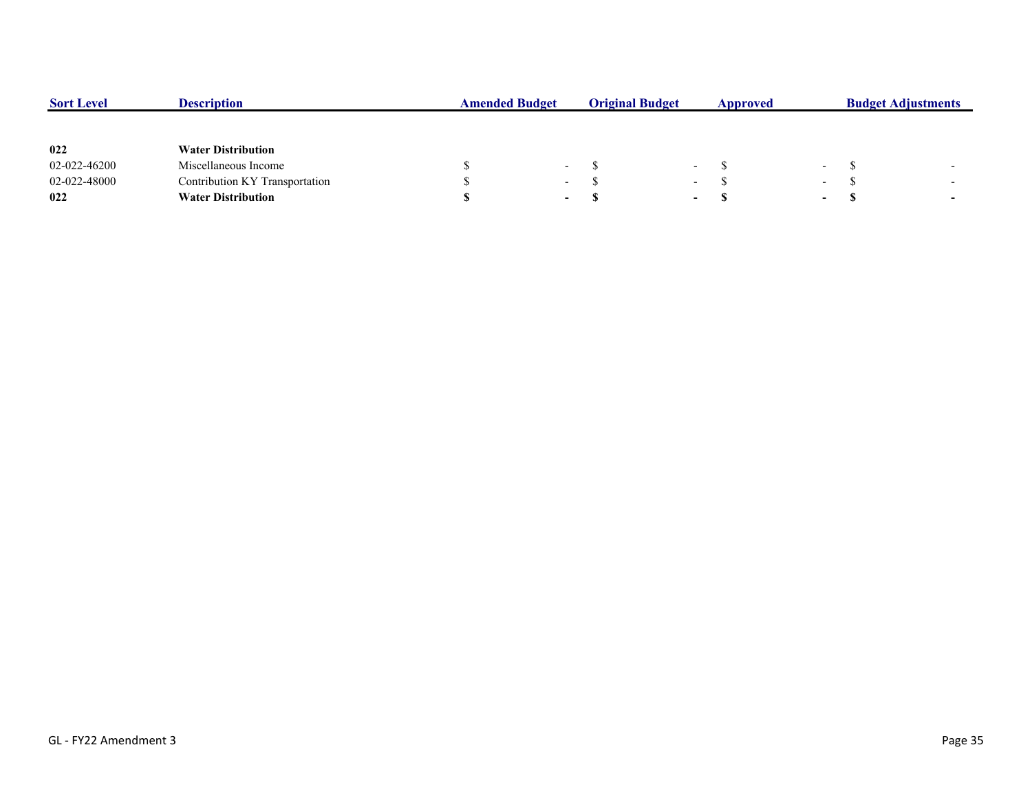| Sort Level | Description | Amended Budget | Original Budget | Approved | Budget Adjustments |
|---|---|---|---|---|---|
| **022** | **Water Distribution** | | | | |
| 02-022-46200 | Miscellaneous Income | $ - | $ - | $ - | $ - |
| 02-022-48000 | Contribution KY Transportation | $ - | $ - | $ - | $ - |
| **022** | **Water Distribution** | **$ -** | **$ -** | **$ -** | **$ -** |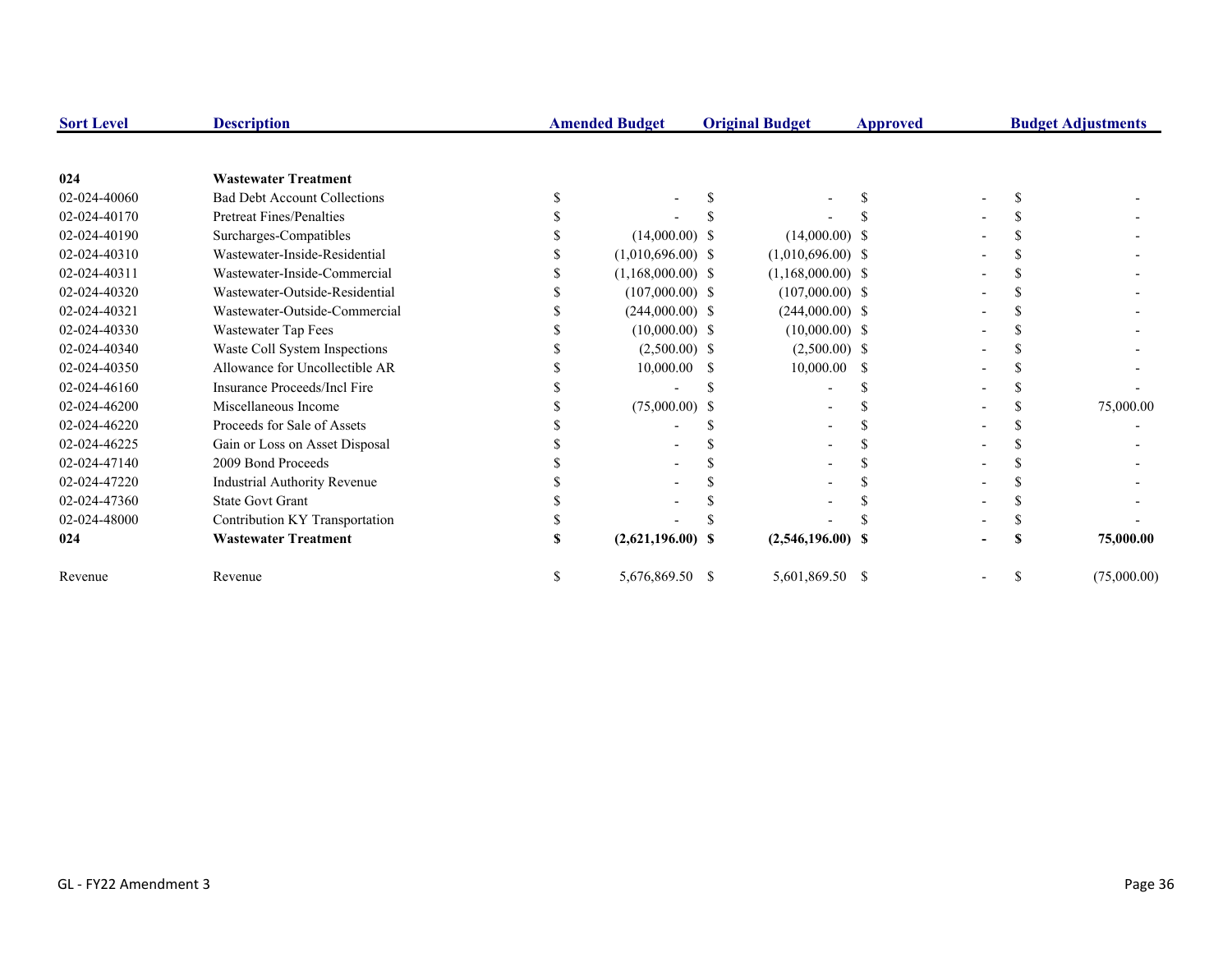| Sort Level | Description | Amended Budget | Original Budget | Approved | Budget Adjustments |
|---|---|---|---|---|---|
| **024** | **Wastewater Treatment** | | | | |
| 02-024-40060 | Bad Debt Account Collections | $ - | $ - | $ - | $ - |
| 02-024-40170 | Pretreat Fines/Penalties | $ - | $ - | $ - | $ - |
| 02-024-40190 | Surcharges-Compatibles | $ (14,000.00) | $ (14,000.00) | $ - | $ - |
| 02-024-40310 | Wastewater-Inside-Residential | $ (1,010,696.00) | $ (1,010,696.00) | $ - | $ - |
| 02-024-40311 | Wastewater-Inside-Commercial | $ (1,168,000.00) | $ (1,168,000.00) | $ - | $ - |
| 02-024-40320 | Wastewater-Outside-Residential | $ (107,000.00) | $ (107,000.00) | $ - | $ - |
| 02-024-40321 | Wastewater-Outside-Commercial | $ (244,000.00) | $ (244,000.00) | $ - | $ - |
| 02-024-40330 | Wastewater Tap Fees | $ (10,000.00) | $ (10,000.00) | $ - | $ - |
| 02-024-40340 | Waste Coll System Inspections | $ (2,500.00) | $ (2,500.00) | $ - | $ - |
| 02-024-40350 | Allowance for Uncollectible AR | $ 10,000.00 | $ 10,000.00 | $ - | $ - |
| 02-024-46160 | Insurance Proceeds/Incl Fire | $ - | $ - | $ - | $ - |
| 02-024-46200 | Miscellaneous Income | $ (75,000.00) | $ - | $ - | $ 75,000.00 |
| 02-024-46220 | Proceeds for Sale of Assets | $ - | $ - | $ - | $ - |
| 02-024-46225 | Gain or Loss on Asset Disposal | $ - | $ - | $ - | $ - |
| 02-024-47140 | 2009 Bond Proceeds | $ - | $ - | $ - | $ - |
| 02-024-47220 | Industrial Authority Revenue | $ - | $ - | $ - | $ - |
| 02-024-47360 | State Govt Grant | $ - | $ - | $ - | $ - |
| 02-024-48000 | Contribution KY Transportation | $ - | $ - | $ - | $ - |
| **024** | **Wastewater Treatment** | **$ (2,621,196.00)** | **$ (2,546,196.00)** | **$ -** | **$ 75,000.00** |
| Revenue | Revenue | $ 5,676,869.50 | $ 5,601,869.50 | $ - | $ (75,000.00) |

GL - FY22 Amendment 3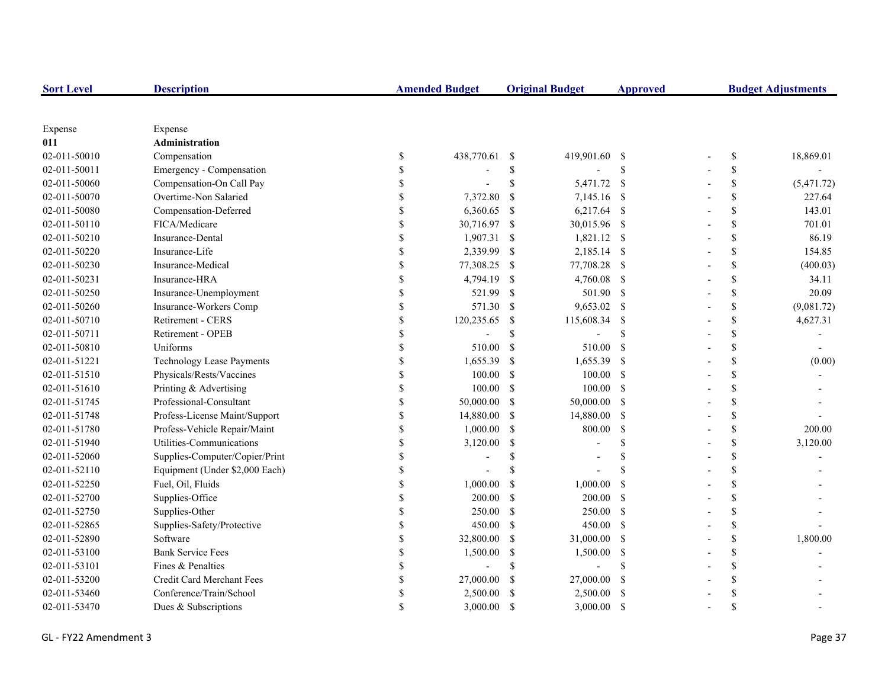| Sort Level | Description | Amended Budget | Original Budget | Approved | Budget Adjustments |
|---|---|---|---|---|---|
| Expense | Expense | | | | |
| **011** | **Administration** | | | | |
| 02-011-50010 | Compensation | $ 438,770.61 | $ 419,901.60 | $ - | $ 18,869.01 |
| 02-011-50011 | Emergency - Compensation | $ - | $ - | $ - | $ - |
| 02-011-50060 | Compensation-On Call Pay | $ - | $ 5,471.72 | $ - | $ (5,471.72) |
| 02-011-50070 | Overtime-Non Salaried | $ 7,372.80 | $ 7,145.16 | $ - | $ 227.64 |
| 02-011-50080 | Compensation-Deferred | $ 6,360.65 | $ 6,217.64 | $ - | $ 143.01 |
| 02-011-50110 | FICA/Medicare | $ 30,716.97 | $ 30,015.96 | $ - | $ 701.01 |
| 02-011-50210 | Insurance-Dental | $ 1,907.31 | $ 1,821.12 | $ - | $ 86.19 |
| 02-011-50220 | Insurance-Life | $ 2,339.99 | $ 2,185.14 | $ - | $ 154.85 |
| 02-011-50230 | Insurance-Medical | $ 77,308.25 | $ 77,708.28 | $ - | $ (400.03) |
| 02-011-50231 | Insurance-HRA | $ 4,794.19 | $ 4,760.08 | $ - | $ 34.11 |
| 02-011-50250 | Insurance-Unemployment | $ 521.99 | $ 501.90 | $ - | $ 20.09 |
| 02-011-50260 | Insurance-Workers Comp | $ 571.30 | $ 9,653.02 | $ - | $ (9,081.72) |
| 02-011-50710 | Retirement - CERS | $ 120,235.65 | $ 115,608.34 | $ - | $ 4,627.31 |
| 02-011-50711 | Retirement - OPEB | $ - | $ - | $ - | $ - |
| 02-011-50810 | Uniforms | $ 510.00 | $ 510.00 | $ - | $ - |
| 02-011-51221 | Technology Lease Payments | $ 1,655.39 | $ 1,655.39 | $ - | $ (0.00) |
| 02-011-51510 | Physicals/Rests/Vaccines | $ 100.00 | $ 100.00 | $ - | $ - |
| 02-011-51610 | Printing & Advertising | $ 100.00 | $ 100.00 | $ - | $ - |
| 02-011-51745 | Professional-Consultant | $ 50,000.00 | $ 50,000.00 | $ - | $ - |
| 02-011-51748 | Profess-License Maint/Support | $ 14,880.00 | $ 14,880.00 | $ - | $ - |
| 02-011-51780 | Profess-Vehicle Repair/Maint | $ 1,000.00 | $ 800.00 | $ - | $ 200.00 |
| 02-011-51940 | Utilities-Communications | $ 3,120.00 | $ - | $ - | $ 3,120.00 |
| 02-011-52060 | Supplies-Computer/Copier/Print | $ - | $ - | $ - | $ - |
| 02-011-52110 | Equipment (Under $2,000 Each) | $ - | $ - | $ - | $ - |
| 02-011-52250 | Fuel, Oil, Fluids | $ 1,000.00 | $ 1,000.00 | $ - | $ - |
| 02-011-52700 | Supplies-Office | $ 200.00 | $ 200.00 | $ - | $ - |
| 02-011-52750 | Supplies-Other | $ 250.00 | $ 250.00 | $ - | $ - |
| 02-011-52865 | Supplies-Safety/Protective | $ 450.00 | $ 450.00 | $ - | $ - |
| 02-011-52890 | Software | $ 32,800.00 | $ 31,000.00 | $ - | $ 1,800.00 |
| 02-011-53100 | Bank Service Fees | $ 1,500.00 | $ 1,500.00 | $ - | $ - |
| 02-011-53101 | Fines & Penalties | $ - | $ - | $ - | $ - |
| 02-011-53200 | Credit Card Merchant Fees | $ 27,000.00 | $ 27,000.00 | $ - | $ - |
| 02-011-53460 | Conference/Train/School | $ 2,500.00 | $ 2,500.00 | $ - | $ - |
| 02-011-53470 | Dues & Subscriptions | $ 3,000.00 | $ 3,000.00 | $ - | $ - |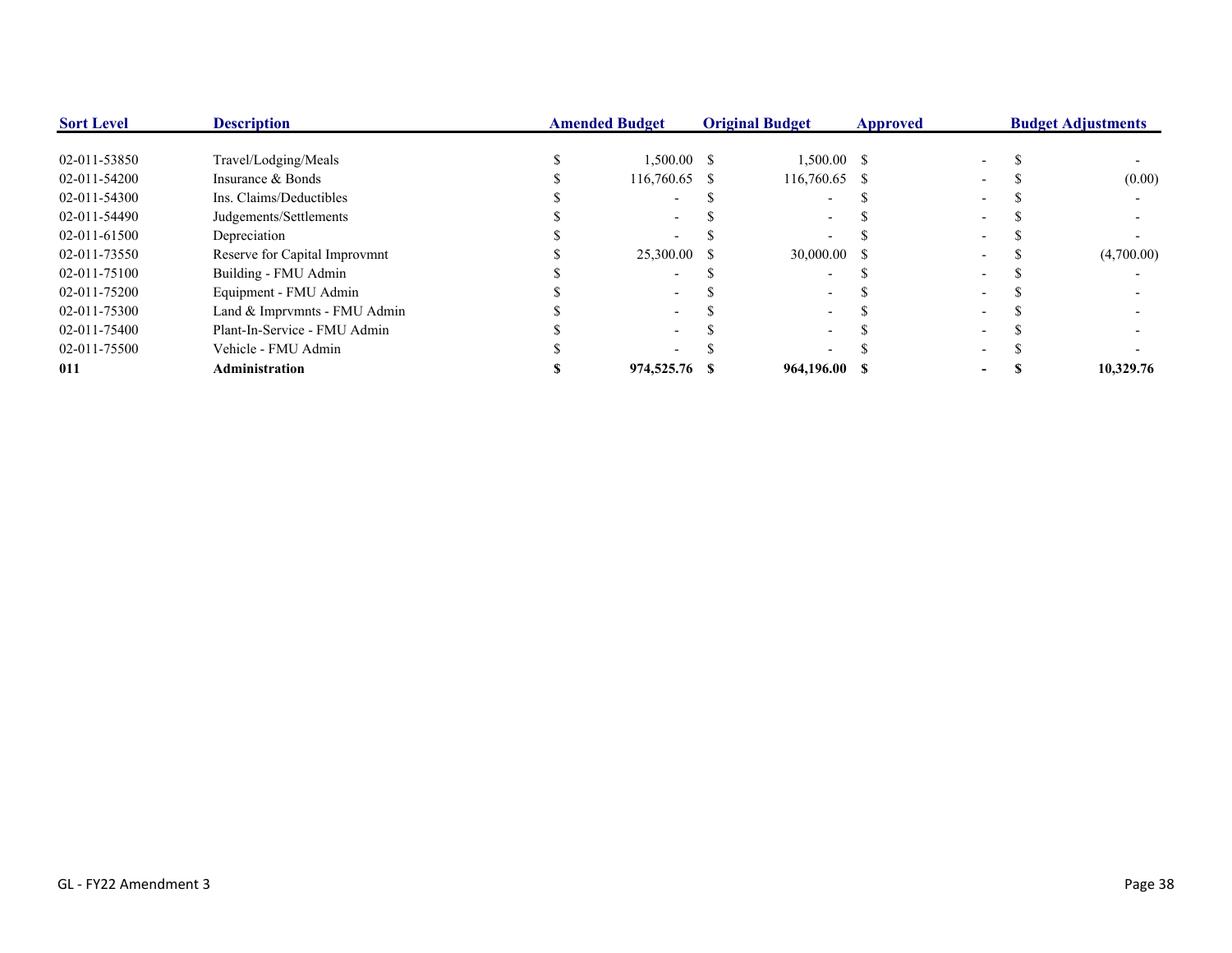| Sort Level | Description | Amended Budget | Original Budget | Approved | Budget Adjustments |
|---|---|---|---|---|---|
| 02-011-53850 | Travel/Lodging/Meals | $ 1,500.00 | $ 1,500.00 | $ - | $ - |
| 02-011-54200 | Insurance & Bonds | $ 116,760.65 | $ 116,760.65 | $ - | $ (0.00) |
| 02-011-54300 | Ins. Claims/Deductibles | $ - | $ - | $ - | $ - |
| 02-011-54490 | Judgements/Settlements | $ - | $ - | $ - | $ - |
| 02-011-61500 | Depreciation | $ - | $ - | $ - | $ - |
| 02-011-73550 | Reserve for Capital Improvmnt | $ 25,300.00 | $ 30,000.00 | $ - | $ (4,700.00) |
| 02-011-75100 | Building - FMU Admin | $ - | $ - | $ - | $ - |
| 02-011-75200 | Equipment - FMU Admin | $ - | $ - | $ - | $ - |
| 02-011-75300 | Land & Imprvmnts - FMU Admin | $ - | $ - | $ - | $ - |
| 02-011-75400 | Plant-In-Service - FMU Admin | $ - | $ - | $ - | $ - |
| 02-011-75500 | Vehicle - FMU Admin | $ - | $ - | $ - | $ - |
| **011** | **Administration** | **$ 974,525.76** | **$ 964,196.00** | **$ -** | **$ 10,329.76** |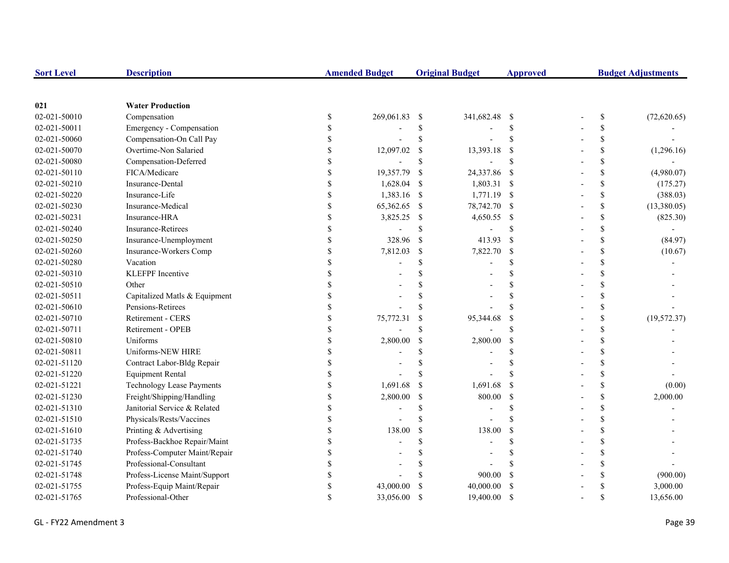| Sort Level | Description | Amended Budget | Original Budget | Approved | Budget Adjustments |
|---|---|---|---|---|---|
| **021** | **Water Production** | | | | |
| 02-021-50010 | Compensation | $ 269,061.83 | $ 341,682.48 | $ - | $ (72,620.65) |
| 02-021-50011 | Emergency - Compensation | $ - | $ - | $ - | $ - |
| 02-021-50060 | Compensation-On Call Pay | $ - | $ - | $ - | $ - |
| 02-021-50070 | Overtime-Non Salaried | $ 12,097.02 | $ 13,393.18 | $ - | $ (1,296.16) |
| 02-021-50080 | Compensation-Deferred | $ - | $ - | $ - | $ - |
| 02-021-50110 | FICA/Medicare | $ 19,357.79 | $ 24,337.86 | $ - | $ (4,980.07) |
| 02-021-50210 | Insurance-Dental | $ 1,628.04 | $ 1,803.31 | $ - | $ (175.27) |
| 02-021-50220 | Insurance-Life | $ 1,383.16 | $ 1,771.19 | $ - | $ (388.03) |
| 02-021-50230 | Insurance-Medical | $ 65,362.65 | $ 78,742.70 | $ - | $ (13,380.05) |
| 02-021-50231 | Insurance-HRA | $ 3,825.25 | $ 4,650.55 | $ - | $ (825.30) |
| 02-021-50240 | Insurance-Retirees | $ - | $ - | $ - | $ - |
| 02-021-50250 | Insurance-Unemployment | $ 328.96 | $ 413.93 | $ - | $ (84.97) |
| 02-021-50260 | Insurance-Workers Comp | $ 7,812.03 | $ 7,822.70 | $ - | $ (10.67) |
| 02-021-50280 | Vacation | $ - | $ - | $ - | $ - |
| 02-021-50310 | KLEFPF Incentive | $ - | $ - | $ - | $ - |
| 02-021-50510 | Other | $ - | $ - | $ - | $ - |
| 02-021-50511 | Capitalized Matls & Equipment | $ - | $ - | $ - | $ - |
| 02-021-50610 | Pensions-Retirees | $ - | $ - | $ - | $ - |
| 02-021-50710 | Retirement - CERS | $ 75,772.31 | $ 95,344.68 | $ - | $ (19,572.37) |
| 02-021-50711 | Retirement - OPEB | $ - | $ - | $ - | $ - |
| 02-021-50810 | Uniforms | $ 2,800.00 | $ 2,800.00 | $ - | $ - |
| 02-021-50811 | Uniforms-NEW HIRE | $ - | $ - | $ - | $ - |
| 02-021-51120 | Contract Labor-Bldg Repair | $ - | $ - | $ - | $ - |
| 02-021-51220 | Equipment Rental | $ - | $ - | $ - | $ - |
| 02-021-51221 | Technology Lease Payments | $ 1,691.68 | $ 1,691.68 | $ - | $ (0.00) |
| 02-021-51230 | Freight/Shipping/Handling | $ 2,800.00 | $ 800.00 | $ - | $ 2,000.00 |
| 02-021-51310 | Janitorial Service & Related | $ - | $ - | $ - | $ - |
| 02-021-51510 | Physicals/Rests/Vaccines | $ - | $ - | $ - | $ - |
| 02-021-51610 | Printing & Advertising | $ 138.00 | $ 138.00 | $ - | $ - |
| 02-021-51735 | Profess-Backhoe Repair/Maint | $ - | $ - | $ - | $ - |
| 02-021-51740 | Profess-Computer Maint/Repair | $ - | $ - | $ - | $ - |
| 02-021-51745 | Professional-Consultant | $ - | $ - | $ - | $ - |
| 02-021-51748 | Profess-License Maint/Support | $ - | $ 900.00 | $ - | $ (900.00) |
| 02-021-51755 | Profess-Equip Maint/Repair | $ 43,000.00 | $ 40,000.00 | $ - | $ 3,000.00 |
| 02-021-51765 | Professional-Other | $ 33,056.00 | $ 19,400.00 | $ - | $ 13,656.00 |

GL - FY22 Amendment 3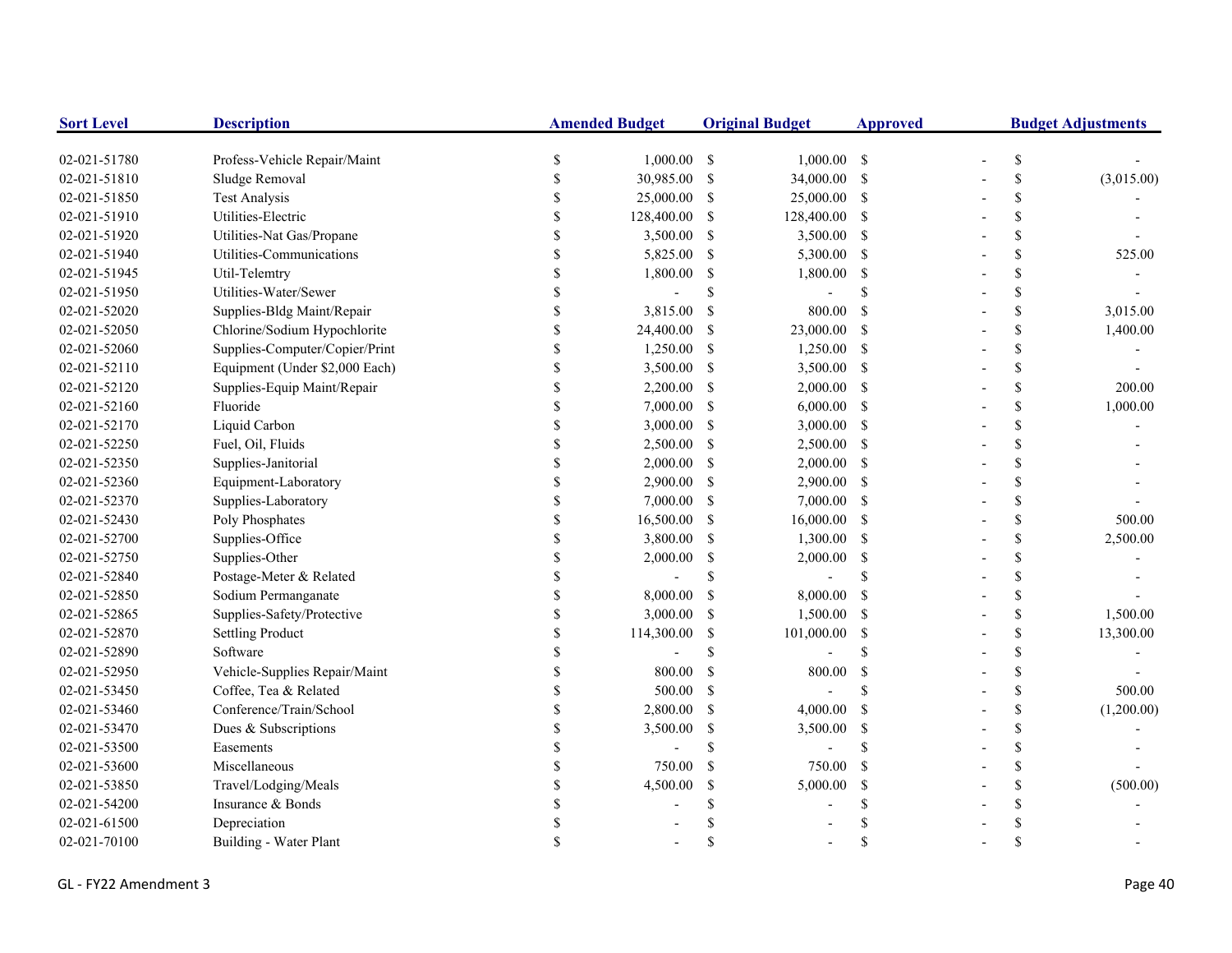| Sort Level | Description | Amended Budget | Original Budget | Approved | Budget Adjustments |
|---|---|---|---|---|---|
| 02-021-51780 | Profess-Vehicle Repair/Maint | $ 1,000.00 | $ 1,000.00 | $ - | $ - |
| 02-021-51810 | Sludge Removal | $ 30,985.00 | $ 34,000.00 | $ - | $ (3,015.00) |
| 02-021-51850 | Test Analysis | $ 25,000.00 | $ 25,000.00 | $ - | $ - |
| 02-021-51910 | Utilities-Electric | $ 128,400.00 | $ 128,400.00 | $ - | $ - |
| 02-021-51920 | Utilities-Nat Gas/Propane | $ 3,500.00 | $ 3,500.00 | $ - | $ - |
| 02-021-51940 | Utilities-Communications | $ 5,825.00 | $ 5,300.00 | $ - | $ 525.00 |
| 02-021-51945 | Util-Telemtry | $ 1,800.00 | $ 1,800.00 | $ - | $ - |
| 02-021-51950 | Utilities-Water/Sewer | $ - | $ - | $ - | $ - |
| 02-021-52020 | Supplies-Bldg Maint/Repair | $ 3,815.00 | $ 800.00 | $ - | $ 3,015.00 |
| 02-021-52050 | Chlorine/Sodium Hypochlorite | $ 24,400.00 | $ 23,000.00 | $ - | $ 1,400.00 |
| 02-021-52060 | Supplies-Computer/Copier/Print | $ 1,250.00 | $ 1,250.00 | $ - | $ - |
| 02-021-52110 | Equipment (Under $2,000 Each) | $ 3,500.00 | $ 3,500.00 | $ - | $ - |
| 02-021-52120 | Supplies-Equip Maint/Repair | $ 2,200.00 | $ 2,000.00 | $ - | $ 200.00 |
| 02-021-52160 | Fluoride | $ 7,000.00 | $ 6,000.00 | $ - | $ 1,000.00 |
| 02-021-52170 | Liquid Carbon | $ 3,000.00 | $ 3,000.00 | $ - | $ - |
| 02-021-52250 | Fuel, Oil, Fluids | $ 2,500.00 | $ 2,500.00 | $ - | $ - |
| 02-021-52350 | Supplies-Janitorial | $ 2,000.00 | $ 2,000.00 | $ - | $ - |
| 02-021-52360 | Equipment-Laboratory | $ 2,900.00 | $ 2,900.00 | $ - | $ - |
| 02-021-52370 | Supplies-Laboratory | $ 7,000.00 | $ 7,000.00 | $ - | $ - |
| 02-021-52430 | Poly Phosphates | $ 16,500.00 | $ 16,000.00 | $ - | $ 500.00 |
| 02-021-52700 | Supplies-Office | $ 3,800.00 | $ 1,300.00 | $ - | $ 2,500.00 |
| 02-021-52750 | Supplies-Other | $ 2,000.00 | $ 2,000.00 | $ - | $ - |
| 02-021-52840 | Postage-Meter & Related | $ - | $ - | $ - | $ - |
| 02-021-52850 | Sodium Permanganate | $ 8,000.00 | $ 8,000.00 | $ - | $ - |
| 02-021-52865 | Supplies-Safety/Protective | $ 3,000.00 | $ 1,500.00 | $ - | $ 1,500.00 |
| 02-021-52870 | Settling Product | $ 114,300.00 | $ 101,000.00 | $ - | $ 13,300.00 |
| 02-021-52890 | Software | $ - | $ - | $ - | $ - |
| 02-021-52950 | Vehicle-Supplies Repair/Maint | $ 800.00 | $ 800.00 | $ - | $ - |
| 02-021-53450 | Coffee, Tea & Related | $ 500.00 | $ - | $ - | $ 500.00 |
| 02-021-53460 | Conference/Train/School | $ 2,800.00 | $ 4,000.00 | $ - | $ (1,200.00) |
| 02-021-53470 | Dues & Subscriptions | $ 3,500.00 | $ 3,500.00 | $ - | $ - |
| 02-021-53500 | Easements | $ - | $ - | $ - | $ - |
| 02-021-53600 | Miscellaneous | $ 750.00 | $ 750.00 | $ - | $ - |
| 02-021-53850 | Travel/Lodging/Meals | $ 4,500.00 | $ 5,000.00 | $ - | $ (500.00) |
| 02-021-54200 | Insurance & Bonds | $ - | $ - | $ - | $ - |
| 02-021-61500 | Depreciation | $ - | $ - | $ - | $ - |
| 02-021-70100 | Building - Water Plant | $ - | $ - | $ - | $ - |

GL - FY22 Amendment 3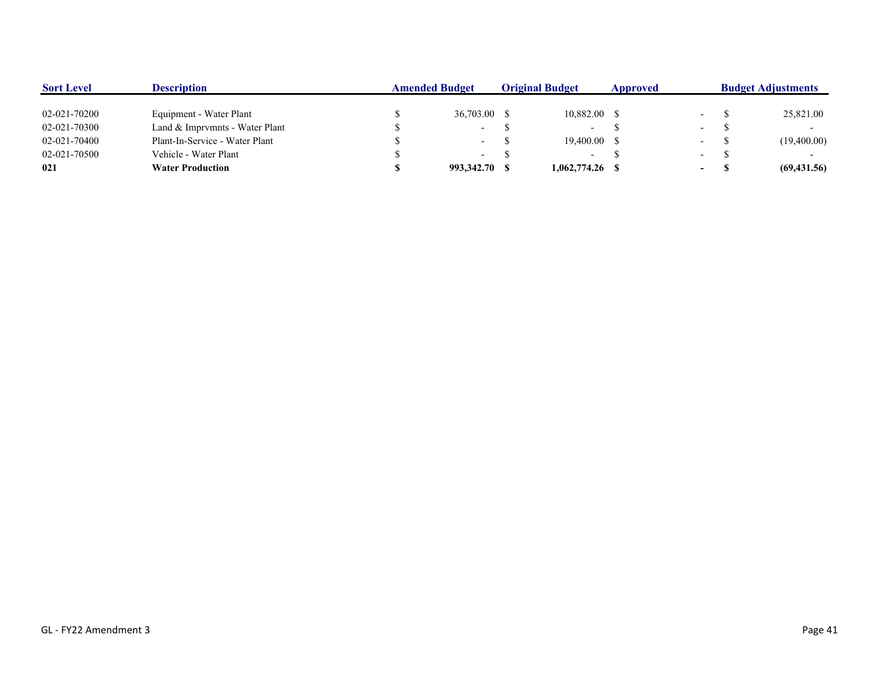| Sort Level | Description | Amended Budget | Original Budget | Approved | Budget Adjustments |
|---|---|---|---|---|---|
| 02-021-70200 | Equipment - Water Plant | $ 36,703.00 | $ 10,882.00 | $ - | $ 25,821.00 |
| 02-021-70300 | Land & Imprvmnts - Water Plant | $ - | $ - | $ - | $ - |
| 02-021-70400 | Plant-In-Service - Water Plant | $ - | $ 19,400.00 | $ - | $ (19,400.00) |
| 02-021-70500 | Vehicle - Water Plant | $ - | $ - | $ - | $ - |
| **021** | **Water Production** | **$ 993,342.70** | **$ 1,062,774.26** | **$ -** | **$ (69,431.56)** |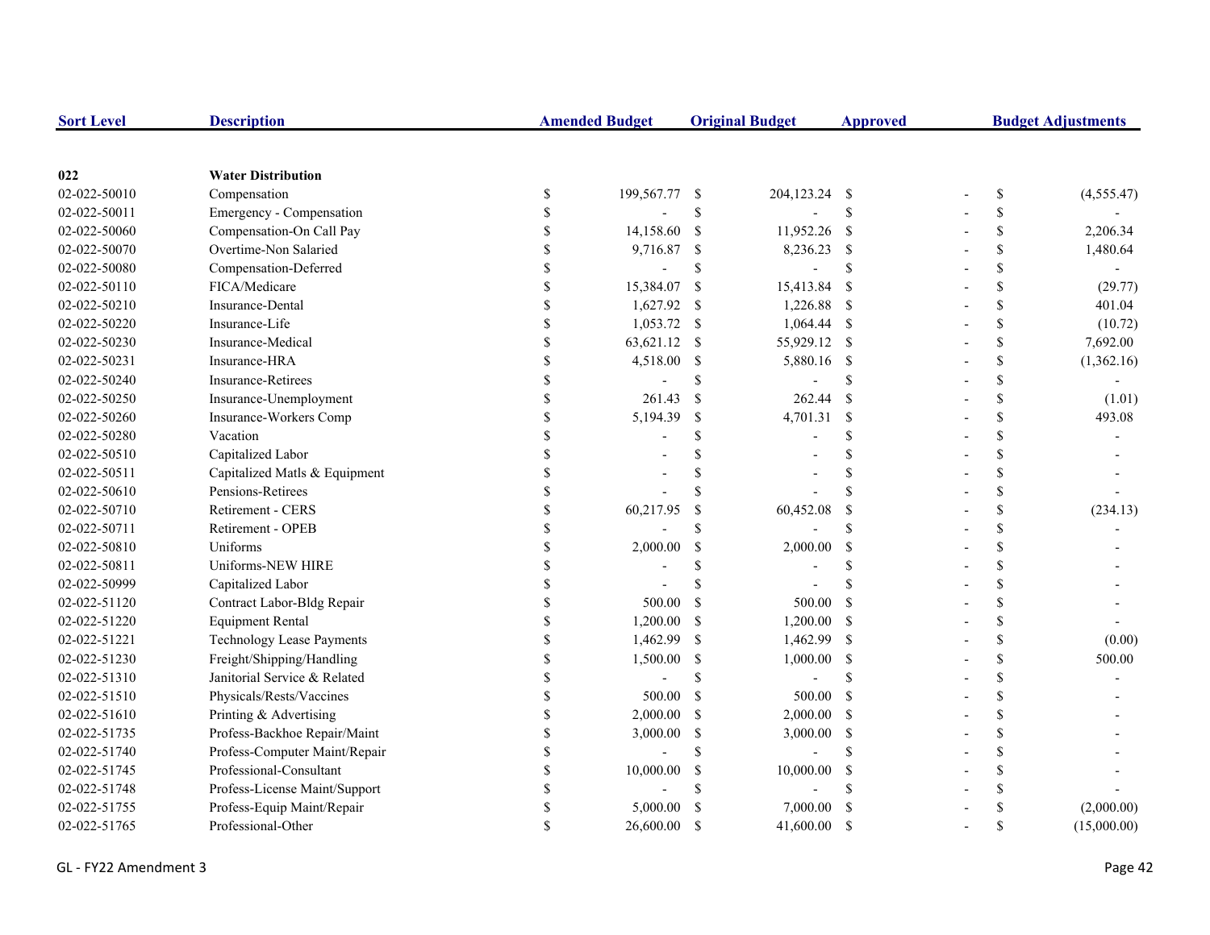| Sort Level | Description | Amended Budget | Original Budget | Approved | Budget Adjustments |
|---|---|---|---|---|---|
| 022 | **Water Distribution** | | | | |
| 02-022-50010 | Compensation | $ 199,567.77 | $ 204,123.24 | $ - | $ (4,555.47) |
| 02-022-50011 | Emergency - Compensation | $ - | $ - | $ - | $ - |
| 02-022-50060 | Compensation-On Call Pay | $ 14,158.60 | $ 11,952.26 | $ - | $ 2,206.34 |
| 02-022-50070 | Overtime-Non Salaried | $ 9,716.87 | $ 8,236.23 | $ - | $ 1,480.64 |
| 02-022-50080 | Compensation-Deferred | $ - | $ - | $ - | $ - |
| 02-022-50110 | FICA/Medicare | $ 15,384.07 | $ 15,413.84 | $ - | $ (29.77) |
| 02-022-50210 | Insurance-Dental | $ 1,627.92 | $ 1,226.88 | $ - | $ 401.04 |
| 02-022-50220 | Insurance-Life | $ 1,053.72 | $ 1,064.44 | $ - | $ (10.72) |
| 02-022-50230 | Insurance-Medical | $ 63,621.12 | $ 55,929.12 | $ - | $ 7,692.00 |
| 02-022-50231 | Insurance-HRA | $ 4,518.00 | $ 5,880.16 | $ - | $ (1,362.16) |
| 02-022-50240 | Insurance-Retirees | $ - | $ - | $ - | $ - |
| 02-022-50250 | Insurance-Unemployment | $ 261.43 | $ 262.44 | $ - | $ (1.01) |
| 02-022-50260 | Insurance-Workers Comp | $ 5,194.39 | $ 4,701.31 | $ - | $ 493.08 |
| 02-022-50280 | Vacation | $ - | $ - | $ - | $ - |
| 02-022-50510 | Capitalized Labor | $ - | $ - | $ - | $ - |
| 02-022-50511 | Capitalized Matls & Equipment | $ - | $ - | $ - | $ - |
| 02-022-50610 | Pensions-Retirees | $ - | $ - | $ - | $ - |
| 02-022-50710 | Retirement - CERS | $ 60,217.95 | $ 60,452.08 | $ - | $ (234.13) |
| 02-022-50711 | Retirement - OPEB | $ - | $ - | $ - | $ - |
| 02-022-50810 | Uniforms | $ 2,000.00 | $ 2,000.00 | $ - | $ - |
| 02-022-50811 | Uniforms-NEW HIRE | $ - | $ - | $ - | $ - |
| 02-022-50999 | Capitalized Labor | $ - | $ - | $ - | $ - |
| 02-022-51120 | Contract Labor-Bldg Repair | $ 500.00 | $ 500.00 | $ - | $ - |
| 02-022-51220 | Equipment Rental | $ 1,200.00 | $ 1,200.00 | $ - | $ - |
| 02-022-51221 | Technology Lease Payments | $ 1,462.99 | $ 1,462.99 | $ - | $ (0.00) |
| 02-022-51230 | Freight/Shipping/Handling | $ 1,500.00 | $ 1,000.00 | $ - | $ 500.00 |
| 02-022-51310 | Janitorial Service & Related | $ - | $ - | $ - | $ - |
| 02-022-51510 | Physicals/Rests/Vaccines | $ 500.00 | $ 500.00 | $ - | $ - |
| 02-022-51610 | Printing & Advertising | $ 2,000.00 | $ 2,000.00 | $ - | $ - |
| 02-022-51735 | Profess-Backhoe Repair/Maint | $ 3,000.00 | $ 3,000.00 | $ - | $ - |
| 02-022-51740 | Profess-Computer Maint/Repair | $ - | $ - | $ - | $ - |
| 02-022-51745 | Professional-Consultant | $ 10,000.00 | $ 10,000.00 | $ - | $ - |
| 02-022-51748 | Profess-License Maint/Support | $ - | $ - | $ - | $ - |
| 02-022-51755 | Profess-Equip Maint/Repair | $ 5,000.00 | $ 7,000.00 | $ - | $ (2,000.00) |
| 02-022-51765 | Professional-Other | $ 26,600.00 | $ 41,600.00 | $ - | $ (15,000.00) |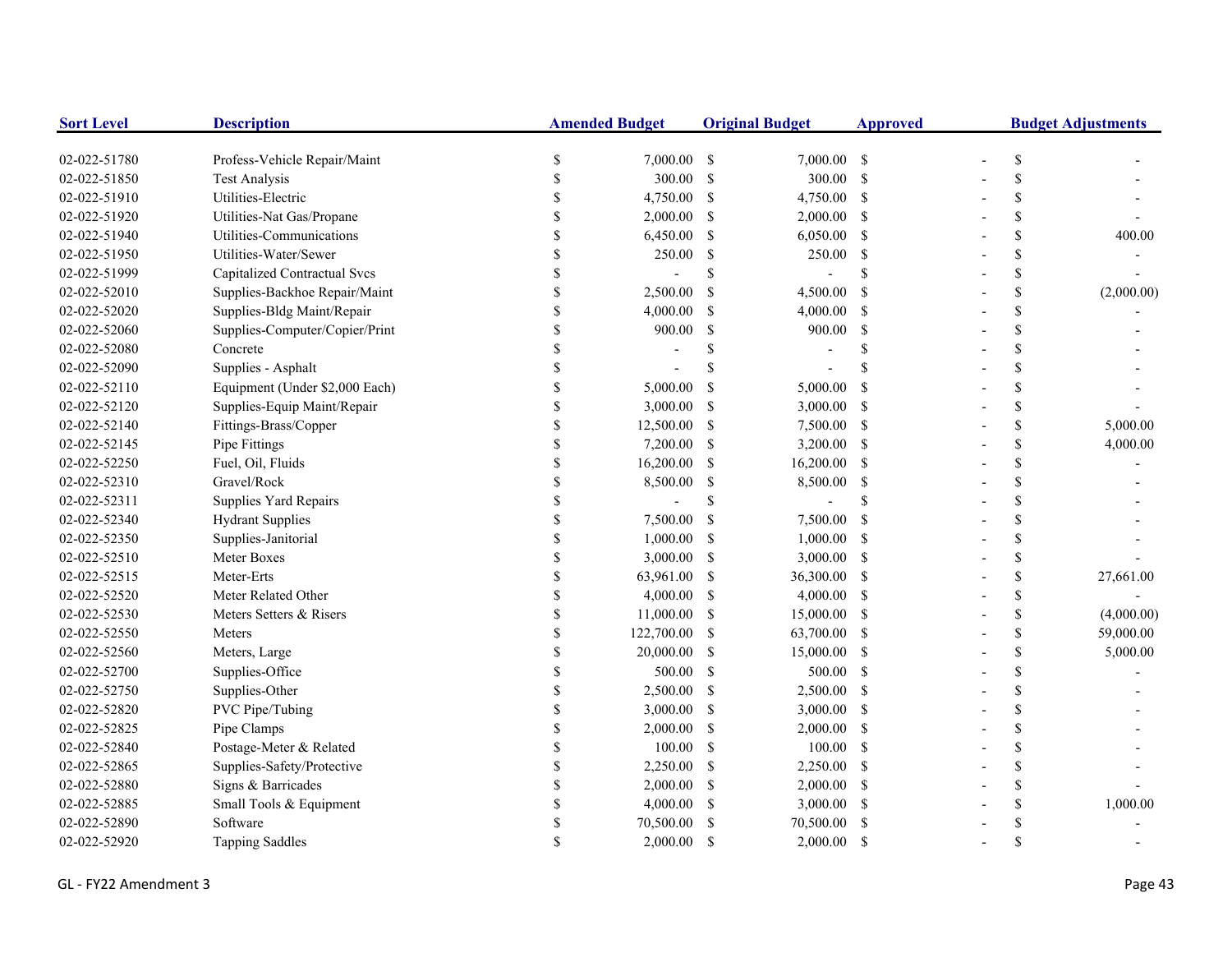| Sort Level | Description | Amended Budget | Original Budget | Approved | Budget Adjustments |
|---|---|---|---|---|---|
| 02-022-51780 | Profess-Vehicle Repair/Maint | $ 7,000.00 | $ 7,000.00 | $ - | $ - |
| 02-022-51850 | Test Analysis | $ 300.00 | $ 300.00 | $ - | $ - |
| 02-022-51910 | Utilities-Electric | $ 4,750.00 | $ 4,750.00 | $ - | $ - |
| 02-022-51920 | Utilities-Nat Gas/Propane | $ 2,000.00 | $ 2,000.00 | $ - | $ - |
| 02-022-51940 | Utilities-Communications | $ 6,450.00 | $ 6,050.00 | $ - | $ 400.00 |
| 02-022-51950 | Utilities-Water/Sewer | $ 250.00 | $ 250.00 | $ - | $ - |
| 02-022-51999 | Capitalized Contractual Svcs | $ - | $ - | $ - | $ - |
| 02-022-52010 | Supplies-Backhoe Repair/Maint | $ 2,500.00 | $ 4,500.00 | $ - | $ (2,000.00) |
| 02-022-52020 | Supplies-Bldg Maint/Repair | $ 4,000.00 | $ 4,000.00 | $ - | $ - |
| 02-022-52060 | Supplies-Computer/Copier/Print | $ 900.00 | $ 900.00 | $ - | $ - |
| 02-022-52080 | Concrete | $ - | $ - | $ - | $ - |
| 02-022-52090 | Supplies - Asphalt | $ - | $ - | $ - | $ - |
| 02-022-52110 | Equipment (Under $2,000 Each) | $ 5,000.00 | $ 5,000.00 | $ - | $ - |
| 02-022-52120 | Supplies-Equip Maint/Repair | $ 3,000.00 | $ 3,000.00 | $ - | $ - |
| 02-022-52140 | Fittings-Brass/Copper | $ 12,500.00 | $ 7,500.00 | $ - | $ 5,000.00 |
| 02-022-52145 | Pipe Fittings | $ 7,200.00 | $ 3,200.00 | $ - | $ 4,000.00 |
| 02-022-52250 | Fuel, Oil, Fluids | $ 16,200.00 | $ 16,200.00 | $ - | $ - |
| 02-022-52310 | Gravel/Rock | $ 8,500.00 | $ 8,500.00 | $ - | $ - |
| 02-022-52311 | Supplies Yard Repairs | $ - | $ - | $ - | $ - |
| 02-022-52340 | Hydrant Supplies | $ 7,500.00 | $ 7,500.00 | $ - | $ - |
| 02-022-52350 | Supplies-Janitorial | $ 1,000.00 | $ 1,000.00 | $ - | $ - |
| 02-022-52510 | Meter Boxes | $ 3,000.00 | $ 3,000.00 | $ - | $ - |
| 02-022-52515 | Meter-Erts | $ 63,961.00 | $ 36,300.00 | $ - | $ 27,661.00 |
| 02-022-52520 | Meter Related Other | $ 4,000.00 | $ 4,000.00 | $ - | $ - |
| 02-022-52530 | Meters Setters & Risers | $ 11,000.00 | $ 15,000.00 | $ - | $ (4,000.00) |
| 02-022-52550 | Meters | $ 122,700.00 | $ 63,700.00 | $ - | $ 59,000.00 |
| 02-022-52560 | Meters, Large | $ 20,000.00 | $ 15,000.00 | $ - | $ 5,000.00 |
| 02-022-52700 | Supplies-Office | $ 500.00 | $ 500.00 | $ - | $ - |
| 02-022-52750 | Supplies-Other | $ 2,500.00 | $ 2,500.00 | $ - | $ - |
| 02-022-52820 | PVC Pipe/Tubing | $ 3,000.00 | $ 3,000.00 | $ - | $ - |
| 02-022-52825 | Pipe Clamps | $ 2,000.00 | $ 2,000.00 | $ - | $ - |
| 02-022-52840 | Postage-Meter & Related | $ 100.00 | $ 100.00 | $ - | $ - |
| 02-022-52865 | Supplies-Safety/Protective | $ 2,250.00 | $ 2,250.00 | $ - | $ - |
| 02-022-52880 | Signs & Barricades | $ 2,000.00 | $ 2,000.00 | $ - | $ - |
| 02-022-52885 | Small Tools & Equipment | $ 4,000.00 | $ 3,000.00 | $ - | $ 1,000.00 |
| 02-022-52890 | Software | $ 70,500.00 | $ 70,500.00 | $ - | $ - |
| 02-022-52920 | Tapping Saddles | $ 2,000.00 | $ 2,000.00 | $ - | $ - |

GL - FY22 Amendment 3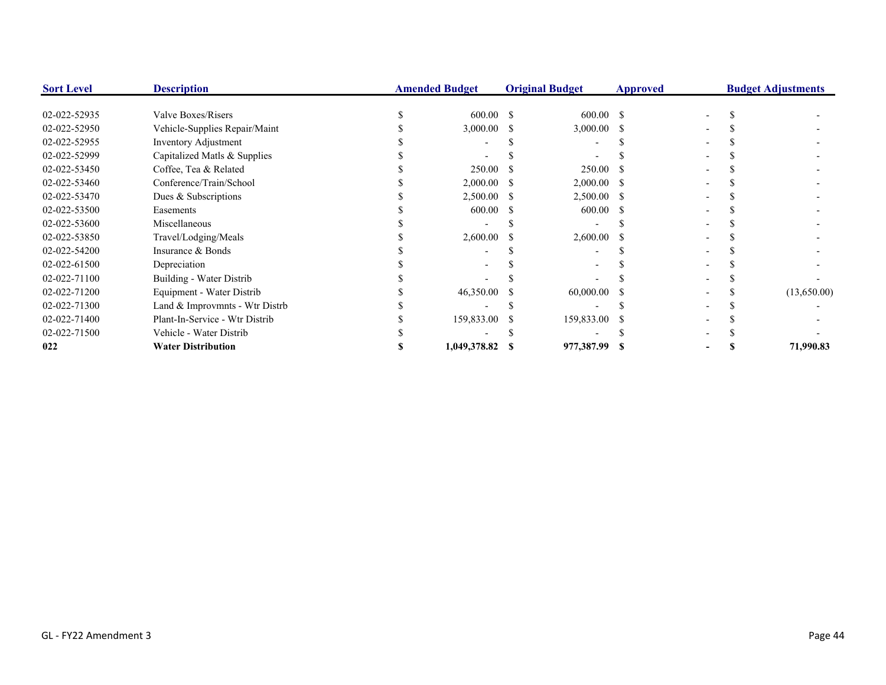| Sort Level | Description | Amended Budget | Original Budget | Approved | Budget Adjustments |
|---|---|---|---|---|---|
| 02-022-52935 | Valve Boxes/Risers | $ 600.00 | $ 600.00 | $ - | $ - |
| 02-022-52950 | Vehicle-Supplies Repair/Maint | $ 3,000.00 | $ 3,000.00 | $ - | $ - |
| 02-022-52955 | Inventory Adjustment | $ - | $ - | $ - | $ - |
| 02-022-52999 | Capitalized Matls & Supplies | $ - | $ - | $ - | $ - |
| 02-022-53450 | Coffee, Tea & Related | $ 250.00 | $ 250.00 | $ - | $ - |
| 02-022-53460 | Conference/Train/School | $ 2,000.00 | $ 2,000.00 | $ - | $ - |
| 02-022-53470 | Dues & Subscriptions | $ 2,500.00 | $ 2,500.00 | $ - | $ - |
| 02-022-53500 | Easements | $ 600.00 | $ 600.00 | $ - | $ - |
| 02-022-53600 | Miscellaneous | $ - | $ - | $ - | $ - |
| 02-022-53850 | Travel/Lodging/Meals | $ 2,600.00 | $ 2,600.00 | $ - | $ - |
| 02-022-54200 | Insurance & Bonds | $ - | $ - | $ - | $ - |
| 02-022-61500 | Depreciation | $ - | $ - | $ - | $ - |
| 02-022-71100 | Building - Water Distrib | $ - | $ - | $ - | $ - |
| 02-022-71200 | Equipment - Water Distrib | $ 46,350.00 | $ 60,000.00 | $ - | $ (13,650.00) |
| 02-022-71300 | Land & Improvmnts - Wtr Distrb | $ - | $ - | $ - | $ - |
| 02-022-71400 | Plant-In-Service - Wtr Distrib | $ 159,833.00 | $ 159,833.00 | $ - | $ - |
| 02-022-71500 | Vehicle - Water Distrib | $ - | $ - | $ - | $ - |
| **022** | **Water Distribution** | **$ 1,049,378.82** | **$ 977,387.99** | **$ -** | **$ 71,990.83** |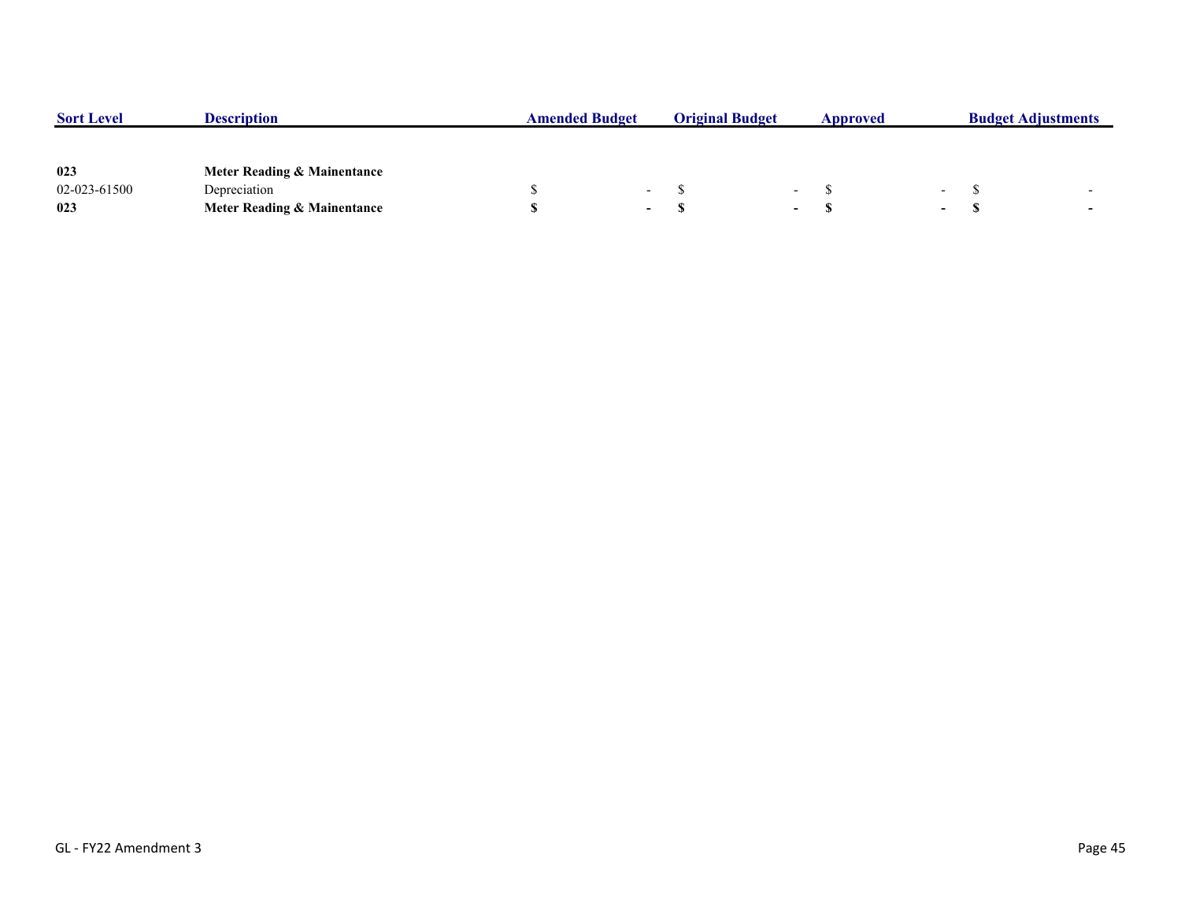| Sort Level | Description | Amended Budget | Original Budget | Approved | Budget Adjustments |
|---|---|---|---|---|---|
| **023** | **Meter Reading & Mainentance** | | | | |
| 02-023-61500 | Depreciation | $ - | $ - | $ - | $ - |
| **023** | **Meter Reading & Mainentance** | **$ -** | **$ -** | **$ -** | **$ -** |

GL - FY22 Amendment 3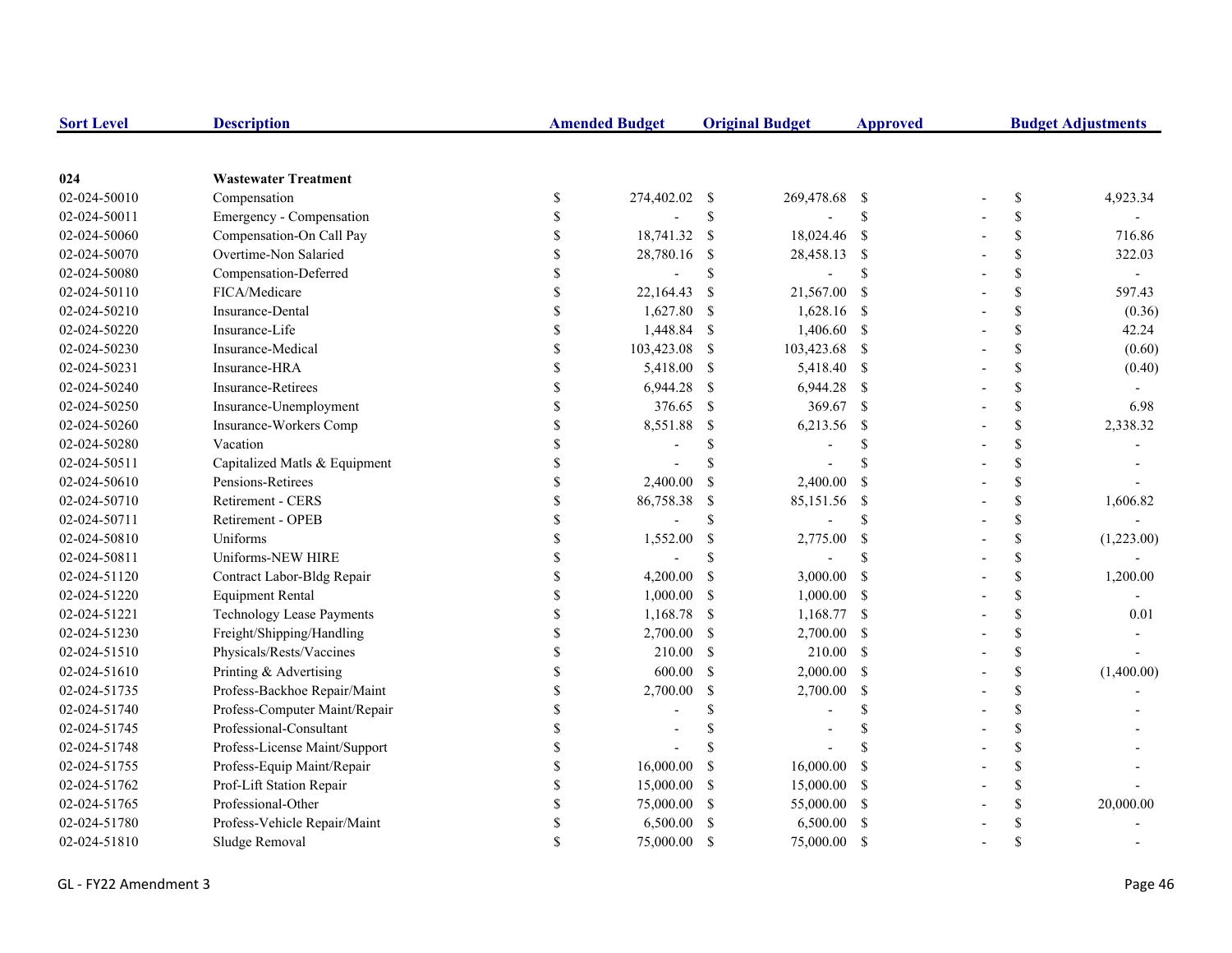| Sort Level | Description | Amended Budget | Original Budget | Approved | Budget Adjustments |
|---|---|---|---|---|---|
| **024** | **Wastewater Treatment** | | | | |
| 02-024-50010 | Compensation | $ 274,402.02 | $ 269,478.68 | $ - | $ 4,923.34 |
| 02-024-50011 | Emergency - Compensation | $ - | $ - | $ - | $ - |
| 02-024-50060 | Compensation-On Call Pay | $ 18,741.32 | $ 18,024.46 | $ - | $ 716.86 |
| 02-024-50070 | Overtime-Non Salaried | $ 28,780.16 | $ 28,458.13 | $ - | $ 322.03 |
| 02-024-50080 | Compensation-Deferred | $ - | $ - | $ - | $ - |
| 02-024-50110 | FICA/Medicare | $ 22,164.43 | $ 21,567.00 | $ - | $ 597.43 |
| 02-024-50210 | Insurance-Dental | $ 1,627.80 | $ 1,628.16 | $ - | $ (0.36) |
| 02-024-50220 | Insurance-Life | $ 1,448.84 | $ 1,406.60 | $ - | $ 42.24 |
| 02-024-50230 | Insurance-Medical | $ 103,423.08 | $ 103,423.68 | $ - | $ (0.60) |
| 02-024-50231 | Insurance-HRA | $ 5,418.00 | $ 5,418.40 | $ - | $ (0.40) |
| 02-024-50240 | Insurance-Retirees | $ 6,944.28 | $ 6,944.28 | $ - | $ - |
| 02-024-50250 | Insurance-Unemployment | $ 376.65 | $ 369.67 | $ - | $ 6.98 |
| 02-024-50260 | Insurance-Workers Comp | $ 8,551.88 | $ 6,213.56 | $ - | $ 2,338.32 |
| 02-024-50280 | Vacation | $ - | $ - | $ - | $ - |
| 02-024-50511 | Capitalized Matls & Equipment | $ - | $ - | $ - | $ - |
| 02-024-50610 | Pensions-Retirees | $ 2,400.00 | $ 2,400.00 | $ - | $ - |
| 02-024-50710 | Retirement - CERS | $ 86,758.38 | $ 85,151.56 | $ - | $ 1,606.82 |
| 02-024-50711 | Retirement - OPEB | $ - | $ - | $ - | $ - |
| 02-024-50810 | Uniforms | $ 1,552.00 | $ 2,775.00 | $ - | $ (1,223.00) |
| 02-024-50811 | Uniforms-NEW HIRE | $ - | $ - | $ - | $ - |
| 02-024-51120 | Contract Labor-Bldg Repair | $ 4,200.00 | $ 3,000.00 | $ - | $ 1,200.00 |
| 02-024-51220 | Equipment Rental | $ 1,000.00 | $ 1,000.00 | $ - | $ - |
| 02-024-51221 | Technology Lease Payments | $ 1,168.78 | $ 1,168.77 | $ - | $ 0.01 |
| 02-024-51230 | Freight/Shipping/Handling | $ 2,700.00 | $ 2,700.00 | $ - | $ - |
| 02-024-51510 | Physicals/Rests/Vaccines | $ 210.00 | $ 210.00 | $ - | $ - |
| 02-024-51610 | Printing & Advertising | $ 600.00 | $ 2,000.00 | $ - | $ (1,400.00) |
| 02-024-51735 | Profess-Backhoe Repair/Maint | $ 2,700.00 | $ 2,700.00 | $ - | $ - |
| 02-024-51740 | Profess-Computer Maint/Repair | $ - | $ - | $ - | $ - |
| 02-024-51745 | Professional-Consultant | $ - | $ - | $ - | $ - |
| 02-024-51748 | Profess-License Maint/Support | $ - | $ - | $ - | $ - |
| 02-024-51755 | Profess-Equip Maint/Repair | $ 16,000.00 | $ 16,000.00 | $ - | $ - |
| 02-024-51762 | Prof-Lift Station Repair | $ 15,000.00 | $ 15,000.00 | $ - | $ - |
| 02-024-51765 | Professional-Other | $ 75,000.00 | $ 55,000.00 | $ - | $ 20,000.00 |
| 02-024-51780 | Profess-Vehicle Repair/Maint | $ 6,500.00 | $ 6,500.00 | $ - | $ - |
| 02-024-51810 | Sludge Removal | $ 75,000.00 | $ 75,000.00 | $ - | $ - |

GL - FY22 Amendment 3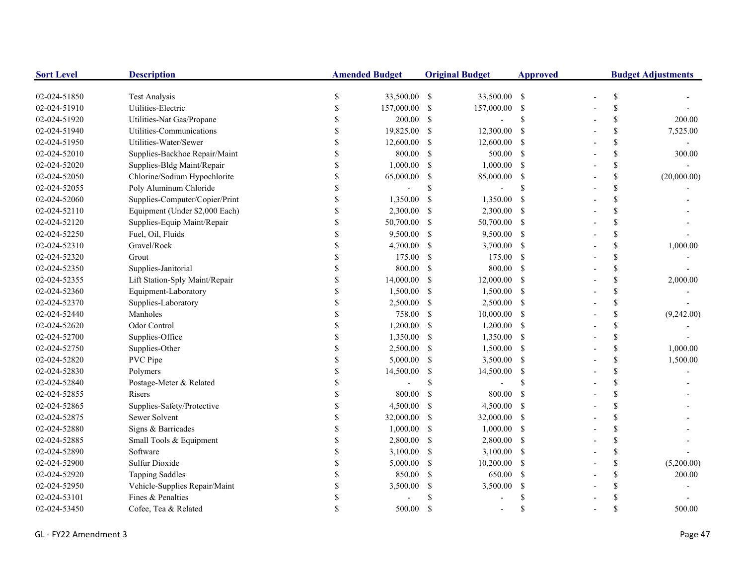| Sort Level | Description | Amended Budget | Original Budget | Approved | Budget Adjustments |
|---|---|---|---|---|---|
| 02-024-51850 | Test Analysis | $ 33,500.00 | $ 33,500.00 | $ - | $ - |
| 02-024-51910 | Utilities-Electric | $ 157,000.00 | $ 157,000.00 | $ - | $ - |
| 02-024-51920 | Utilities-Nat Gas/Propane | $ 200.00 | $ - | $ - | $ 200.00 |
| 02-024-51940 | Utilities-Communications | $ 19,825.00 | $ 12,300.00 | $ - | $ 7,525.00 |
| 02-024-51950 | Utilities-Water/Sewer | $ 12,600.00 | $ 12,600.00 | $ - | $ - |
| 02-024-52010 | Supplies-Backhoe Repair/Maint | $ 800.00 | $ 500.00 | $ - | $ 300.00 |
| 02-024-52020 | Supplies-Bldg Maint/Repair | $ 1,000.00 | $ 1,000.00 | $ - | $ - |
| 02-024-52050 | Chlorine/Sodium Hypochlorite | $ 65,000.00 | $ 85,000.00 | $ - | $ (20,000.00) |
| 02-024-52055 | Poly Aluminum Chloride | $ - | $ - | $ - | $ - |
| 02-024-52060 | Supplies-Computer/Copier/Print | $ 1,350.00 | $ 1,350.00 | $ - | $ - |
| 02-024-52110 | Equipment (Under $2,000 Each) | $ 2,300.00 | $ 2,300.00 | $ - | $ - |
| 02-024-52120 | Supplies-Equip Maint/Repair | $ 50,700.00 | $ 50,700.00 | $ - | $ - |
| 02-024-52250 | Fuel, Oil, Fluids | $ 9,500.00 | $ 9,500.00 | $ - | $ - |
| 02-024-52310 | Gravel/Rock | $ 4,700.00 | $ 3,700.00 | $ - | $ 1,000.00 |
| 02-024-52320 | Grout | $ 175.00 | $ 175.00 | $ - | $ - |
| 02-024-52350 | Supplies-Janitorial | $ 800.00 | $ 800.00 | $ - | $ - |
| 02-024-52355 | Lift Station-Sply Maint/Repair | $ 14,000.00 | $ 12,000.00 | $ - | $ 2,000.00 |
| 02-024-52360 | Equipment-Laboratory | $ 1,500.00 | $ 1,500.00 | $ - | $ - |
| 02-024-52370 | Supplies-Laboratory | $ 2,500.00 | $ 2,500.00 | $ - | $ - |
| 02-024-52440 | Manholes | $ 758.00 | $ 10,000.00 | $ - | $ (9,242.00) |
| 02-024-52620 | Odor Control | $ 1,200.00 | $ 1,200.00 | $ - | $ - |
| 02-024-52700 | Supplies-Office | $ 1,350.00 | $ 1,350.00 | $ - | $ - |
| 02-024-52750 | Supplies-Other | $ 2,500.00 | $ 1,500.00 | $ - | $ 1,000.00 |
| 02-024-52820 | PVC Pipe | $ 5,000.00 | $ 3,500.00 | $ - | $ 1,500.00 |
| 02-024-52830 | Polymers | $ 14,500.00 | $ 14,500.00 | $ - | $ - |
| 02-024-52840 | Postage-Meter & Related | $ - | $ - | $ - | $ - |
| 02-024-52855 | Risers | $ 800.00 | $ 800.00 | $ - | $ - |
| 02-024-52865 | Supplies-Safety/Protective | $ 4,500.00 | $ 4,500.00 | $ - | $ - |
| 02-024-52875 | Sewer Solvent | $ 32,000.00 | $ 32,000.00 | $ - | $ - |
| 02-024-52880 | Signs & Barricades | $ 1,000.00 | $ 1,000.00 | $ - | $ - |
| 02-024-52885 | Small Tools & Equipment | $ 2,800.00 | $ 2,800.00 | $ - | $ - |
| 02-024-52890 | Software | $ 3,100.00 | $ 3,100.00 | $ - | $ - |
| 02-024-52900 | Sulfur Dioxide | $ 5,000.00 | $ 10,200.00 | $ - | $ (5,200.00) |
| 02-024-52920 | Tapping Saddles | $ 850.00 | $ 650.00 | $ - | $ 200.00 |
| 02-024-52950 | Vehicle-Supplies Repair/Maint | $ 3,500.00 | $ 3,500.00 | $ - | $ - |
| 02-024-53101 | Fines & Penalties | $ - | $ - | $ - | $ - |
| 02-024-53450 | Cofee, Tea & Related | $ 500.00 | $ - | $ - | $ 500.00 |

GL - FY22 Amendment 3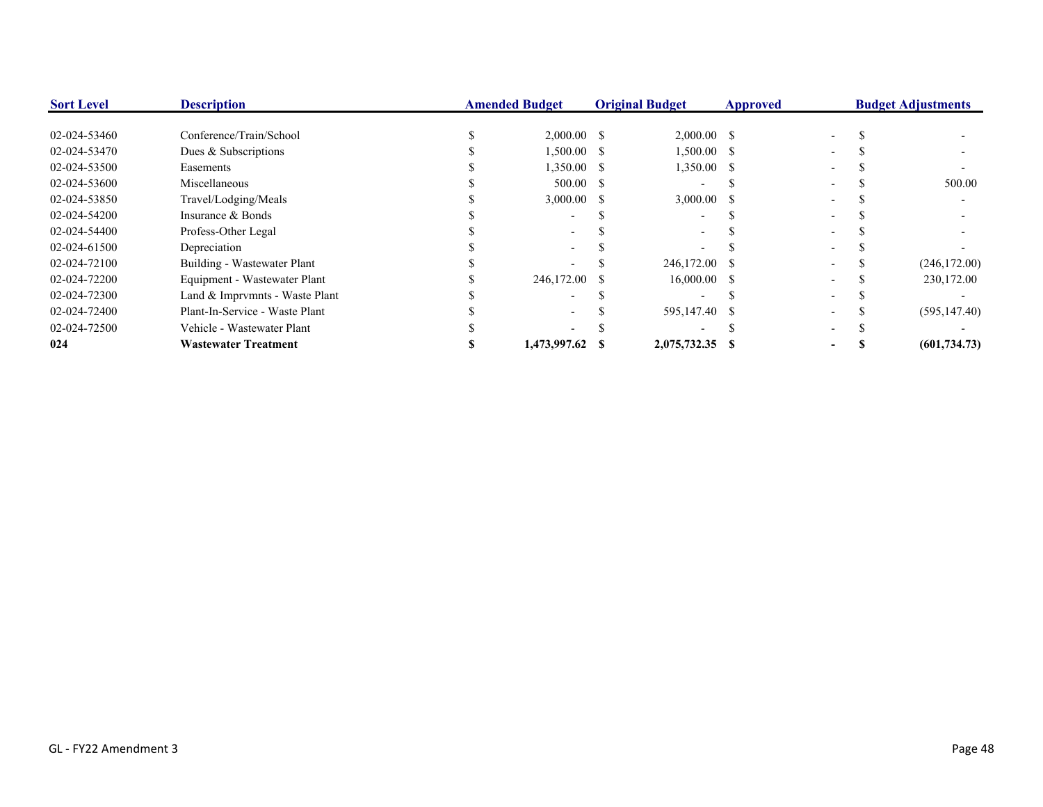| Sort Level | Description | Amended Budget | Original Budget | Approved | Budget Adjustments |
|---|---|---|---|---|---|
| 02-024-53460 | Conference/Train/School | $ 2,000.00 | $ 2,000.00 | $ - | $ - |
| 02-024-53470 | Dues & Subscriptions | $ 1,500.00 | $ 1,500.00 | $ - | $ - |
| 02-024-53500 | Easements | $ 1,350.00 | $ 1,350.00 | $ - | $ - |
| 02-024-53600 | Miscellaneous | $ 500.00 | $ - | $ - | $ 500.00 |
| 02-024-53850 | Travel/Lodging/Meals | $ 3,000.00 | $ 3,000.00 | $ - | $ - |
| 02-024-54200 | Insurance & Bonds | $ - | $ - | $ - | $ - |
| 02-024-54400 | Profess-Other Legal | $ - | $ - | $ - | $ - |
| 02-024-61500 | Depreciation | $ - | $ - | $ - | $ - |
| 02-024-72100 | Building - Wastewater Plant | $ - | $ 246,172.00 | $ - | $ (246,172.00) |
| 02-024-72200 | Equipment - Wastewater Plant | $ 246,172.00 | $ 16,000.00 | $ - | $ 230,172.00 |
| 02-024-72300 | Land & Imprvmnts - Waste Plant | $ - | $ - | $ - | $ - |
| 02-024-72400 | Plant-In-Service - Waste Plant | $ - | $ 595,147.40 | $ - | $ (595,147.40) |
| 02-024-72500 | Vehicle - Wastewater Plant | $ - | $ - | $ - | $ - |
| **024** | **Wastewater Treatment** | **$ 1,473,997.62** | **$ 2,075,732.35** | **$ -** | **$ (601,734.73)** |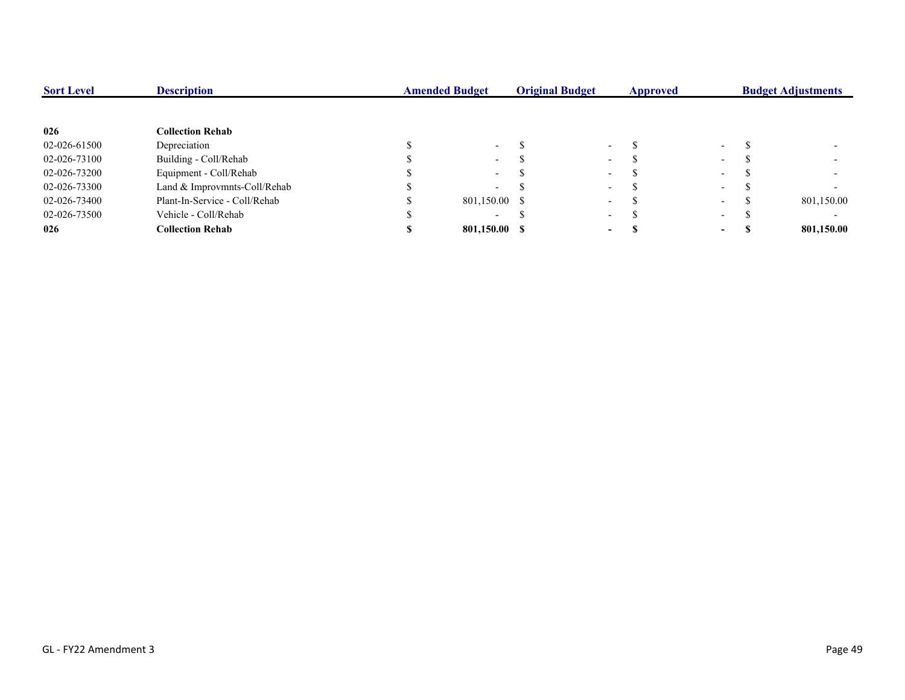| Sort Level | Description | Amended Budget | Original Budget | Approved | Budget Adjustments |
|---|---|---|---|---|---|
| **026** | **Collection Rehab** | | | | |
| 02-026-61500 | Depreciation | $ - | $ - | $ - | $ - |
| 02-026-73100 | Building - Coll/Rehab | $ - | $ - | $ - | $ - |
| 02-026-73200 | Equipment - Coll/Rehab | $ - | $ - | $ - | $ - |
| 02-026-73300 | Land & Improvmnts-Coll/Rehab | $ - | $ - | $ - | $ - |
| 02-026-73400 | Plant-In-Service - Coll/Rehab | $ 801,150.00 | $ - | $ - | $ 801,150.00 |
| 02-026-73500 | Vehicle - Coll/Rehab | $ - | $ - | $ - | $ - |
| **026** | **Collection Rehab** | **$ 801,150.00** | **$ -** | **$ -** | **$ 801,150.00** |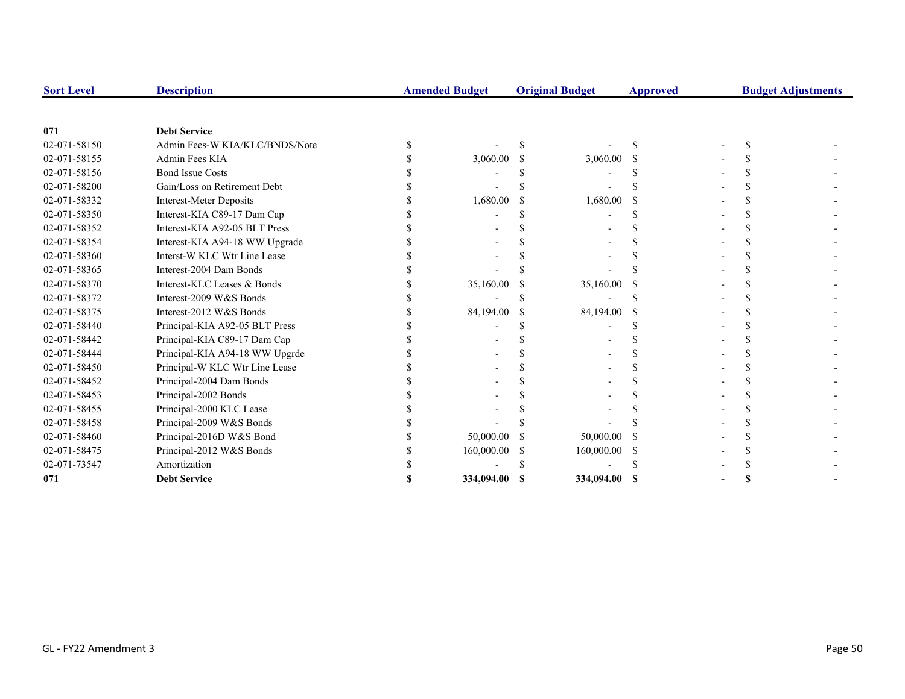| Sort Level | Description | Amended Budget | Original Budget | Approved | Budget Adjustments |
|---|---|---|---|---|---|
| **071** | **Debt Service** | | | | |
| 02-071-58150 | Admin Fees-W KIA/KLC/BNDS/Note | $ - | $ - | $ - | $ - |
| 02-071-58155 | Admin Fees KIA | $ 3,060.00 | $ 3,060.00 | $ - | $ - |
| 02-071-58156 | Bond Issue Costs | $ - | $ - | $ - | $ - |
| 02-071-58200 | Gain/Loss on Retirement Debt | $ - | $ - | $ - | $ - |
| 02-071-58332 | Interest-Meter Deposits | $ 1,680.00 | $ 1,680.00 | $ - | $ - |
| 02-071-58350 | Interest-KIA C89-17 Dam Cap | $ - | $ - | $ - | $ - |
| 02-071-58352 | Interest-KIA A92-05 BLT Press | $ - | $ - | $ - | $ - |
| 02-071-58354 | Interest-KIA A94-18 WW Upgrade | $ - | $ - | $ - | $ - |
| 02-071-58360 | Interst-W KLC Wtr Line Lease | $ - | $ - | $ - | $ - |
| 02-071-58365 | Interest-2004 Dam Bonds | $ - | $ - | $ - | $ - |
| 02-071-58370 | Interest-KLC Leases & Bonds | $ 35,160.00 | $ 35,160.00 | $ - | $ - |
| 02-071-58372 | Interest-2009 W&S Bonds | $ - | $ - | $ - | $ - |
| 02-071-58375 | Interest-2012 W&S Bonds | $ 84,194.00 | $ 84,194.00 | $ - | $ - |
| 02-071-58440 | Principal-KIA A92-05 BLT Press | $ - | $ - | $ - | $ - |
| 02-071-58442 | Principal-KIA C89-17 Dam Cap | $ - | $ - | $ - | $ - |
| 02-071-58444 | Principal-KIA A94-18 WW Upgrde | $ - | $ - | $ - | $ - |
| 02-071-58450 | Principal-W KLC Wtr Line Lease | $ - | $ - | $ - | $ - |
| 02-071-58452 | Principal-2004 Dam Bonds | $ - | $ - | $ - | $ - |
| 02-071-58453 | Principal-2002 Bonds | $ - | $ - | $ - | $ - |
| 02-071-58455 | Principal-2000 KLC Lease | $ - | $ - | $ - | $ - |
| 02-071-58458 | Principal-2009 W&S Bonds | $ - | $ - | $ - | $ - |
| 02-071-58460 | Principal-2016D W&S Bond | $ 50,000.00 | $ 50,000.00 | $ - | $ - |
| 02-071-58475 | Principal-2012 W&S Bonds | $ 160,000.00 | $ 160,000.00 | $ - | $ - |
| 02-071-73547 | Amortization | $ - | $ - | $ - | $ - |
| **071** | **Debt Service** | **$ 334,094.00** | **$ 334,094.00** | **$ -** | **$ -** |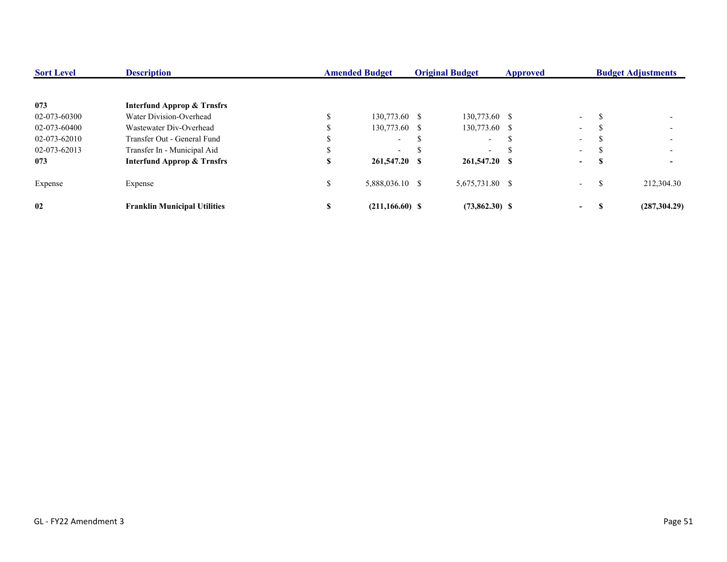| Sort Level | Description | Amended Budget | Original Budget | Approved | Budget Adjustments |
|---|---|---|---|---|---|
| **073** | **Interfund Approp & Trnsfrs** | | | | |
| 02-073-60300 | Water Division-Overhead | $ 130,773.60 | $ 130,773.60 | $ - | $ - |
| 02-073-60400 | Wastewater Div-Overhead | $ 130,773.60 | $ 130,773.60 | $ - | $ - |
| 02-073-62010 | Transfer Out - General Fund | $ - | $ - | $ - | $ - |
| 02-073-62013 | Transfer In - Municipal Aid | $ - | $ - | $ - | $ - |
| **073** | **Interfund Approp & Trnsfrs** | **$ 261,547.20** | **$ 261,547.20** | **$ -** | **$ -** |
| Expense | Expense | $ 5,888,036.10 | $ 5,675,731.80 | $ - | $ 212,304.30 |
| **02** | **Franklin Municipal Utilities** | **$ (211,166.60)** | **$ (73,862.30)** | **$ -** | **$ (287,304.29)** |

GL - FY22 Amendment 3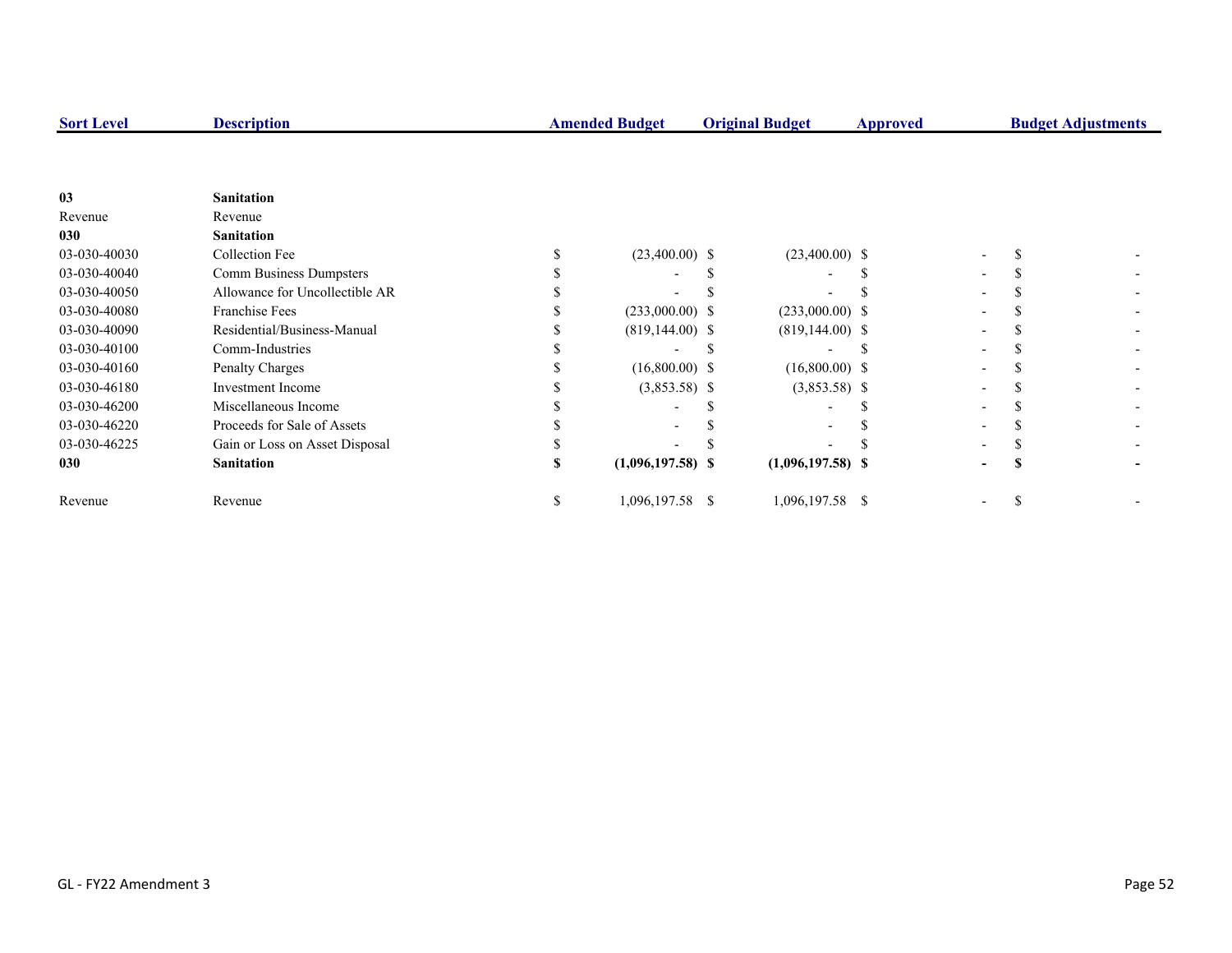| Sort Level | Description | Amended Budget | Original Budget | Approved | Budget Adjustments |
|---|---|---|---|---|---|
| **03** | **Sanitation** | | | | |
| Revenue | Revenue | | | | |
| **030** | **Sanitation** | | | | |
| 03-030-40030 | Collection Fee | $ (23,400.00) | $ (23,400.00) | $ - | $ - |
| 03-030-40040 | Comm Business Dumpsters | $ - | $ - | $ - | $ - |
| 03-030-40050 | Allowance for Uncollectible AR | $ - | $ - | $ - | $ - |
| 03-030-40080 | Franchise Fees | $ (233,000.00) | $ (233,000.00) | $ - | $ - |
| 03-030-40090 | Residential/Business-Manual | $ (819,144.00) | $ (819,144.00) | $ - | $ - |
| 03-030-40100 | Comm-Industries | $ - | $ - | $ - | $ - |
| 03-030-40160 | Penalty Charges | $ (16,800.00) | $ (16,800.00) | $ - | $ - |
| 03-030-46180 | Investment Income | $ (3,853.58) | $ (3,853.58) | $ - | $ - |
| 03-030-46200 | Miscellaneous Income | $ - | $ - | $ - | $ - |
| 03-030-46220 | Proceeds for Sale of Assets | $ - | $ - | $ - | $ - |
| 03-030-46225 | Gain or Loss on Asset Disposal | $ - | $ - | $ - | $ - |
| **030** | **Sanitation** | **$ (1,096,197.58)** | **$ (1,096,197.58)** | **$ -** | **$ -** |
| Revenue | Revenue | $ 1,096,197.58 | $ 1,096,197.58 | $ - | $ - |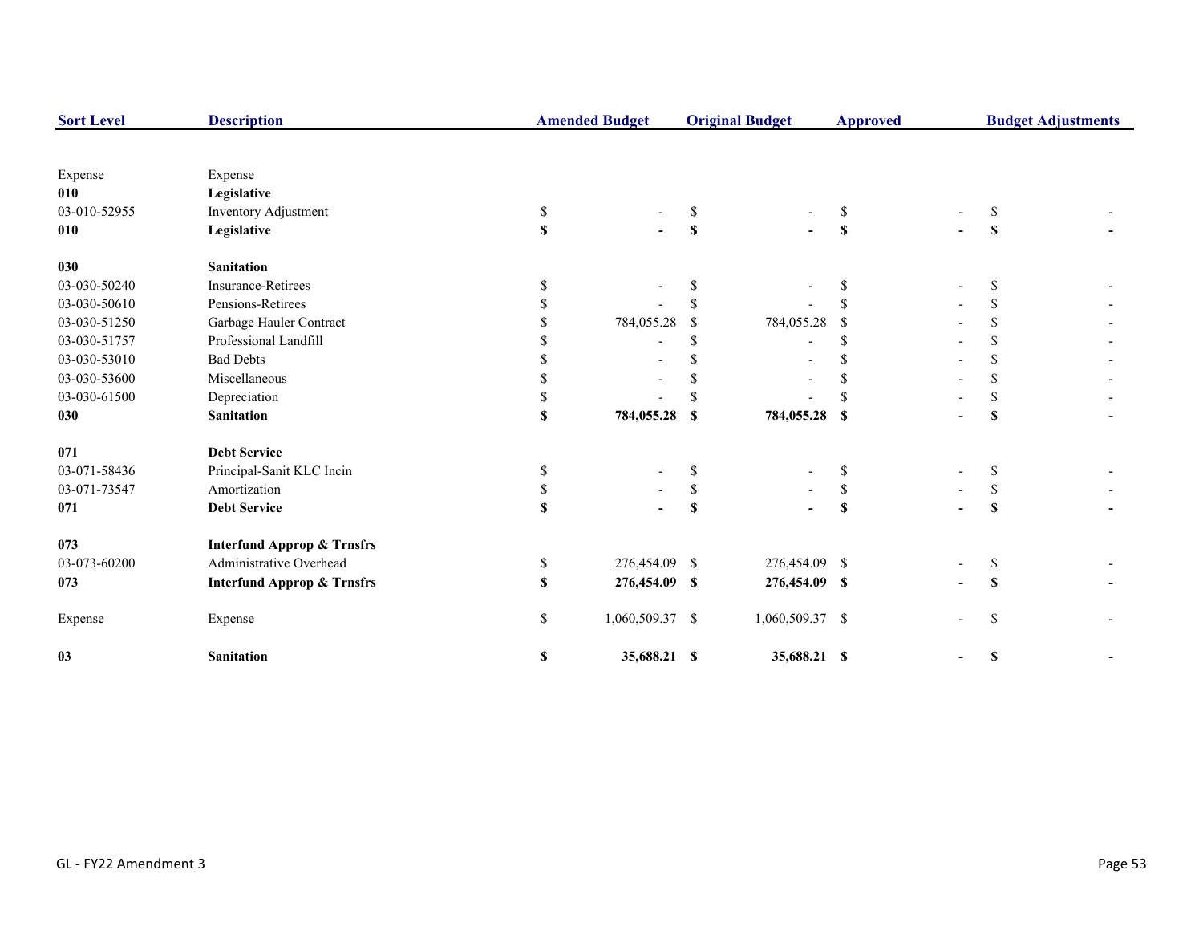| Sort Level | Description | Amended Budget | Original Budget | Approved | Budget Adjustments |
|---|---|---|---|---|---|
| Expense | Expense | | | | |
| **010** | **Legislative** | | | | |
| 03-010-52955 | Inventory Adjustment | $ - | $ - | $ - | $ - |
| **010** | **Legislative** | **$ -** | **$ -** | **$ -** | **$ -** |
| **030** | **Sanitation** | | | | |
| 03-030-50240 | Insurance-Retirees | $ - | $ - | $ - | $ - |
| 03-030-50610 | Pensions-Retirees | $ - | $ - | $ - | $ - |
| 03-030-51250 | Garbage Hauler Contract | $ 784,055.28 | $ 784,055.28 | $ - | $ - |
| 03-030-51757 | Professional Landfill | $ - | $ - | $ - | $ - |
| 03-030-53010 | Bad Debts | $ - | $ - | $ - | $ - |
| 03-030-53600 | Miscellaneous | $ - | $ - | $ - | $ - |
| 03-030-61500 | Depreciation | $ - | $ - | $ - | $ - |
| **030** | **Sanitation** | **$ 784,055.28** | **$ 784,055.28** | **$ -** | **$ -** |
| **071** | **Debt Service** | | | | |
| 03-071-58436 | Principal-Sanit KLC Incin | $ - | $ - | $ - | $ - |
| 03-071-73547 | Amortization | $ - | $ - | $ - | $ - |
| **071** | **Debt Service** | **$ -** | **$ -** | **$ -** | **$ -** |
| **073** | **Interfund Approp & Trnsfrs** | | | | |
| 03-073-60200 | Administrative Overhead | $ 276,454.09 | $ 276,454.09 | $ - | $ - |
| **073** | **Interfund Approp & Trnsfrs** | **$ 276,454.09** | **$ 276,454.09** | **$ -** | **$ -** |
| Expense | Expense | $ 1,060,509.37 | $ 1,060,509.37 | $ - | $ - |
| **03** | **Sanitation** | **$ 35,688.21** | **$ 35,688.21** | **$ -** | **$ -** |

GL - FY22 Amendment 3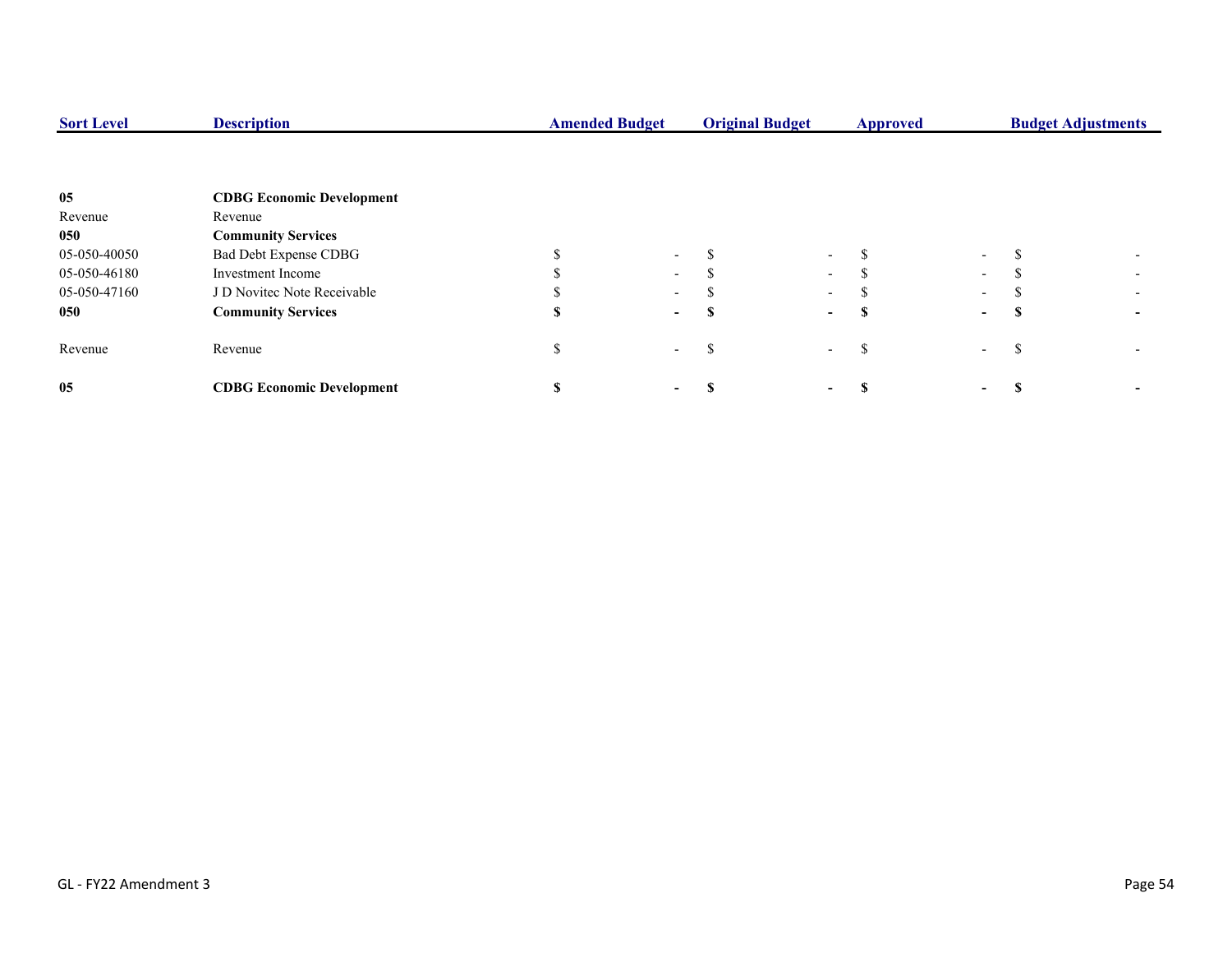| Sort Level | Description | Amended Budget | Original Budget | Approved | Budget Adjustments |
|---|---|---|---|---|---|
| **05** | **CDBG Economic Development** | | | | |
| Revenue | Revenue | | | | |
| **050** | **Community Services** | | | | |
| 05-050-40050 | Bad Debt Expense CDBG | $ - | $ - | $ - | $ - |
| 05-050-46180 | Investment Income | $ - | $ - | $ - | $ - |
| 05-050-47160 | J D Novitec Note Receivable | $ - | $ - | $ - | $ - |
| **050** | **Community Services** | **$ -** | **$ -** | **$ -** | **$ -** |
| Revenue | Revenue | $ - | $ - | $ - | $ - |
| **05** | **CDBG Economic Development** | **$ -** | **$ -** | **$ -** | **$ -** |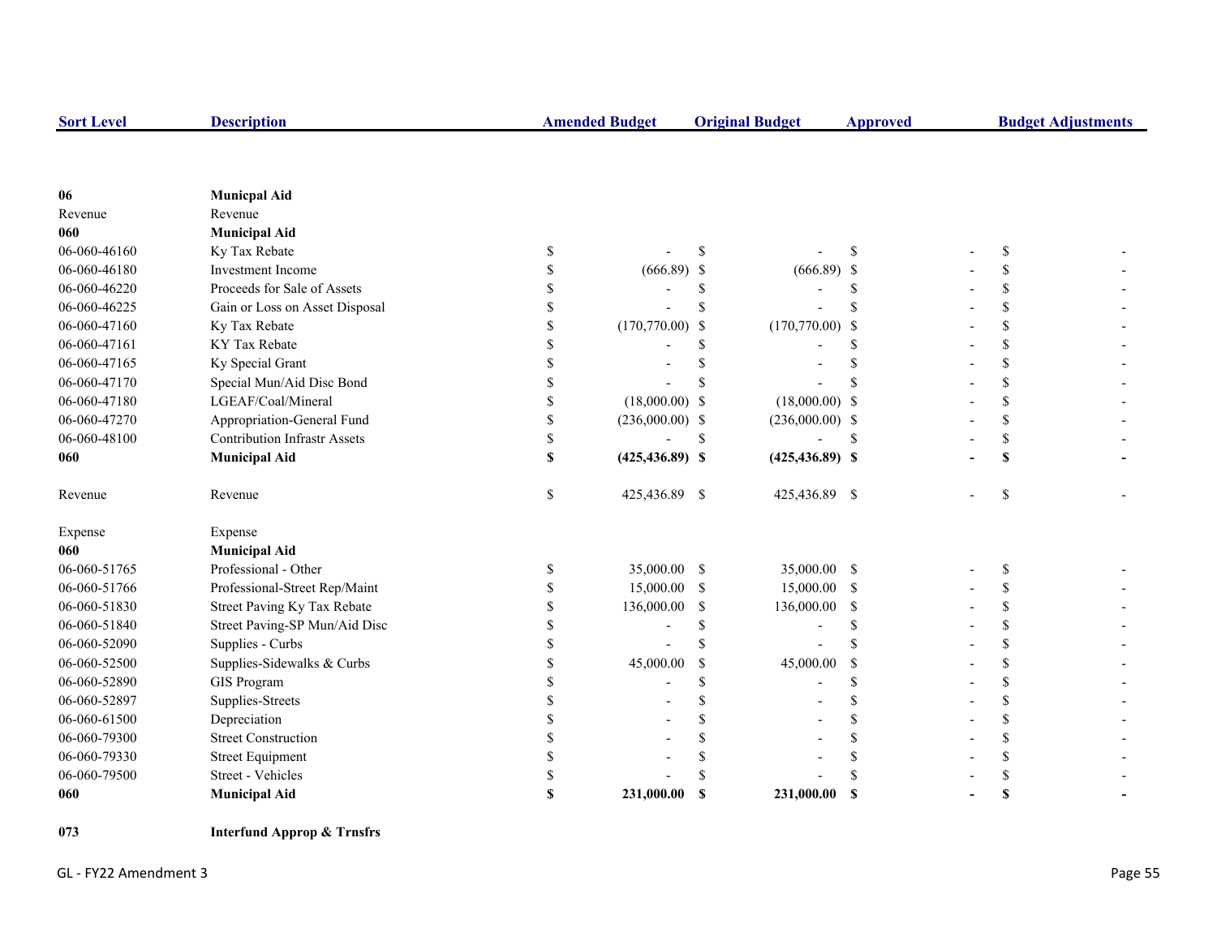| Sort Level | Description | Amended Budget | Original Budget | Approved | Budget Adjustments |
|---|---|---|---|---|---|
| **06** | **Municpal Aid** | | | | |
| Revenue | Revenue | | | | |
| **060** | **Municipal Aid** | | | | |
| 06-060-46160 | Ky Tax Rebate | $ - | $ - | $ - | $ - |
| 06-060-46180 | Investment Income | $ (666.89) | $ (666.89) | $ - | $ - |
| 06-060-46220 | Proceeds for Sale of Assets | $ - | $ - | $ - | $ - |
| 06-060-46225 | Gain or Loss on Asset Disposal | $ - | $ - | $ - | $ - |
| 06-060-47160 | Ky Tax Rebate | $ (170,770.00) | $ (170,770.00) | $ - | $ - |
| 06-060-47161 | KY Tax Rebate | $ - | $ - | $ - | $ - |
| 06-060-47165 | Ky Special Grant | $ - | $ - | $ - | $ - |
| 06-060-47170 | Special Mun/Aid Disc Bond | $ - | $ - | $ - | $ - |
| 06-060-47180 | LGEAF/Coal/Mineral | $ (18,000.00) | $ (18,000.00) | $ - | $ - |
| 06-060-47270 | Appropriation-General Fund | $ (236,000.00) | $ (236,000.00) | $ - | $ - |
| 06-060-48100 | Contribution Infrastr Assets | $ - | $ - | $ - | $ - |
| **060** | **Municipal Aid** | **$ (425,436.89)** | **$ (425,436.89)** | **$ -** | **$ -** |
| Revenue | Revenue | $ 425,436.89 | $ 425,436.89 | $ - | $ - |
| Expense | Expense | | | | |
| **060** | **Municipal Aid** | | | | |
| 06-060-51765 | Professional - Other | $ 35,000.00 | $ 35,000.00 | $ - | $ - |
| 06-060-51766 | Professional-Street Rep/Maint | $ 15,000.00 | $ 15,000.00 | $ - | $ - |
| 06-060-51830 | Street Paving Ky Tax Rebate | $ 136,000.00 | $ 136,000.00 | $ - | $ - |
| 06-060-51840 | Street Paving-SP Mun/Aid Disc | $ - | $ - | $ - | $ - |
| 06-060-52090 | Supplies - Curbs | $ - | $ - | $ - | $ - |
| 06-060-52500 | Supplies-Sidewalks & Curbs | $ 45,000.00 | $ 45,000.00 | $ - | $ - |
| 06-060-52890 | GIS Program | $ - | $ - | $ - | $ - |
| 06-060-52897 | Supplies-Streets | $ - | $ - | $ - | $ - |
| 06-060-61500 | Depreciation | $ - | $ - | $ - | $ - |
| 06-060-79300 | Street Construction | $ - | $ - | $ - | $ - |
| 06-060-79330 | Street Equipment | $ - | $ - | $ - | $ - |
| 06-060-79500 | Street - Vehicles | $ - | $ - | $ - | $ - |
| **060** | **Municipal Aid** | **$ 231,000.00** | **$ 231,000.00** | **$ -** | **$ -** |
| **073** | **Interfund Approp & Trnsfrs** | | | | |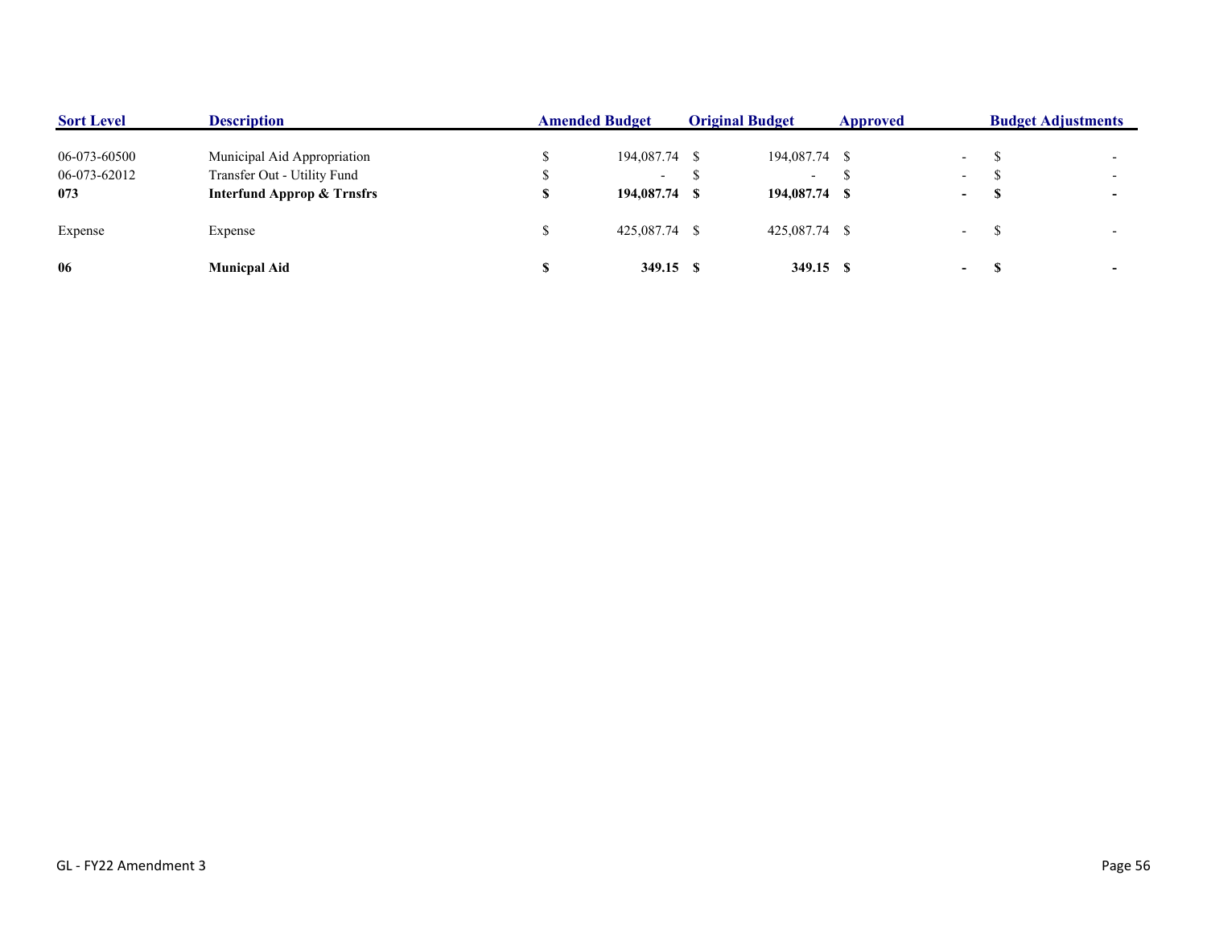| Sort Level | Description | Amended Budget | Original Budget | Approved | Budget Adjustments |
|---|---|---|---|---|---|
| 06-073-60500 | Municipal Aid Appropriation | $ 194,087.74 | $ 194,087.74 | $ - | $ - |
| 06-073-62012 | Transfer Out - Utility Fund | $ - | $ - | $ - | $ - |
| **073** | **Interfund Approp & Trnsfrs** | **$ 194,087.74** | **$ 194,087.74** | **$ -** | **$ -** |
| Expense | Expense | $ 425,087.74 | $ 425,087.74 | $ - | $ - |
| **06** | **Municpal Aid** | **$ 349.15** | **$ 349.15** | **$ -** | **$ -** |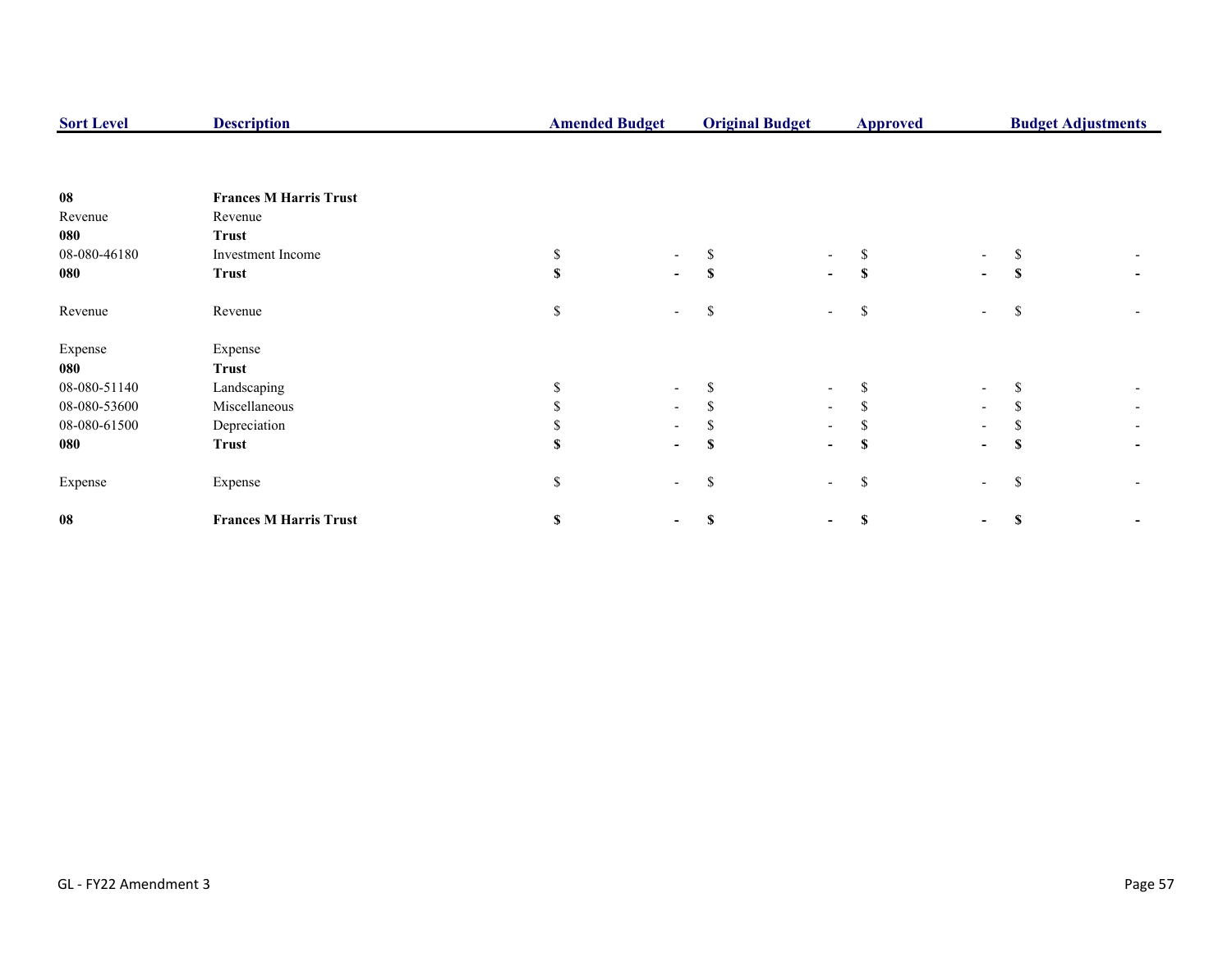| Sort Level | Description | Amended Budget | Original Budget | Approved | Budget Adjustments |
|---|---|---|---|---|---|
| **08** | **Frances M Harris Trust** | | | | |
| Revenue | Revenue | | | | |
| **080** | **Trust** | | | | |
| 08-080-46180 | Investment Income | $ - | $ - | $ - | $ - |
| **080** | **Trust** | **$ -** | **$ -** | **$ -** | **$ -** |
| Revenue | Revenue | $ - | $ - | $ - | $ - |
| Expense | Expense | | | | |
| **080** | **Trust** | | | | |
| 08-080-51140 | Landscaping | $ - | $ - | $ - | $ - |
| 08-080-53600 | Miscellaneous | $ - | $ - | $ - | $ - |
| 08-080-61500 | Depreciation | $ - | $ - | $ - | $ - |
| **080** | **Trust** | **$ -** | **$ -** | **$ -** | **$ -** |
| Expense | Expense | $ - | $ - | $ - | $ - |
| **08** | **Frances M Harris Trust** | **$ -** | **$ -** | **$ -** | **$ -** |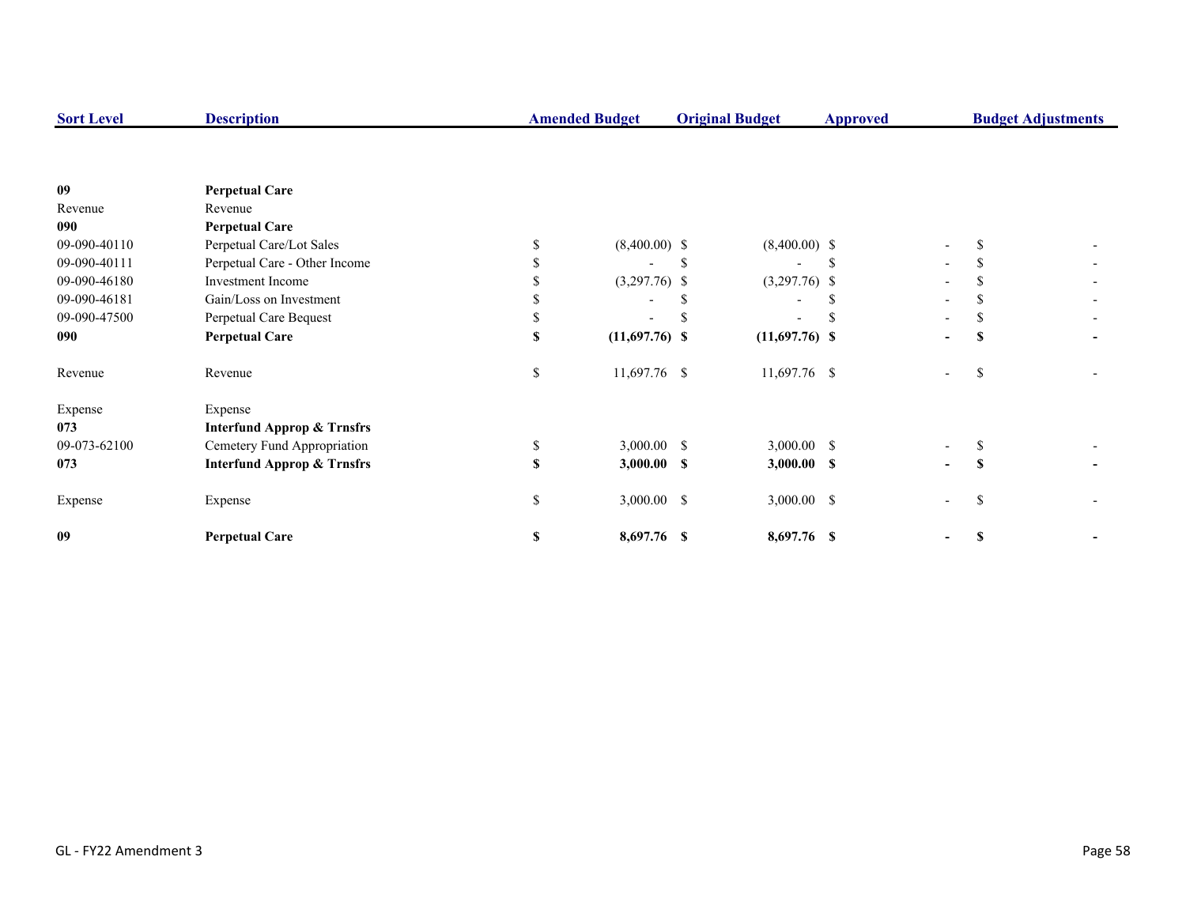| Sort Level | Description | Amended Budget | Original Budget | Approved | Budget Adjustments |
|---|---|---|---|---|---|
| **09** | **Perpetual Care** | | | | |
| Revenue | Revenue | | | | |
| **090** | **Perpetual Care** | | | | |
| 09-090-40110 | Perpetual Care/Lot Sales | $ (8,400.00) | $ (8,400.00) | $ - | $ - |
| 09-090-40111 | Perpetual Care - Other Income | $ - | $ - | $ - | $ - |
| 09-090-46180 | Investment Income | $ (3,297.76) | $ (3,297.76) | $ - | $ - |
| 09-090-46181 | Gain/Loss on Investment | $ - | $ - | $ - | $ - |
| 09-090-47500 | Perpetual Care Bequest | $ - | $ - | $ - | $ - |
| **090** | **Perpetual Care** | **$ (11,697.76)** | **$ (11,697.76)** | **$ -** | **$ -** |
| Revenue | Revenue | $ 11,697.76 | $ 11,697.76 | $ - | $ - |
| Expense | Expense | | | | |
| **073** | **Interfund Approp & Trnsfrs** | | | | |
| 09-073-62100 | Cemetery Fund Appropriation | $ 3,000.00 | $ 3,000.00 | $ - | $ - |
| **073** | **Interfund Approp & Trnsfrs** | **$ 3,000.00** | **$ 3,000.00** | **$ -** | **$ -** |
| Expense | Expense | $ 3,000.00 | $ 3,000.00 | $ - | $ - |
| **09** | **Perpetual Care** | **$ 8,697.76** | **$ 8,697.76** | **$ -** | **$ -** |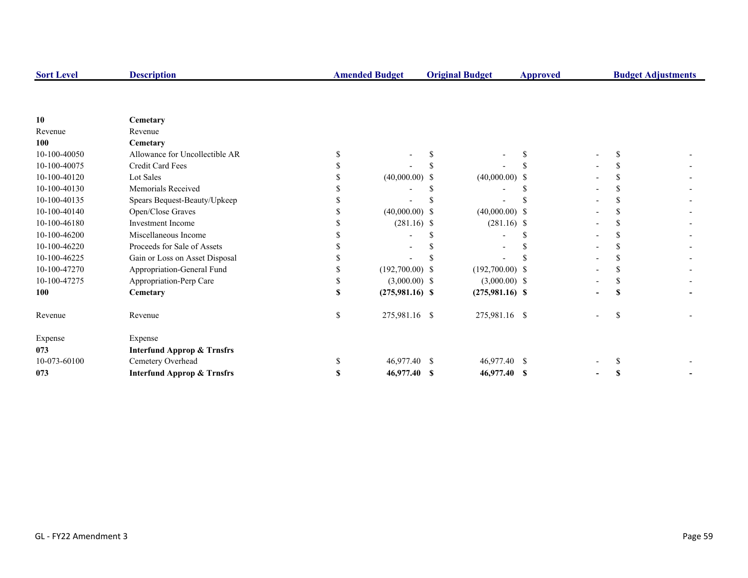| Sort Level | Description | Amended Budget | Original Budget | Approved | Budget Adjustments |
|---|---|---|---|---|---|
| **10** | **Cemetary** | | | | |
| Revenue | Revenue | | | | |
| **100** | **Cemetary** | | | | |
| 10-100-40050 | Allowance for Uncollectible AR | $ - | $ - | $ - | $ - |
| 10-100-40075 | Credit Card Fees | $ - | $ - | $ - | $ - |
| 10-100-40120 | Lot Sales | $ (40,000.00) | $ (40,000.00) | $ - | $ - |
| 10-100-40130 | Memorials Received | $ - | $ - | $ - | $ - |
| 10-100-40135 | Spears Bequest-Beauty/Upkeep | $ - | $ - | $ - | $ - |
| 10-100-40140 | Open/Close Graves | $ (40,000.00) | $ (40,000.00) | $ - | $ - |
| 10-100-46180 | Investment Income | $ (281.16) | $ (281.16) | $ - | $ - |
| 10-100-46200 | Miscellaneous Income | $ - | $ - | $ - | $ - |
| 10-100-46220 | Proceeds for Sale of Assets | $ - | $ - | $ - | $ - |
| 10-100-46225 | Gain or Loss on Asset Disposal | $ - | $ - | $ - | $ - |
| 10-100-47270 | Appropriation-General Fund | $ (192,700.00) | $ (192,700.00) | $ - | $ - |
| 10-100-47275 | Appropriation-Perp Care | $ (3,000.00) | $ (3,000.00) | $ - | $ - |
| **100** | **Cemetary** | **$ (275,981.16)** | **$ (275,981.16)** | **$ -** | **$ -** |
| Revenue | Revenue | $ 275,981.16 | $ 275,981.16 | $ - | $ - |
| Expense | Expense | | | | |
| **073** | **Interfund Approp & Trnsfrs** | | | | |
| 10-073-60100 | Cemetery Overhead | $ 46,977.40 | $ 46,977.40 | $ - | $ - |
| **073** | **Interfund Approp & Trnsfrs** | **$ 46,977.40** | **$ 46,977.40** | **$ -** | **$ -** |

GL - FY22 Amendment 3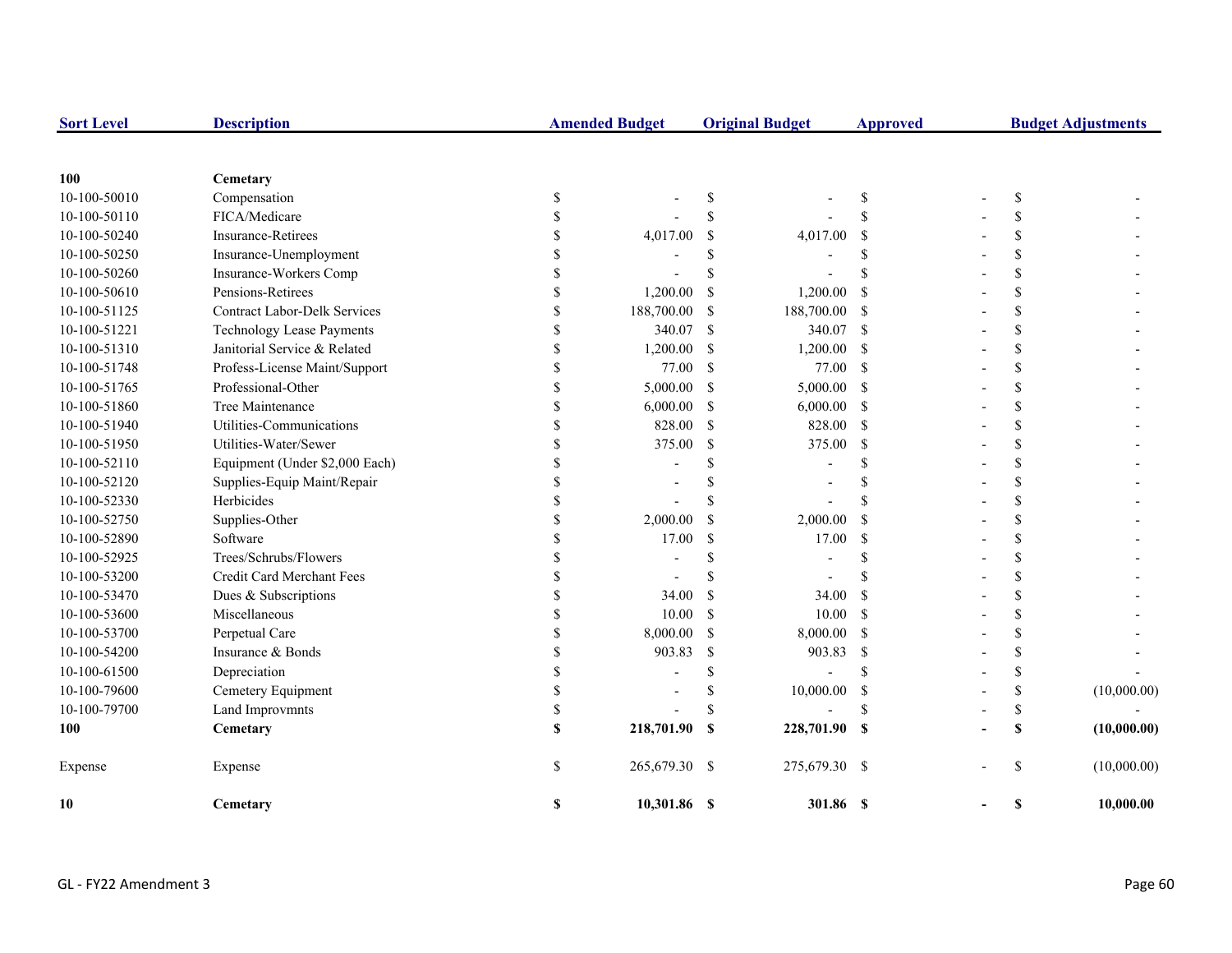| Sort Level | Description | Amended Budget | Original Budget | Approved | Budget Adjustments |
|---|---|---|---|---|---|
| **100** | **Cemetary** | | | | |
| 10-100-50010 | Compensation | $ - | $ - | $ - | $ - |
| 10-100-50110 | FICA/Medicare | $ - | $ - | $ - | $ - |
| 10-100-50240 | Insurance-Retirees | $ 4,017.00 | $ 4,017.00 | $ - | $ - |
| 10-100-50250 | Insurance-Unemployment | $ - | $ - | $ - | $ - |
| 10-100-50260 | Insurance-Workers Comp | $ - | $ - | $ - | $ - |
| 10-100-50610 | Pensions-Retirees | $ 1,200.00 | $ 1,200.00 | $ - | $ - |
| 10-100-51125 | Contract Labor-Delk Services | $ 188,700.00 | $ 188,700.00 | $ - | $ - |
| 10-100-51221 | Technology Lease Payments | $ 340.07 | $ 340.07 | $ - | $ - |
| 10-100-51310 | Janitorial Service & Related | $ 1,200.00 | $ 1,200.00 | $ - | $ - |
| 10-100-51748 | Profess-License Maint/Support | $ 77.00 | $ 77.00 | $ - | $ - |
| 10-100-51765 | Professional-Other | $ 5,000.00 | $ 5,000.00 | $ - | $ - |
| 10-100-51860 | Tree Maintenance | $ 6,000.00 | $ 6,000.00 | $ - | $ - |
| 10-100-51940 | Utilities-Communications | $ 828.00 | $ 828.00 | $ - | $ - |
| 10-100-51950 | Utilities-Water/Sewer | $ 375.00 | $ 375.00 | $ - | $ - |
| 10-100-52110 | Equipment (Under $2,000 Each) | $ - | $ - | $ - | $ - |
| 10-100-52120 | Supplies-Equip Maint/Repair | $ - | $ - | $ - | $ - |
| 10-100-52330 | Herbicides | $ - | $ - | $ - | $ - |
| 10-100-52750 | Supplies-Other | $ 2,000.00 | $ 2,000.00 | $ - | $ - |
| 10-100-52890 | Software | $ 17.00 | $ 17.00 | $ - | $ - |
| 10-100-52925 | Trees/Schrubs/Flowers | $ - | $ - | $ - | $ - |
| 10-100-53200 | Credit Card Merchant Fees | $ - | $ - | $ - | $ - |
| 10-100-53470 | Dues & Subscriptions | $ 34.00 | $ 34.00 | $ - | $ - |
| 10-100-53600 | Miscellaneous | $ 10.00 | $ 10.00 | $ - | $ - |
| 10-100-53700 | Perpetual Care | $ 8,000.00 | $ 8,000.00 | $ - | $ - |
| 10-100-54200 | Insurance & Bonds | $ 903.83 | $ 903.83 | $ - | $ - |
| 10-100-61500 | Depreciation | $ - | $ - | $ - | $ - |
| 10-100-79600 | Cemetery Equipment | $ - | $ 10,000.00 | $ - | $ (10,000.00) |
| 10-100-79700 | Land Improvmnts | $ - | $ - | $ - | $ - |
| **100** | **Cemetary** | **$ 218,701.90** | **$ 228,701.90** | **$ -** | **$ (10,000.00)** |
| Expense | Expense | $ 265,679.30 | $ 275,679.30 | $ - | $ (10,000.00) |
| **10** | **Cemetary** | **$ 10,301.86** | **$ 301.86** | **$ -** | **$ 10,000.00** |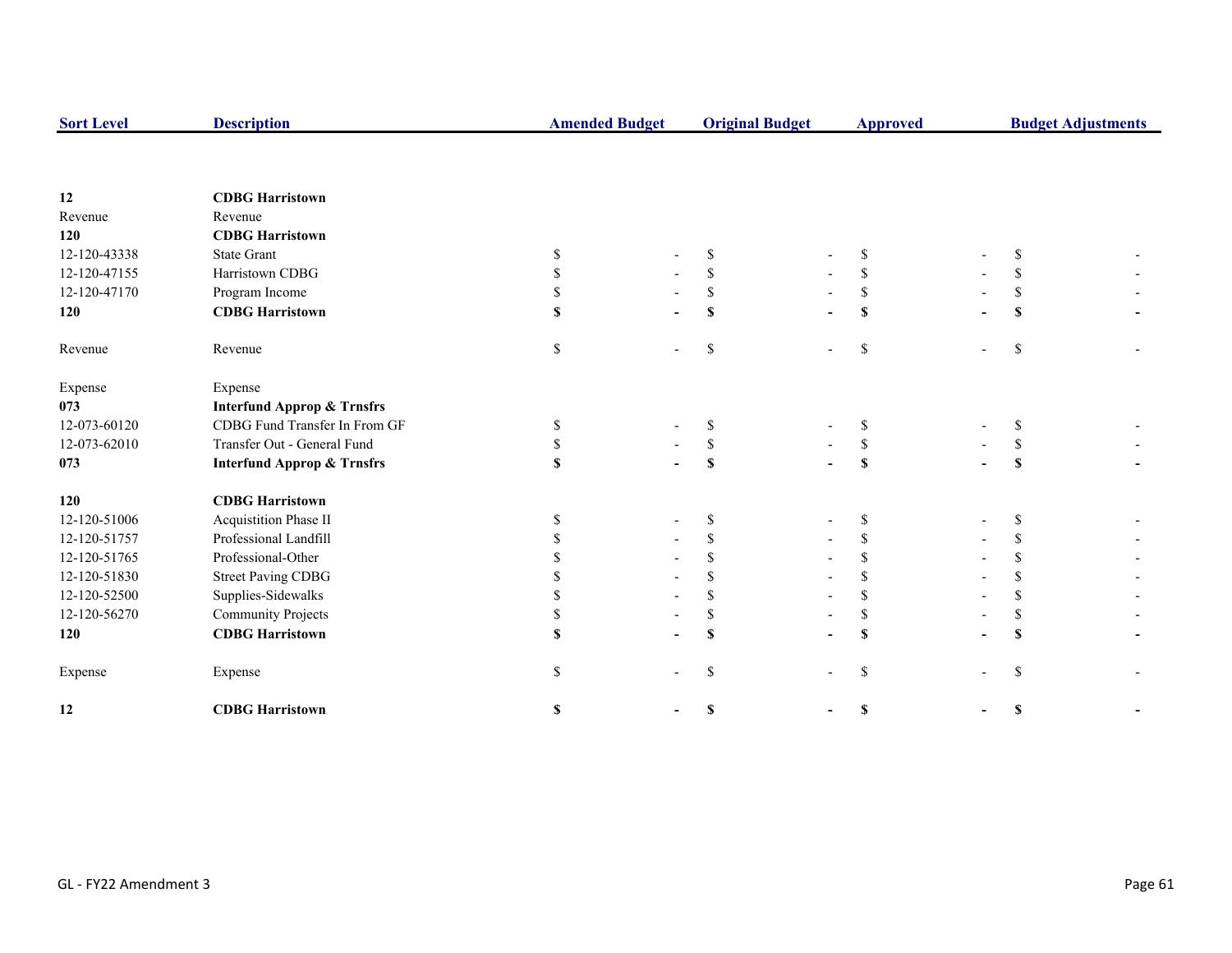| Sort Level | Description | Amended Budget | Original Budget | Approved | Budget Adjustments |
|---|---|---|---|---|---|
| **12** | **CDBG Harristown** | | | | |
| Revenue | Revenue | | | | |
| **120** | **CDBG Harristown** | | | | |
| 12-120-43338 | State Grant | $ - | $ - | $ - | $ - |
| 12-120-47155 | Harristown CDBG | $ - | $ - | $ - | $ - |
| 12-120-47170 | Program Income | $ - | $ - | $ - | $ - |
| **120** | **CDBG Harristown** | **$ -** | **$ -** | **$ -** | **$ -** |
| Revenue | Revenue | $ - | $ - | $ - | $ - |
| Expense | Expense | | | | |
| **073** | **Interfund Approp & Trnsfrs** | | | | |
| 12-073-60120 | CDBG Fund Transfer In From GF | $ - | $ - | $ - | $ - |
| 12-073-62010 | Transfer Out - General Fund | $ - | $ - | $ - | $ - |
| **073** | **Interfund Approp & Trnsfrs** | **$ -** | **$ -** | **$ -** | **$ -** |
| **120** | **CDBG Harristown** | | | | |
| 12-120-51006 | Acquistition Phase II | $ - | $ - | $ - | $ - |
| 12-120-51757 | Professional Landfill | $ - | $ - | $ - | $ - |
| 12-120-51765 | Professional-Other | $ - | $ - | $ - | $ - |
| 12-120-51830 | Street Paving CDBG | $ - | $ - | $ - | $ - |
| 12-120-52500 | Supplies-Sidewalks | $ - | $ - | $ - | $ - |
| 12-120-56270 | Community Projects | $ - | $ - | $ - | $ - |
| **120** | **CDBG Harristown** | **$ -** | **$ -** | **$ -** | **$ -** |
| Expense | Expense | $ - | $ - | $ - | $ - |
| **12** | **CDBG Harristown** | **$ -** | **$ -** | **$ -** | **$ -** |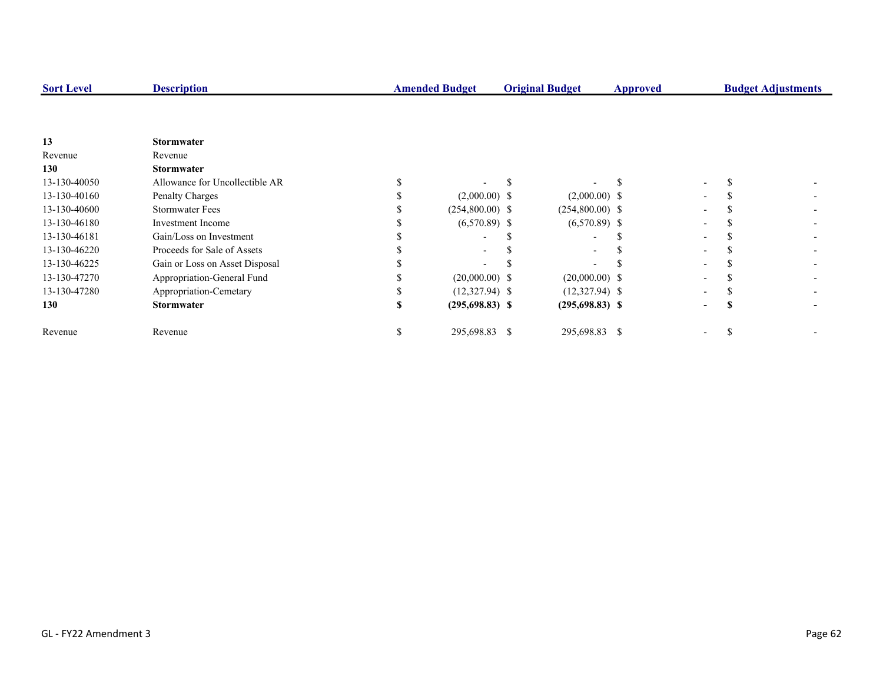| Sort Level | Description | Amended Budget | Original Budget | Approved | Budget Adjustments |
|---|---|---|---|---|---|
| **13** | **Stormwater** | | | | |
| Revenue | Revenue | | | | |
| **130** | **Stormwater** | | | | |
| 13-130-40050 | Allowance for Uncollectible AR | $ - | $ - | $ - | $ - |
| 13-130-40160 | Penalty Charges | $ (2,000.00) | $ (2,000.00) | $ - | $ - |
| 13-130-40600 | Stormwater Fees | $ (254,800.00) | $ (254,800.00) | $ - | $ - |
| 13-130-46180 | Investment Income | $ (6,570.89) | $ (6,570.89) | $ - | $ - |
| 13-130-46181 | Gain/Loss on Investment | $ - | $ - | $ - | $ - |
| 13-130-46220 | Proceeds for Sale of Assets | $ - | $ - | $ - | $ - |
| 13-130-46225 | Gain or Loss on Asset Disposal | $ - | $ - | $ - | $ - |
| 13-130-47270 | Appropriation-General Fund | $ (20,000.00) | $ (20,000.00) | $ - | $ - |
| 13-130-47280 | Appropriation-Cemetary | $ (12,327.94) | $ (12,327.94) | $ - | $ - |
| **130** | **Stormwater** | **$ (295,698.83)** | **$ (295,698.83)** | **$ -** | **$ -** |
| Revenue | Revenue | $ 295,698.83 | $ 295,698.83 | $ - | $ - |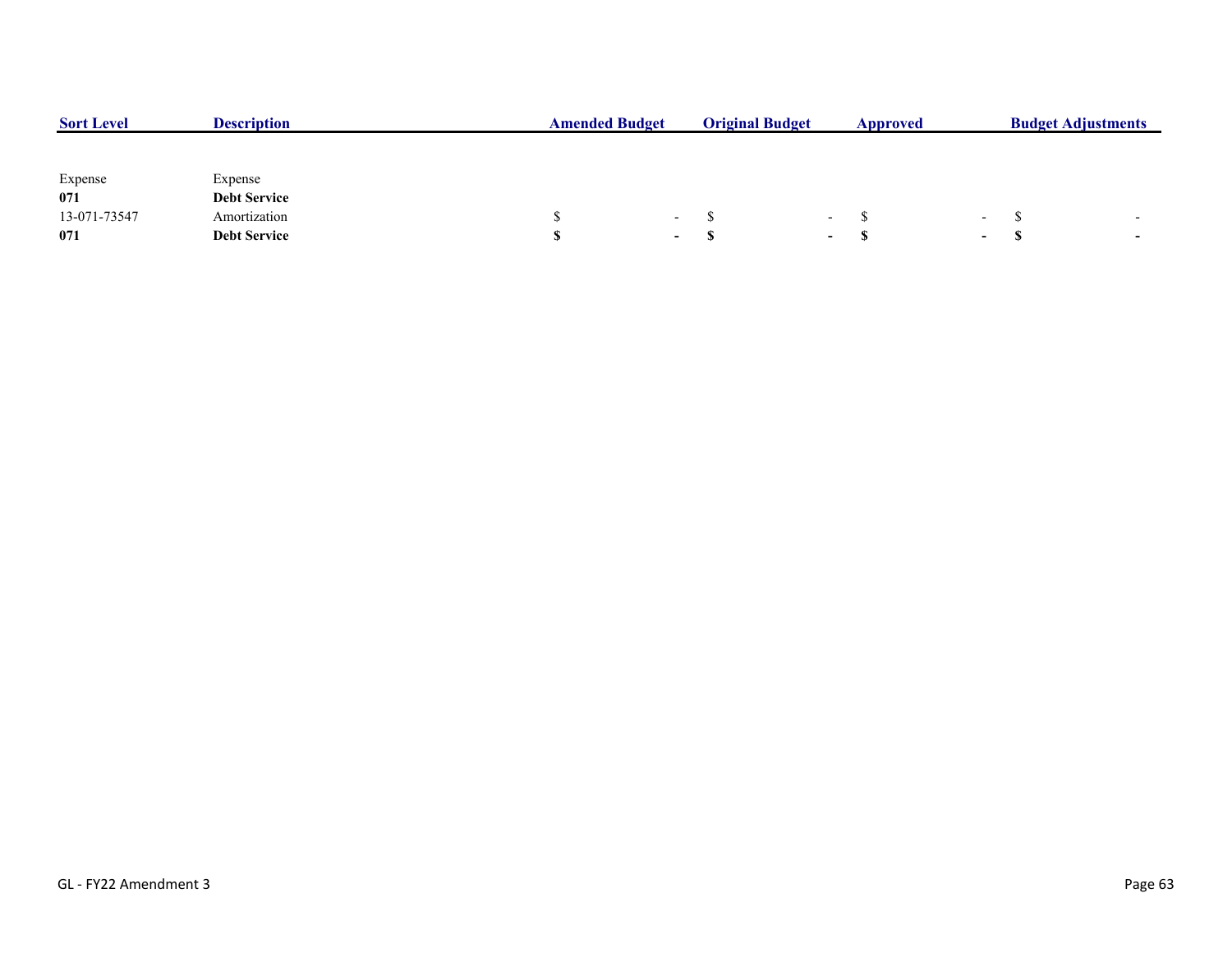| Sort Level | Description | Amended Budget | Original Budget | Approved | Budget Adjustments |
|---|---|---|---|---|---|
| Expense | Expense | | | | |
| **071** | **Debt Service** | | | | |
| 13-071-73547 | Amortization | $ - | $ - | $ - | $ - |
| **071** | **Debt Service** | **$ -** | **$ -** | **$ -** | **$ -** |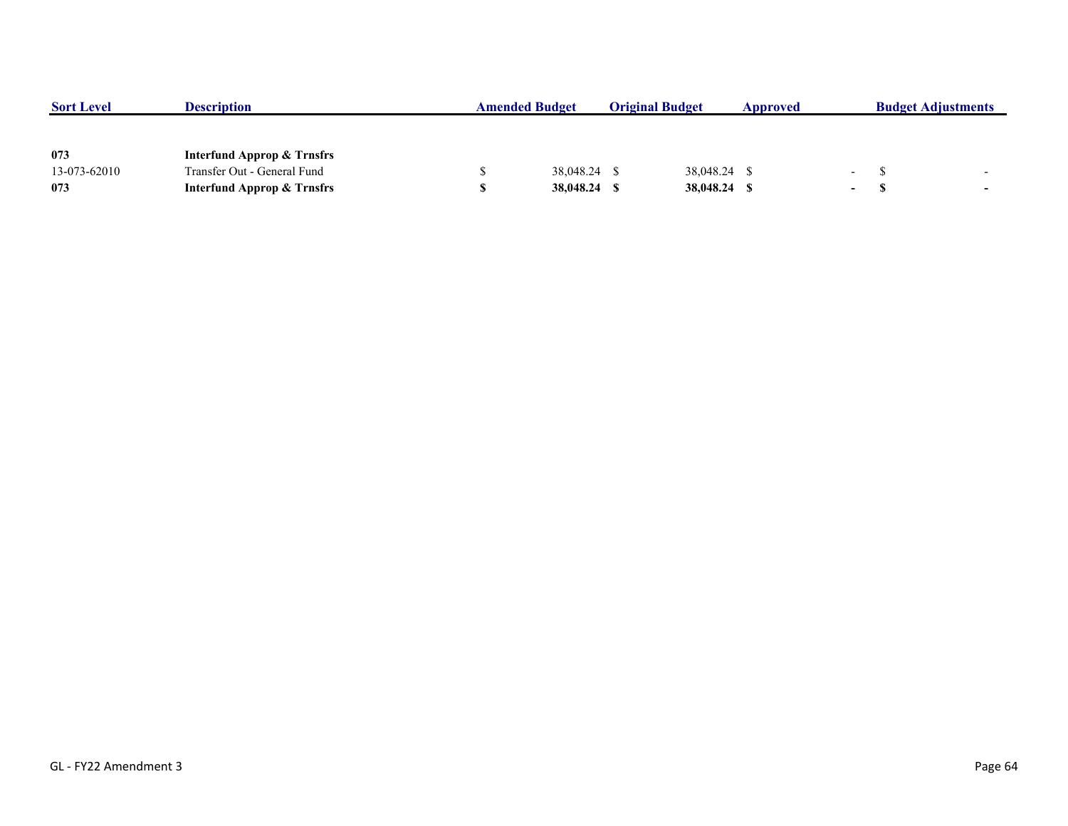| Sort Level | Description | Amended Budget | Original Budget | Approved | Budget Adjustments |
|---|---|---|---|---|---|
| **073** | **Interfund Approp & Trnsfrs** | | | | |
| 13-073-62010 | Transfer Out - General Fund | $ 38,048.24 | $ 38,048.24 | $ - | $ - |
| **073** | **Interfund Approp & Trnsfrs** | **$ 38,048.24** | **$ 38,048.24** | **$ -** | **$ -** |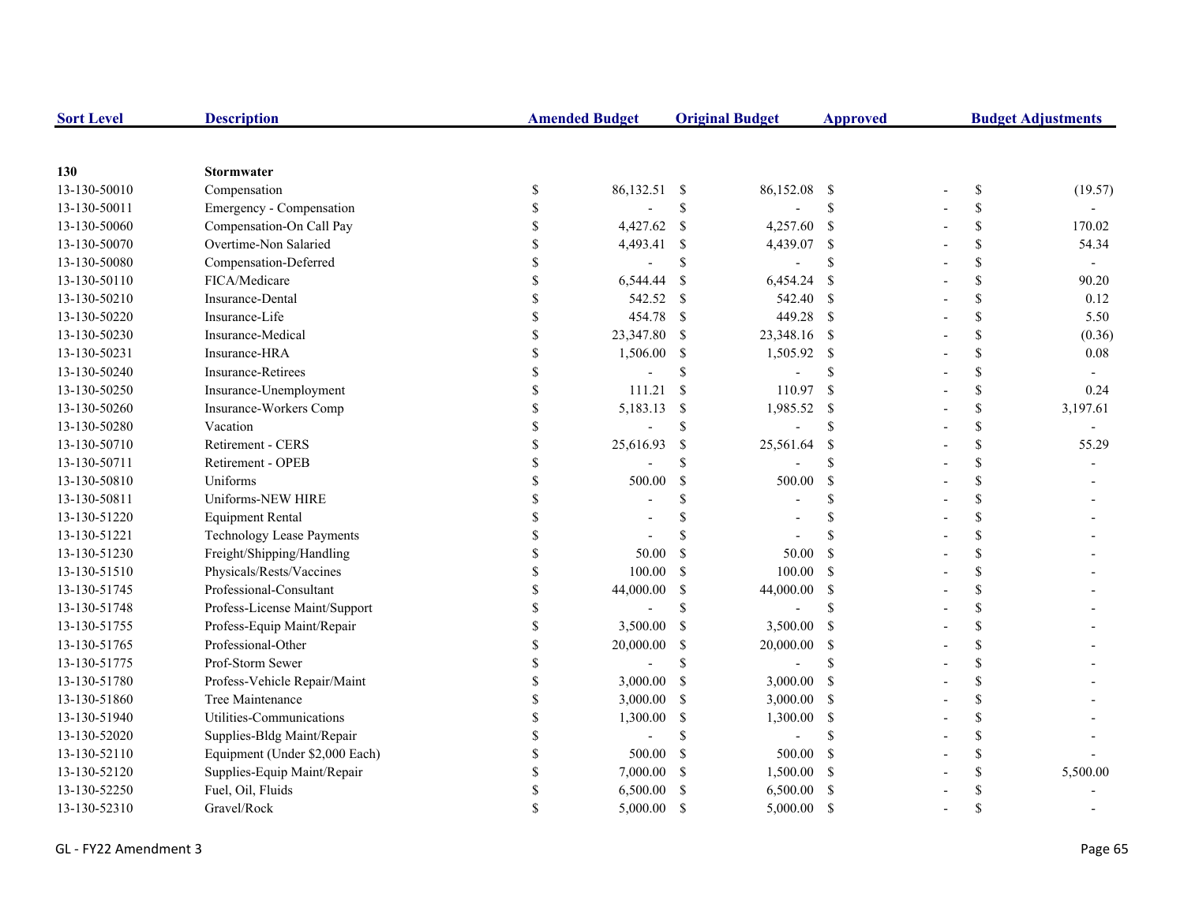| Sort Level | Description | Amended Budget | Original Budget | Approved | Budget Adjustments |
|---|---|---|---|---|---|
| **130** | **Stormwater** | | | | |
| 13-130-50010 | Compensation | $ 86,132.51 | $ 86,152.08 | $ - | $ (19.57) |
| 13-130-50011 | Emergency - Compensation | $ - | $ - | $ - | $ - |
| 13-130-50060 | Compensation-On Call Pay | $ 4,427.62 | $ 4,257.60 | $ - | $ 170.02 |
| 13-130-50070 | Overtime-Non Salaried | $ 4,493.41 | $ 4,439.07 | $ - | $ 54.34 |
| 13-130-50080 | Compensation-Deferred | $ - | $ - | $ - | $ - |
| 13-130-50110 | FICA/Medicare | $ 6,544.44 | $ 6,454.24 | $ - | $ 90.20 |
| 13-130-50210 | Insurance-Dental | $ 542.52 | $ 542.40 | $ - | $ 0.12 |
| 13-130-50220 | Insurance-Life | $ 454.78 | $ 449.28 | $ - | $ 5.50 |
| 13-130-50230 | Insurance-Medical | $ 23,347.80 | $ 23,348.16 | $ - | $ (0.36) |
| 13-130-50231 | Insurance-HRA | $ 1,506.00 | $ 1,505.92 | $ - | $ 0.08 |
| 13-130-50240 | Insurance-Retirees | $ - | $ - | $ - | $ - |
| 13-130-50250 | Insurance-Unemployment | $ 111.21 | $ 110.97 | $ - | $ 0.24 |
| 13-130-50260 | Insurance-Workers Comp | $ 5,183.13 | $ 1,985.52 | $ - | $ 3,197.61 |
| 13-130-50280 | Vacation | $ - | $ - | $ - | $ - |
| 13-130-50710 | Retirement - CERS | $ 25,616.93 | $ 25,561.64 | $ - | $ 55.29 |
| 13-130-50711 | Retirement - OPEB | $ - | $ - | $ - | $ - |
| 13-130-50810 | Uniforms | $ 500.00 | $ 500.00 | $ - | $ - |
| 13-130-50811 | Uniforms-NEW HIRE | $ - | $ - | $ - | $ - |
| 13-130-51220 | Equipment Rental | $ - | $ - | $ - | $ - |
| 13-130-51221 | Technology Lease Payments | $ - | $ - | $ - | $ - |
| 13-130-51230 | Freight/Shipping/Handling | $ 50.00 | $ 50.00 | $ - | $ - |
| 13-130-51510 | Physicals/Rests/Vaccines | $ 100.00 | $ 100.00 | $ - | $ - |
| 13-130-51745 | Professional-Consultant | $ 44,000.00 | $ 44,000.00 | $ - | $ - |
| 13-130-51748 | Profess-License Maint/Support | $ - | $ - | $ - | $ - |
| 13-130-51755 | Profess-Equip Maint/Repair | $ 3,500.00 | $ 3,500.00 | $ - | $ - |
| 13-130-51765 | Professional-Other | $ 20,000.00 | $ 20,000.00 | $ - | $ - |
| 13-130-51775 | Prof-Storm Sewer | $ - | $ - | $ - | $ - |
| 13-130-51780 | Profess-Vehicle Repair/Maint | $ 3,000.00 | $ 3,000.00 | $ - | $ - |
| 13-130-51860 | Tree Maintenance | $ 3,000.00 | $ 3,000.00 | $ - | $ - |
| 13-130-51940 | Utilities-Communications | $ 1,300.00 | $ 1,300.00 | $ - | $ - |
| 13-130-52020 | Supplies-Bldg Maint/Repair | $ - | $ - | $ - | $ - |
| 13-130-52110 | Equipment (Under $2,000 Each) | $ 500.00 | $ 500.00 | $ - | $ - |
| 13-130-52120 | Supplies-Equip Maint/Repair | $ 7,000.00 | $ 1,500.00 | $ - | $ 5,500.00 |
| 13-130-52250 | Fuel, Oil, Fluids | $ 6,500.00 | $ 6,500.00 | $ - | $ - |
| 13-130-52310 | Gravel/Rock | $ 5,000.00 | $ 5,000.00 | $ - | $ - |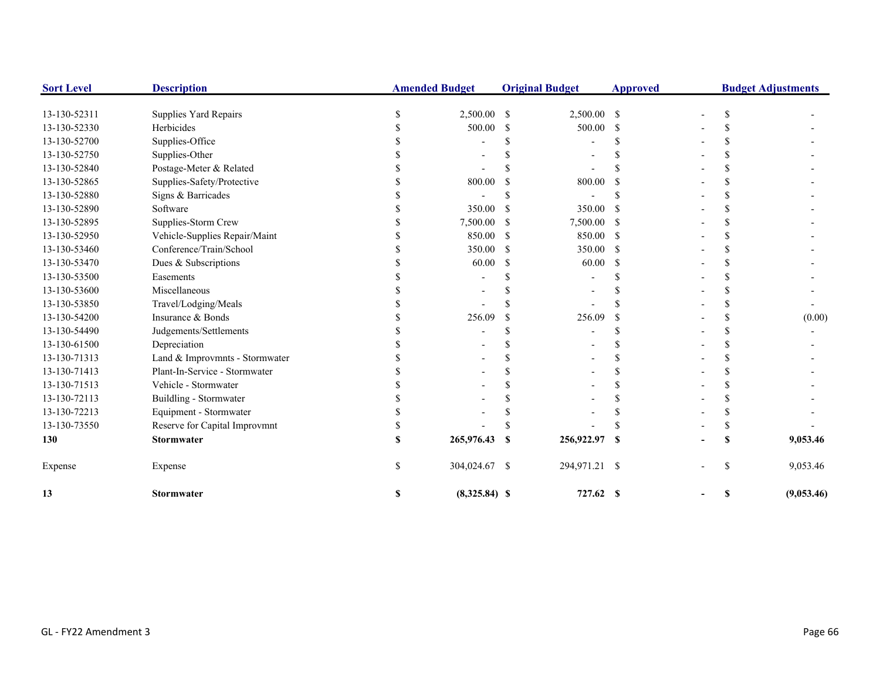| Sort Level | Description | Amended Budget | Original Budget | Approved | Budget Adjustments |
|---|---|---|---|---|---|
| 13-130-52311 | Supplies Yard Repairs | $ 2,500.00 | $ 2,500.00 | $ - | $ - |
| 13-130-52330 | Herbicides | $ 500.00 | $ 500.00 | $ - | $ - |
| 13-130-52700 | Supplies-Office | $ - | $ - | $ - | $ - |
| 13-130-52750 | Supplies-Other | $ - | $ - | $ - | $ - |
| 13-130-52840 | Postage-Meter & Related | $ - | $ - | $ - | $ - |
| 13-130-52865 | Supplies-Safety/Protective | $ 800.00 | $ 800.00 | $ - | $ - |
| 13-130-52880 | Signs & Barricades | $ - | $ - | $ - | $ - |
| 13-130-52890 | Software | $ 350.00 | $ 350.00 | $ - | $ - |
| 13-130-52895 | Supplies-Storm Crew | $ 7,500.00 | $ 7,500.00 | $ - | $ - |
| 13-130-52950 | Vehicle-Supplies Repair/Maint | $ 850.00 | $ 850.00 | $ - | $ - |
| 13-130-53460 | Conference/Train/School | $ 350.00 | $ 350.00 | $ - | $ - |
| 13-130-53470 | Dues & Subscriptions | $ 60.00 | $ 60.00 | $ - | $ - |
| 13-130-53500 | Easements | $ - | $ - | $ - | $ - |
| 13-130-53600 | Miscellaneous | $ - | $ - | $ - | $ - |
| 13-130-53850 | Travel/Lodging/Meals | $ - | $ - | $ - | $ - |
| 13-130-54200 | Insurance & Bonds | $ 256.09 | $ 256.09 | $ - | $ (0.00) |
| 13-130-54490 | Judgements/Settlements | $ - | $ - | $ - | $ - |
| 13-130-61500 | Depreciation | $ - | $ - | $ - | $ - |
| 13-130-71313 | Land & Improvmnts - Stormwater | $ - | $ - | $ - | $ - |
| 13-130-71413 | Plant-In-Service - Stormwater | $ - | $ - | $ - | $ - |
| 13-130-71513 | Vehicle - Stormwater | $ - | $ - | $ - | $ - |
| 13-130-72113 | Buildling - Stormwater | $ - | $ - | $ - | $ - |
| 13-130-72213 | Equipment - Stormwater | $ - | $ - | $ - | $ - |
| 13-130-73550 | Reserve for Capital Improvmnt | $ - | $ - | $ - | $ - |
| **130** | **Stormwater** | **$ 265,976.43** | **$ 256,922.97** | **$ -** | **$ 9,053.46** |
| Expense | Expense | $ 304,024.67 | $ 294,971.21 | $ - | $ 9,053.46 |
| **13** | **Stormwater** | **$ (8,325.84)** | **$ 727.62** | **$ -** | **$ (9,053.46)** |

GL - FY22 Amendment 3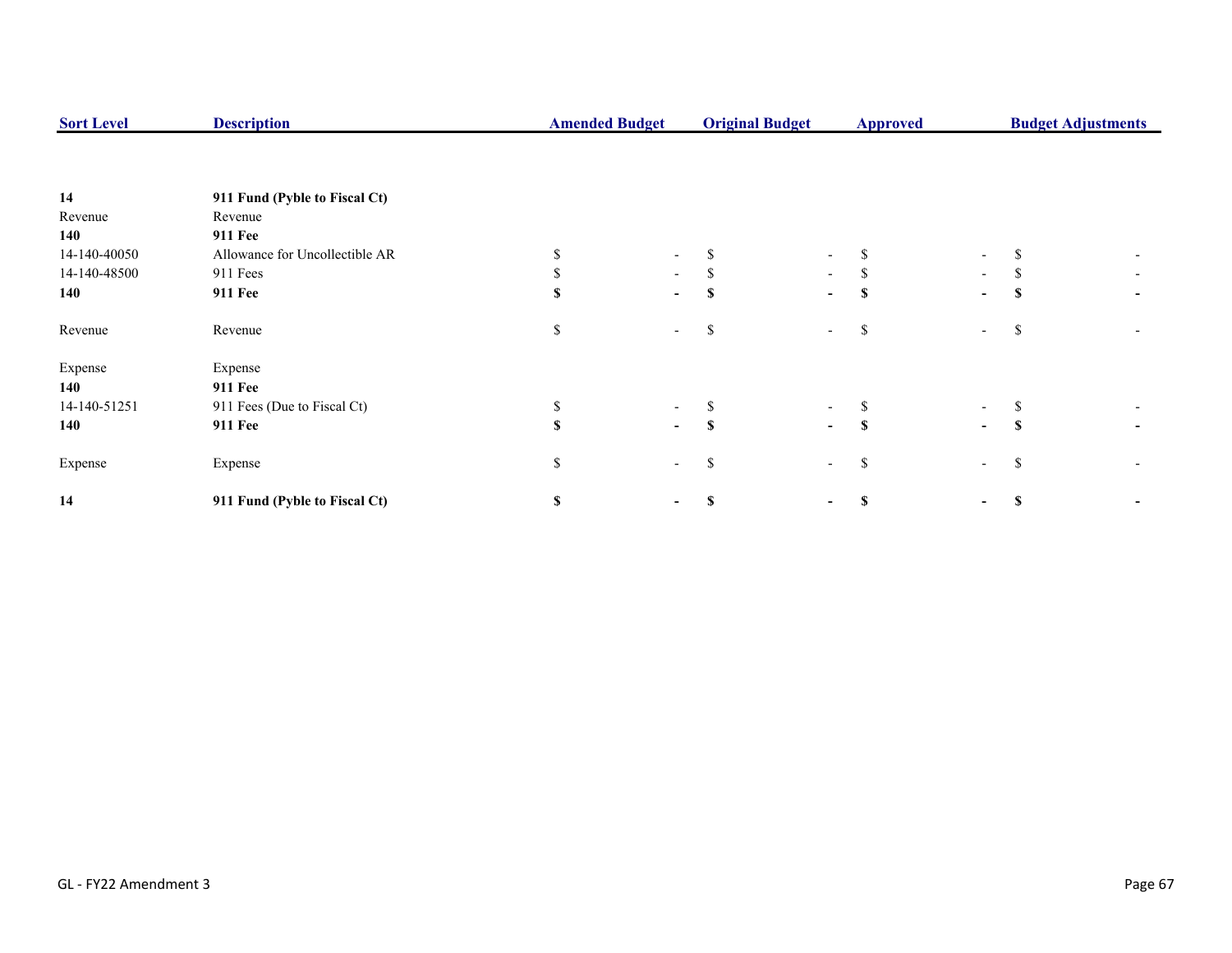| Sort Level | Description | Amended Budget | Original Budget | Approved | Budget Adjustments |
|---|---|---|---|---|---|
| **14** | **911 Fund (Pyble to Fiscal Ct)** | | | | |
| Revenue | Revenue | | | | |
| **140** | **911 Fee** | | | | |
| 14-140-40050 | Allowance for Uncollectible AR | $ - | $ - | $ - | $ - |
| 14-140-48500 | 911 Fees | $ - | $ - | $ - | $ - |
| **140** | **911 Fee** | **$ -** | **$ -** | **$ -** | **$ -** |
| Revenue | Revenue | $ - | $ - | $ - | $ - |
| Expense | Expense | | | | |
| **140** | **911 Fee** | | | | |
| 14-140-51251 | 911 Fees (Due to Fiscal Ct) | $ - | $ - | $ - | $ - |
| **140** | **911 Fee** | **$ -** | **$ -** | **$ -** | **$ -** |
| Expense | Expense | $ - | $ - | $ - | $ - |
| **14** | **911 Fund (Pyble to Fiscal Ct)** | **$ -** | **$ -** | **$ -** | **$ -** |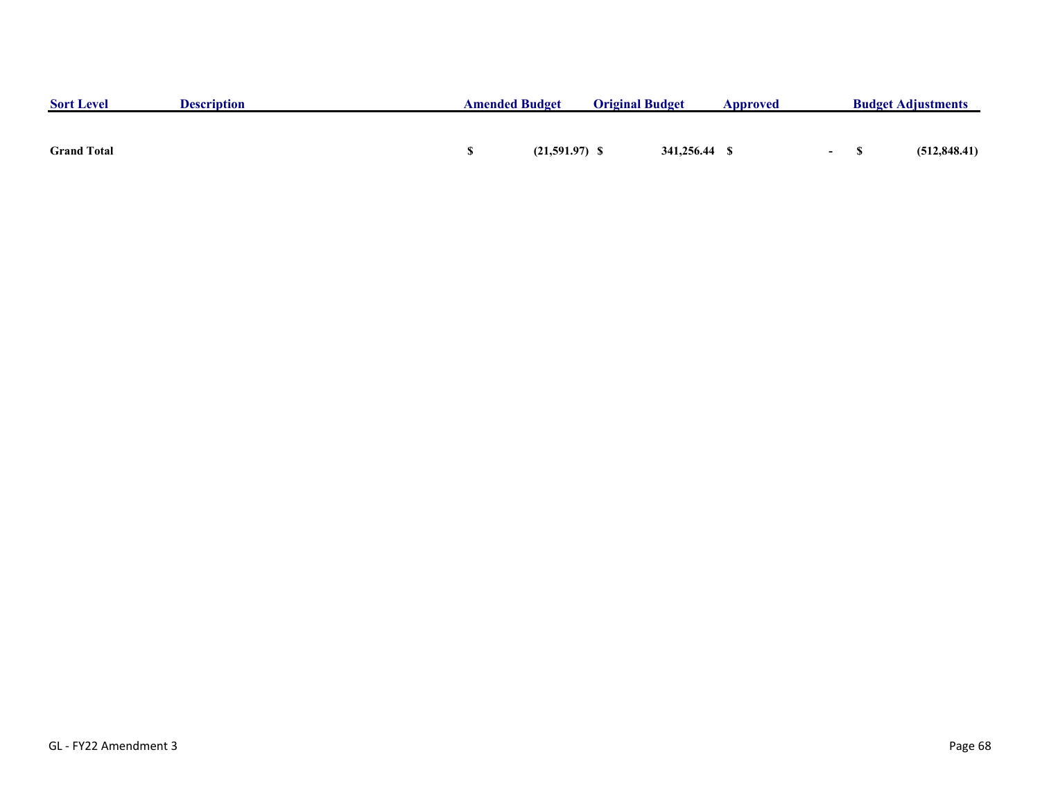| Sort Level | Description | Amended Budget | Original Budget | Approved | Budget Adjustments |
|---|---|---|---|---|---|
| **Grand Total** | | **$ (21,591.97)** | **$ 341,256.44** | **$ -** | **$ (512,848.41)** |